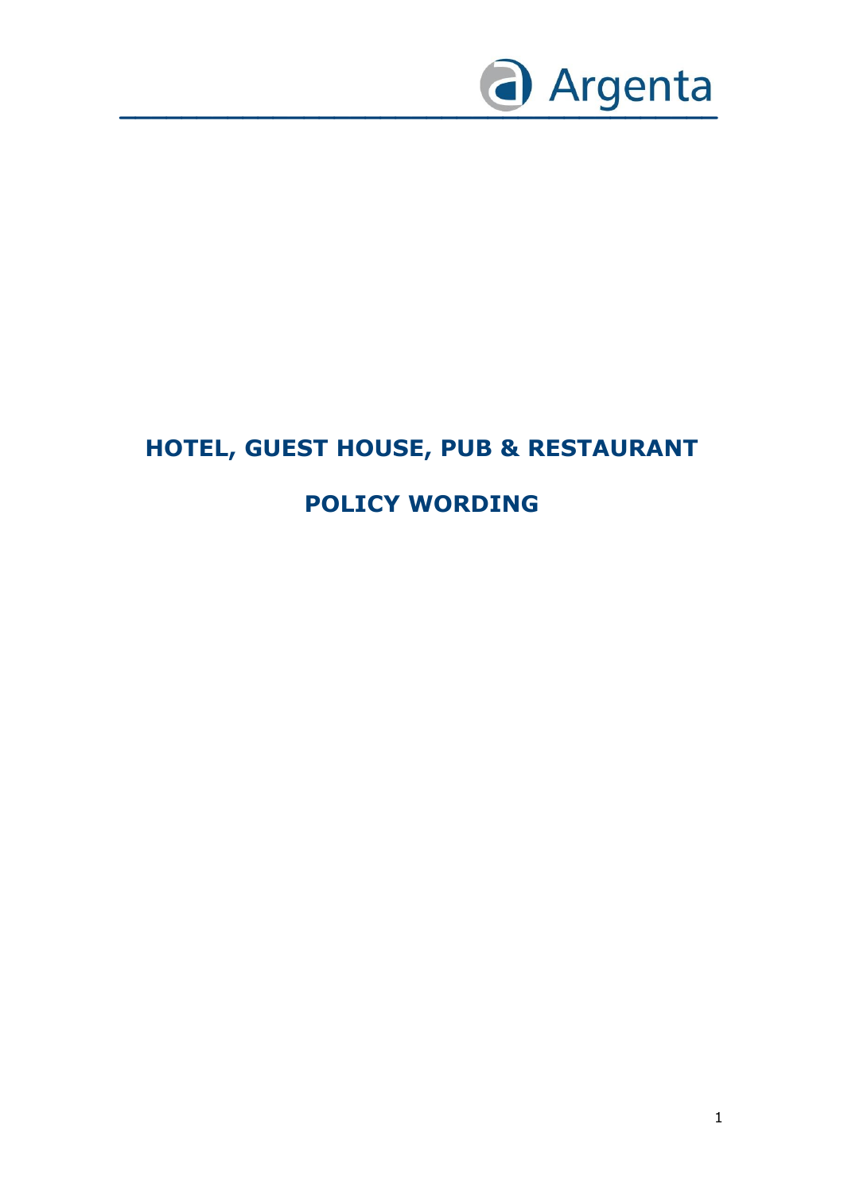Argenta

# HOTEL, GUEST HOUSE, PUB & RESTAURANT

# POLICY WORDING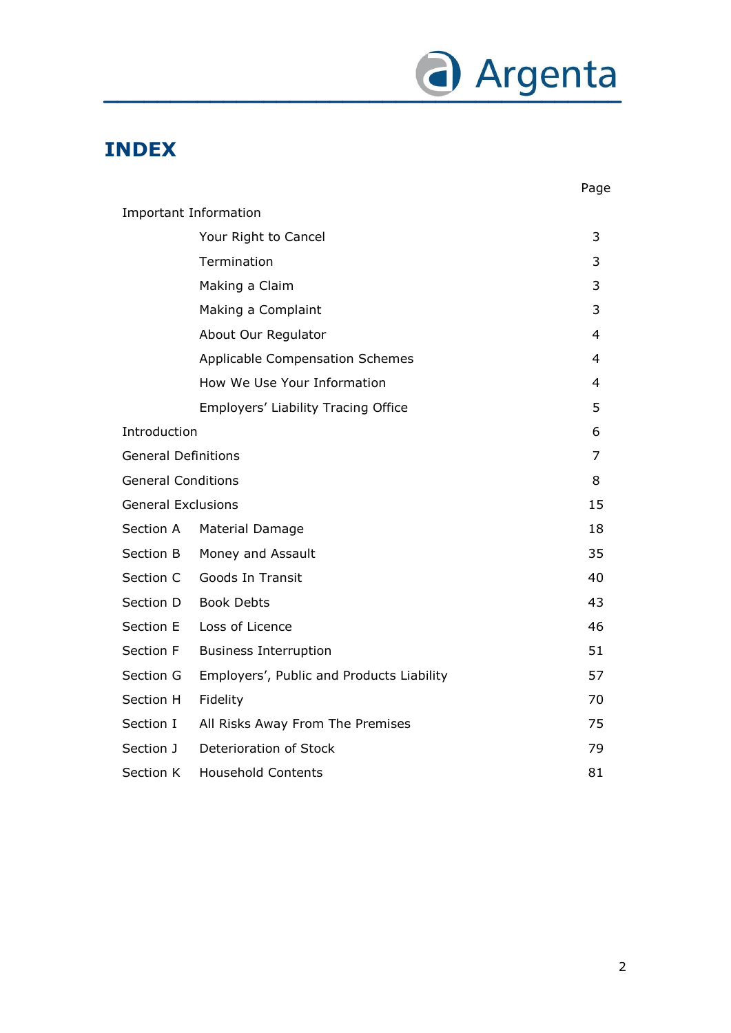# INDEX

| | | Page |
|---|---|---|
| Important Information | | |
| | Your Right to Cancel | 3 |
| | Termination | 3 |
| | Making a Claim | 3 |
| | Making a Complaint | 3 |
| | About Our Regulator | 4 |
| | Applicable Compensation Schemes | 4 |
| | How We Use Your Information | 4 |
| | Employers' Liability Tracing Office | 5 |
| Introduction | | 6 |
| General Definitions | | 7 |
| General Conditions | | 8 |
| General Exclusions | | 15 |
| Section A | Material Damage | 18 |
| Section B | Money and Assault | 35 |
| Section C | Goods In Transit | 40 |
| Section D | Book Debts | 43 |
| Section E | Loss of Licence | 46 |
| Section F | Business Interruption | 51 |
| Section G | Employers', Public and Products Liability | 57 |
| Section H | Fidelity | 70 |
| Section I | All Risks Away From The Premises | 75 |
| Section J | Deterioration of Stock | 79 |
| Section K | Household Contents | 81 |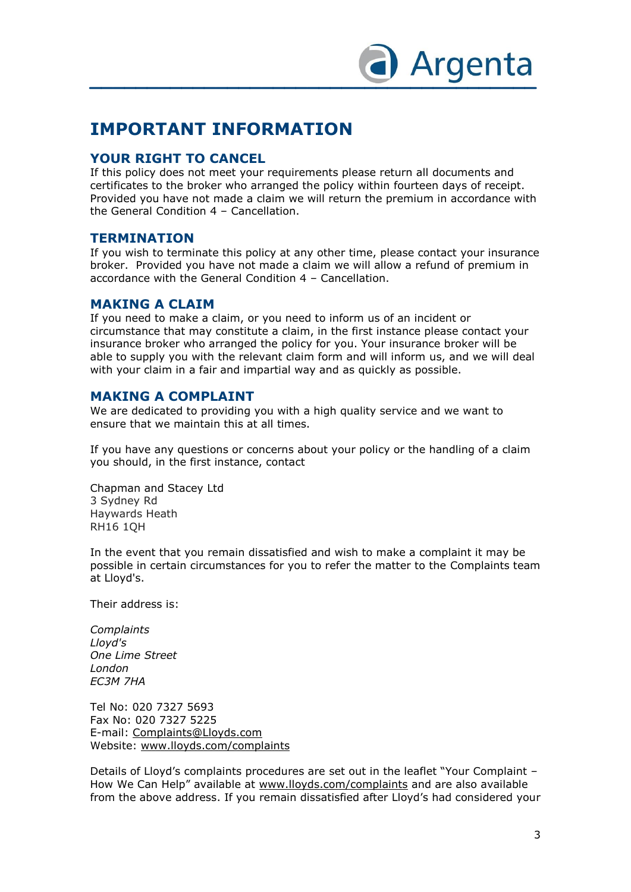# IMPORTANT INFORMATION

## YOUR RIGHT TO CANCEL

If this policy does not meet your requirements please return all documents and certificates to the broker who arranged the policy within fourteen days of receipt. Provided you have not made a claim we will return the premium in accordance with the General Condition 4 – Cancellation.

## TERMINATION

If you wish to terminate this policy at any other time, please contact your insurance broker. Provided you have not made a claim we will allow a refund of premium in accordance with the General Condition 4 – Cancellation.

## MAKING A CLAIM

If you need to make a claim, or you need to inform us of an incident or circumstance that may constitute a claim, in the first instance please contact your insurance broker who arranged the policy for you. Your insurance broker will be able to supply you with the relevant claim form and will inform us, and we will deal with your claim in a fair and impartial way and as quickly as possible.

## MAKING A COMPLAINT

We are dedicated to providing you with a high quality service and we want to ensure that we maintain this at all times.

If you have any questions or concerns about your policy or the handling of a claim you should, in the first instance, contact

Chapman and Stacey Ltd
3 Sydney Rd
Haywards Heath
RH16 1QH

In the event that you remain dissatisfied and wish to make a complaint it may be possible in certain circumstances for you to refer the matter to the Complaints team at Lloyd's.

Their address is:

*Complaints*
*Lloyd's*
*One Lime Street*
*London*
*EC3M 7HA*

Tel No: 020 7327 5693
Fax No: 020 7327 5225
E-mail: Complaints@Lloyds.com
Website: www.lloyds.com/complaints

Details of Lloyd's complaints procedures are set out in the leaflet "Your Complaint – How We Can Help" available at www.lloyds.com/complaints and are also available from the above address. If you remain dissatisfied after Lloyd's had considered your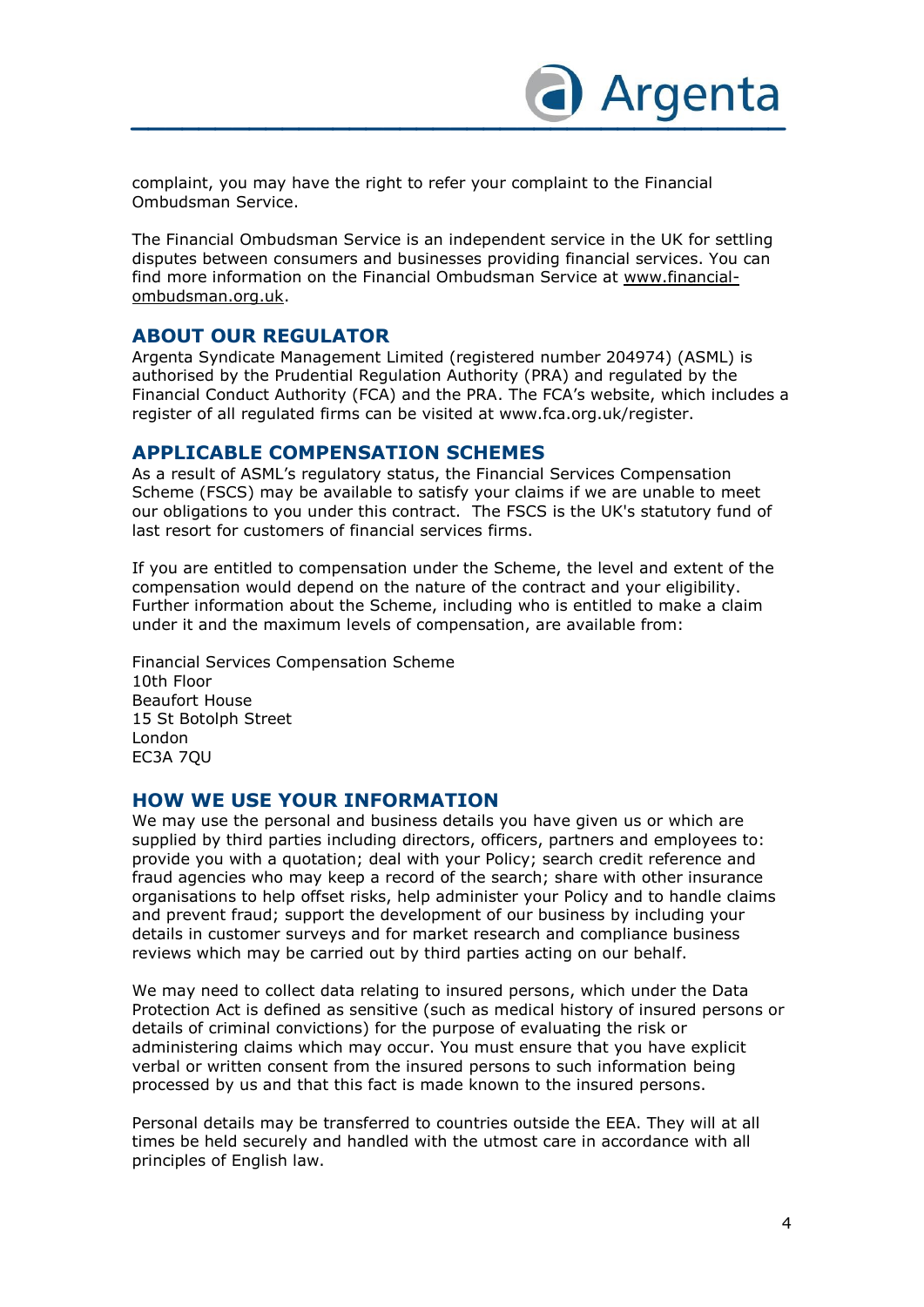complaint, you may have the right to refer your complaint to the Financial Ombudsman Service.

The Financial Ombudsman Service is an independent service in the UK for settling disputes between consumers and businesses providing financial services. You can find more information on the Financial Ombudsman Service at www.financial-ombudsman.org.uk.

## ABOUT OUR REGULATOR

Argenta Syndicate Management Limited (registered number 204974) (ASML) is authorised by the Prudential Regulation Authority (PRA) and regulated by the Financial Conduct Authority (FCA) and the PRA. The FCA's website, which includes a register of all regulated firms can be visited at www.fca.org.uk/register.

## APPLICABLE COMPENSATION SCHEMES

As a result of ASML's regulatory status, the Financial Services Compensation Scheme (FSCS) may be available to satisfy your claims if we are unable to meet our obligations to you under this contract. The FSCS is the UK's statutory fund of last resort for customers of financial services firms.

If you are entitled to compensation under the Scheme, the level and extent of the compensation would depend on the nature of the contract and your eligibility. Further information about the Scheme, including who is entitled to make a claim under it and the maximum levels of compensation, are available from:

Financial Services Compensation Scheme
10th Floor
Beaufort House
15 St Botolph Street
London
EC3A 7QU

## HOW WE USE YOUR INFORMATION

We may use the personal and business details you have given us or which are supplied by third parties including directors, officers, partners and employees to: provide you with a quotation; deal with your Policy; search credit reference and fraud agencies who may keep a record of the search; share with other insurance organisations to help offset risks, help administer your Policy and to handle claims and prevent fraud; support the development of our business by including your details in customer surveys and for market research and compliance business reviews which may be carried out by third parties acting on our behalf.

We may need to collect data relating to insured persons, which under the Data Protection Act is defined as sensitive (such as medical history of insured persons or details of criminal convictions) for the purpose of evaluating the risk or administering claims which may occur. You must ensure that you have explicit verbal or written consent from the insured persons to such information being processed by us and that this fact is made known to the insured persons.

Personal details may be transferred to countries outside the EEA. They will at all times be held securely and handled with the utmost care in accordance with all principles of English law.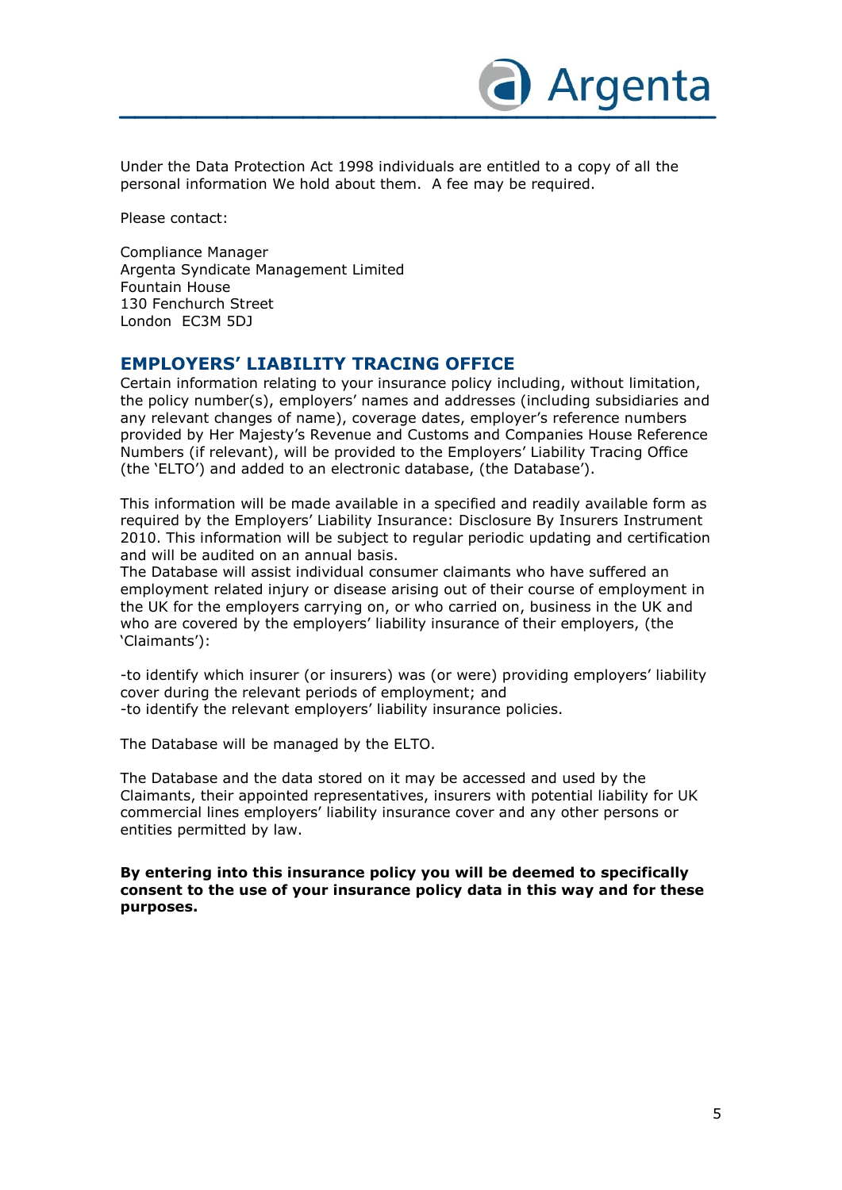Under the Data Protection Act 1998 individuals are entitled to a copy of all the personal information We hold about them. A fee may be required.

Please contact:

Compliance Manager
Argenta Syndicate Management Limited
Fountain House
130 Fenchurch Street
London EC3M 5DJ

## EMPLOYERS' LIABILITY TRACING OFFICE

Certain information relating to your insurance policy including, without limitation, the policy number(s), employers' names and addresses (including subsidiaries and any relevant changes of name), coverage dates, employer's reference numbers provided by Her Majesty's Revenue and Customs and Companies House Reference Numbers (if relevant), will be provided to the Employers' Liability Tracing Office (the 'ELTO') and added to an electronic database, (the Database').

This information will be made available in a specified and readily available form as required by the Employers' Liability Insurance: Disclosure By Insurers Instrument 2010. This information will be subject to regular periodic updating and certification and will be audited on an annual basis.
The Database will assist individual consumer claimants who have suffered an employment related injury or disease arising out of their course of employment in the UK for the employers carrying on, or who carried on, business in the UK and who are covered by the employers' liability insurance of their employers, (the 'Claimants'):

-to identify which insurer (or insurers) was (or were) providing employers' liability cover during the relevant periods of employment; and
-to identify the relevant employers' liability insurance policies.

The Database will be managed by the ELTO.

The Database and the data stored on it may be accessed and used by the Claimants, their appointed representatives, insurers with potential liability for UK commercial lines employers' liability insurance cover and any other persons or entities permitted by law.

**By entering into this insurance policy you will be deemed to specifically consent to the use of your insurance policy data in this way and for these purposes.**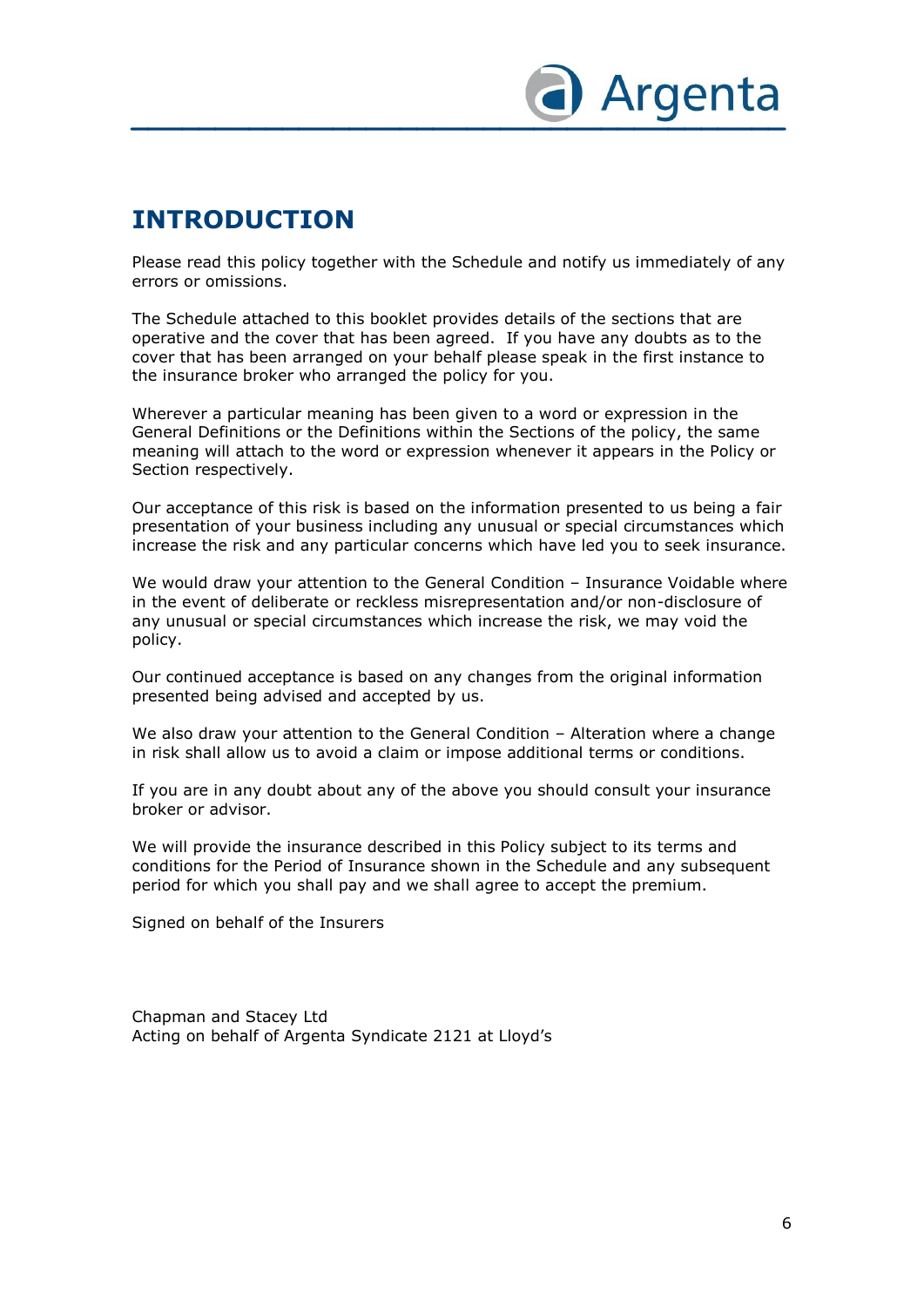# INTRODUCTION

Please read this policy together with the Schedule and notify us immediately of any errors or omissions.

The Schedule attached to this booklet provides details of the sections that are operative and the cover that has been agreed. If you have any doubts as to the cover that has been arranged on your behalf please speak in the first instance to the insurance broker who arranged the policy for you.

Wherever a particular meaning has been given to a word or expression in the General Definitions or the Definitions within the Sections of the policy, the same meaning will attach to the word or expression whenever it appears in the Policy or Section respectively.

Our acceptance of this risk is based on the information presented to us being a fair presentation of your business including any unusual or special circumstances which increase the risk and any particular concerns which have led you to seek insurance.

We would draw your attention to the General Condition – Insurance Voidable where in the event of deliberate or reckless misrepresentation and/or non-disclosure of any unusual or special circumstances which increase the risk, we may void the policy.

Our continued acceptance is based on any changes from the original information presented being advised and accepted by us.

We also draw your attention to the General Condition – Alteration where a change in risk shall allow us to avoid a claim or impose additional terms or conditions.

If you are in any doubt about any of the above you should consult your insurance broker or advisor.

We will provide the insurance described in this Policy subject to its terms and conditions for the Period of Insurance shown in the Schedule and any subsequent period for which you shall pay and we shall agree to accept the premium.

Signed on behalf of the Insurers

Chapman and Stacey Ltd
Acting on behalf of Argenta Syndicate 2121 at Lloyd's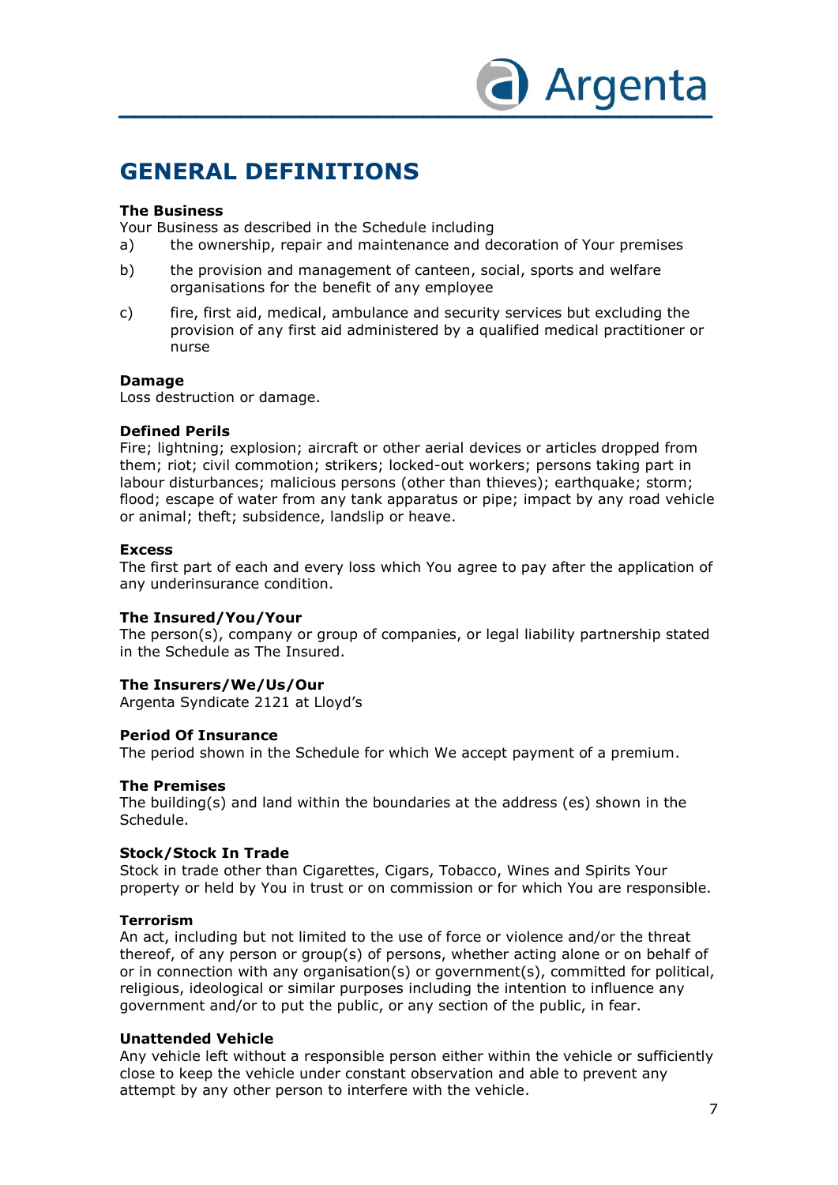# GENERAL DEFINITIONS

**The Business**

Your Business as described in the Schedule including

a) the ownership, repair and maintenance and decoration of Your premises

b) the provision and management of canteen, social, sports and welfare organisations for the benefit of any employee

c) fire, first aid, medical, ambulance and security services but excluding the provision of any first aid administered by a qualified medical practitioner or nurse

**Damage**

Loss destruction or damage.

**Defined Perils**

Fire; lightning; explosion; aircraft or other aerial devices or articles dropped from them; riot; civil commotion; strikers; locked-out workers; persons taking part in labour disturbances; malicious persons (other than thieves); earthquake; storm; flood; escape of water from any tank apparatus or pipe; impact by any road vehicle or animal; theft; subsidence, landslip or heave.

**Excess**

The first part of each and every loss which You agree to pay after the application of any underinsurance condition.

**The Insured/You/Your**

The person(s), company or group of companies, or legal liability partnership stated in the Schedule as The Insured.

**The Insurers/We/Us/Our**

Argenta Syndicate 2121 at Lloyd's

**Period Of Insurance**

The period shown in the Schedule for which We accept payment of a premium.

**The Premises**

The building(s) and land within the boundaries at the address (es) shown in the Schedule.

**Stock/Stock In Trade**

Stock in trade other than Cigarettes, Cigars, Tobacco, Wines and Spirits Your property or held by You in trust or on commission or for which You are responsible.

**Terrorism**

An act, including but not limited to the use of force or violence and/or the threat thereof, of any person or group(s) of persons, whether acting alone or on behalf of or in connection with any organisation(s) or government(s), committed for political, religious, ideological or similar purposes including the intention to influence any government and/or to put the public, or any section of the public, in fear.

**Unattended Vehicle**

Any vehicle left without a responsible person either within the vehicle or sufficiently close to keep the vehicle under constant observation and able to prevent any attempt by any other person to interfere with the vehicle.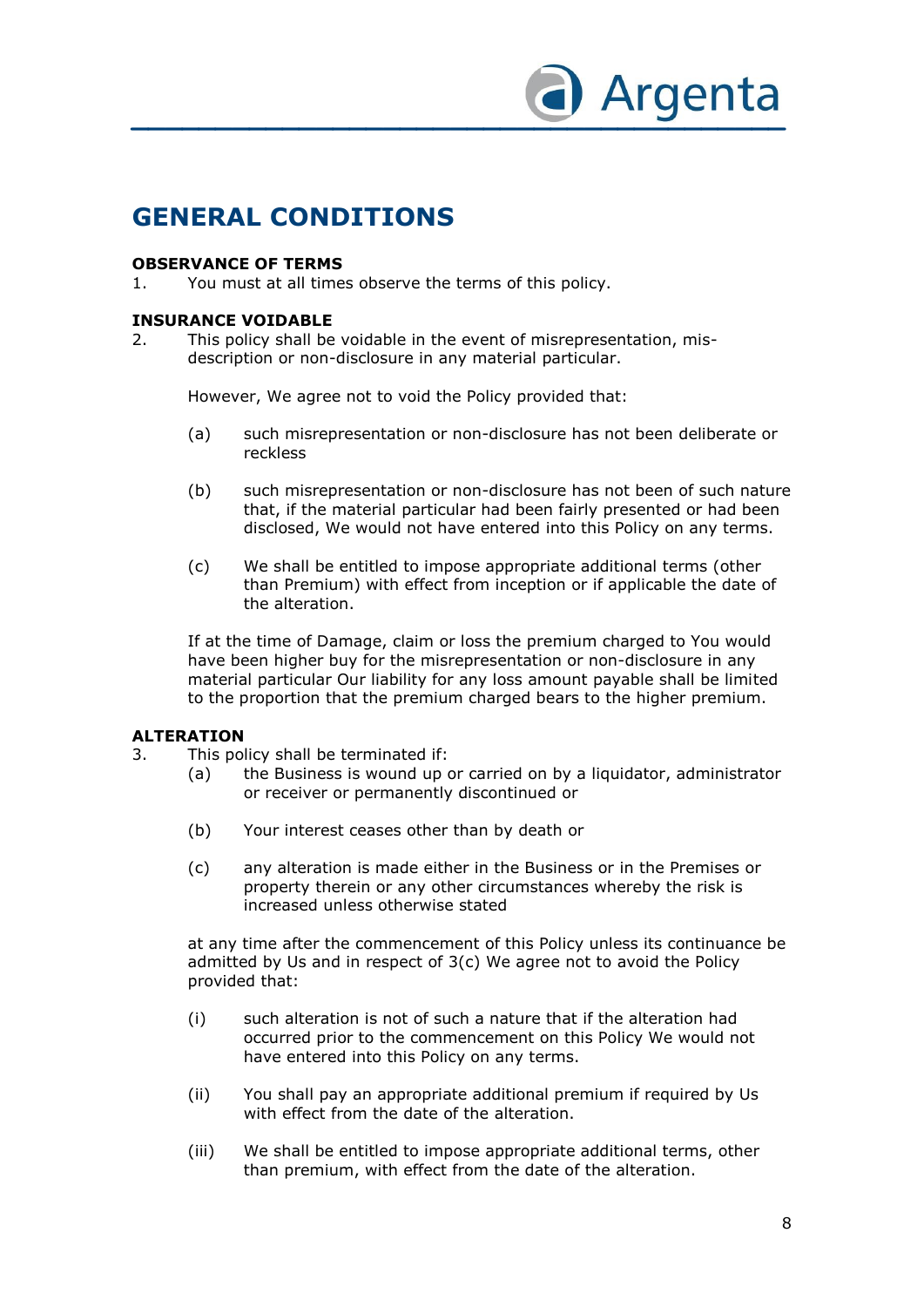# GENERAL CONDITIONS

**OBSERVANCE OF TERMS**

1. You must at all times observe the terms of this policy.

**INSURANCE VOIDABLE**

2. This policy shall be voidable in the event of misrepresentation, mis-description or non-disclosure in any material particular.

   However, We agree not to void the Policy provided that:

   (a) such misrepresentation or non-disclosure has not been deliberate or reckless

   (b) such misrepresentation or non-disclosure has not been of such nature that, if the material particular had been fairly presented or had been disclosed, We would not have entered into this Policy on any terms.

   (c) We shall be entitled to impose appropriate additional terms (other than Premium) with effect from inception or if applicable the date of the alteration.

   If at the time of Damage, claim or loss the premium charged to You would have been higher buy for the misrepresentation or non-disclosure in any material particular Our liability for any loss amount payable shall be limited to the proportion that the premium charged bears to the higher premium.

**ALTERATION**

3. This policy shall be terminated if:

   (a) the Business is wound up or carried on by a liquidator, administrator or receiver or permanently discontinued or

   (b) Your interest ceases other than by death or

   (c) any alteration is made either in the Business or in the Premises or property therein or any other circumstances whereby the risk is increased unless otherwise stated

   at any time after the commencement of this Policy unless its continuance be admitted by Us and in respect of 3(c) We agree not to avoid the Policy provided that:

   (i) such alteration is not of such a nature that if the alteration had occurred prior to the commencement on this Policy We would not have entered into this Policy on any terms.

   (ii) You shall pay an appropriate additional premium if required by Us with effect from the date of the alteration.

   (iii) We shall be entitled to impose appropriate additional terms, other than premium, with effect from the date of the alteration.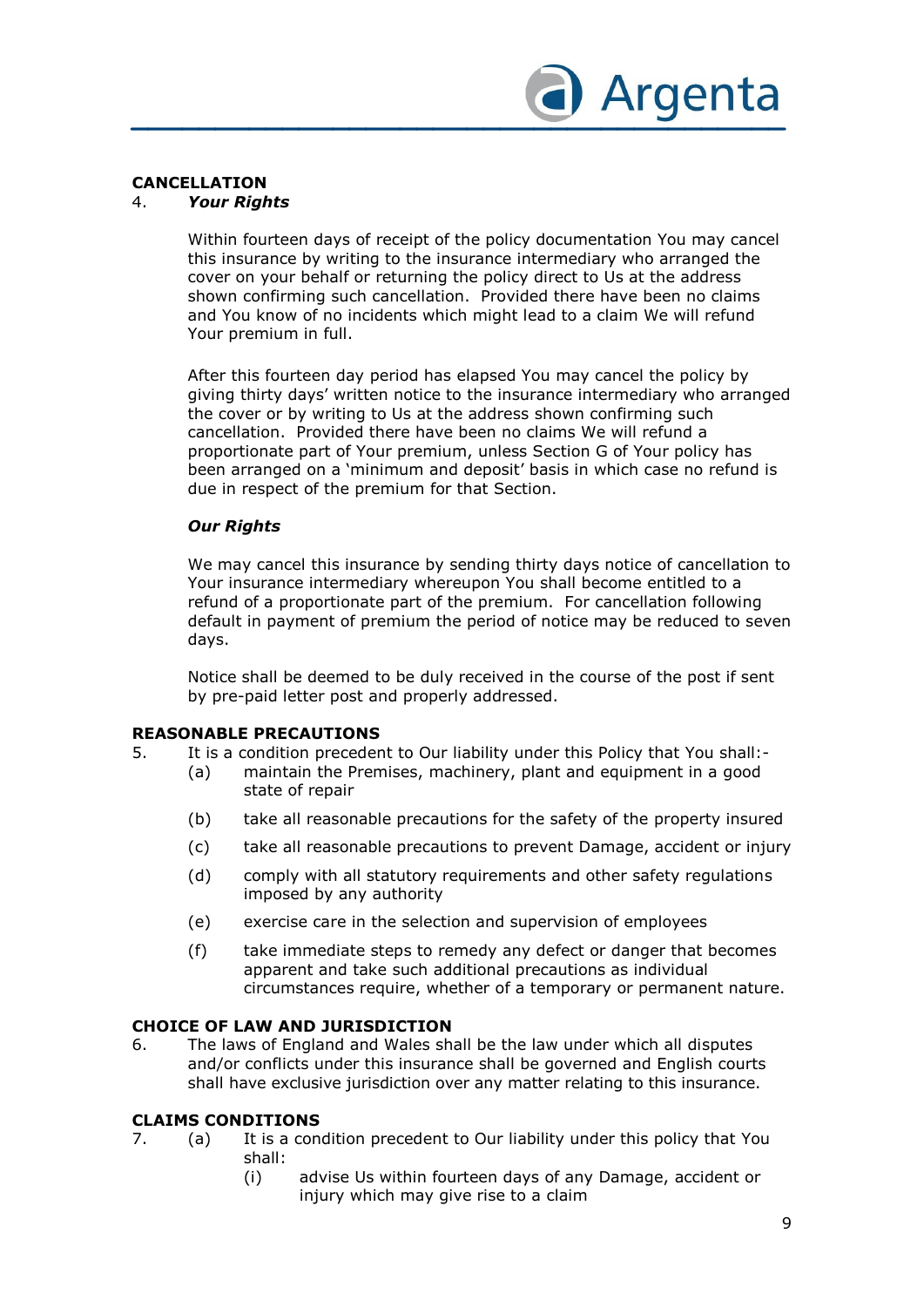**CANCELLATION**

4. ***Your Rights***

Within fourteen days of receipt of the policy documentation You may cancel this insurance by writing to the insurance intermediary who arranged the cover on your behalf or returning the policy direct to Us at the address shown confirming such cancellation. Provided there have been no claims and You know of no incidents which might lead to a claim We will refund Your premium in full.

After this fourteen day period has elapsed You may cancel the policy by giving thirty days' written notice to the insurance intermediary who arranged the cover or by writing to Us at the address shown confirming such cancellation. Provided there have been no claims We will refund a proportionate part of Your premium, unless Section G of Your policy has been arranged on a 'minimum and deposit' basis in which case no refund is due in respect of the premium for that Section.

***Our Rights***

We may cancel this insurance by sending thirty days notice of cancellation to Your insurance intermediary whereupon You shall become entitled to a refund of a proportionate part of the premium. For cancellation following default in payment of premium the period of notice may be reduced to seven days.

Notice shall be deemed to be duly received in the course of the post if sent by pre-paid letter post and properly addressed.

**REASONABLE PRECAUTIONS**

5. It is a condition precedent to Our liability under this Policy that You shall:-
   - (a) maintain the Premises, machinery, plant and equipment in a good state of repair
   - (b) take all reasonable precautions for the safety of the property insured
   - (c) take all reasonable precautions to prevent Damage, accident or injury
   - (d) comply with all statutory requirements and other safety regulations imposed by any authority
   - (e) exercise care in the selection and supervision of employees
   - (f) take immediate steps to remedy any defect or danger that becomes apparent and take such additional precautions as individual circumstances require, whether of a temporary or permanent nature.

**CHOICE OF LAW AND JURISDICTION**

6. The laws of England and Wales shall be the law under which all disputes and/or conflicts under this insurance shall be governed and English courts shall have exclusive jurisdiction over any matter relating to this insurance.

**CLAIMS CONDITIONS**

7. (a) It is a condition precedent to Our liability under this policy that You shall:
      - (i) advise Us within fourteen days of any Damage, accident or injury which may give rise to a claim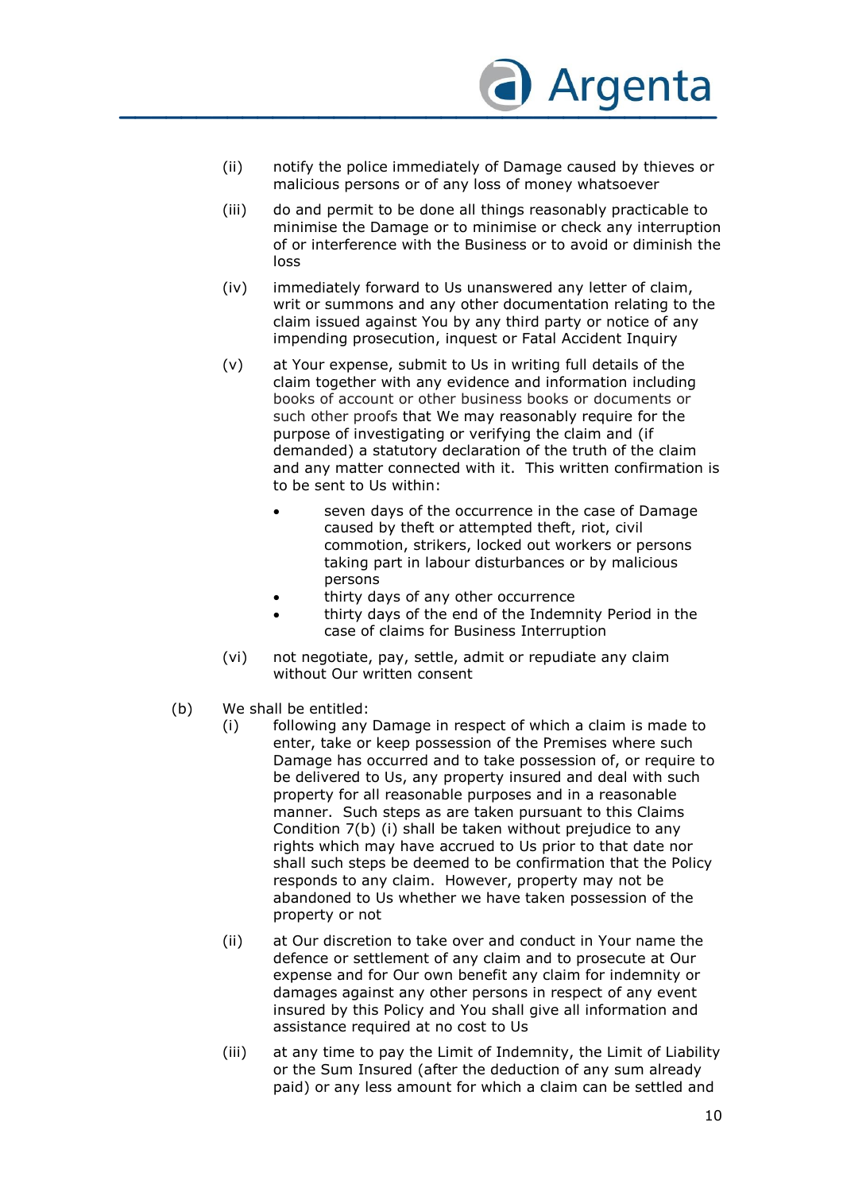(ii) notify the police immediately of Damage caused by thieves or malicious persons or of any loss of money whatsoever

(iii) do and permit to be done all things reasonably practicable to minimise the Damage or to minimise or check any interruption of or interference with the Business or to avoid or diminish the loss

(iv) immediately forward to Us unanswered any letter of claim, writ or summons and any other documentation relating to the claim issued against You by any third party or notice of any impending prosecution, inquest or Fatal Accident Inquiry

(v) at Your expense, submit to Us in writing full details of the claim together with any evidence and information including books of account or other business books or documents or such other proofs that We may reasonably require for the purpose of investigating or verifying the claim and (if demanded) a statutory declaration of the truth of the claim and any matter connected with it. This written confirmation is to be sent to Us within:

- seven days of the occurrence in the case of Damage caused by theft or attempted theft, riot, civil commotion, strikers, locked out workers or persons taking part in labour disturbances or by malicious persons
- thirty days of any other occurrence
- thirty days of the end of the Indemnity Period in the case of claims for Business Interruption

(vi) not negotiate, pay, settle, admit or repudiate any claim without Our written consent

(b) We shall be entitled:

(i) following any Damage in respect of which a claim is made to enter, take or keep possession of the Premises where such Damage has occurred and to take possession of, or require to be delivered to Us, any property insured and deal with such property for all reasonable purposes and in a reasonable manner. Such steps as are taken pursuant to this Claims Condition 7(b) (i) shall be taken without prejudice to any rights which may have accrued to Us prior to that date nor shall such steps be deemed to be confirmation that the Policy responds to any claim. However, property may not be abandoned to Us whether we have taken possession of the property or not

(ii) at Our discretion to take over and conduct in Your name the defence or settlement of any claim and to prosecute at Our expense and for Our own benefit any claim for indemnity or damages against any other persons in respect of any event insured by this Policy and You shall give all information and assistance required at no cost to Us

(iii) at any time to pay the Limit of Indemnity, the Limit of Liability or the Sum Insured (after the deduction of any sum already paid) or any less amount for which a claim can be settled and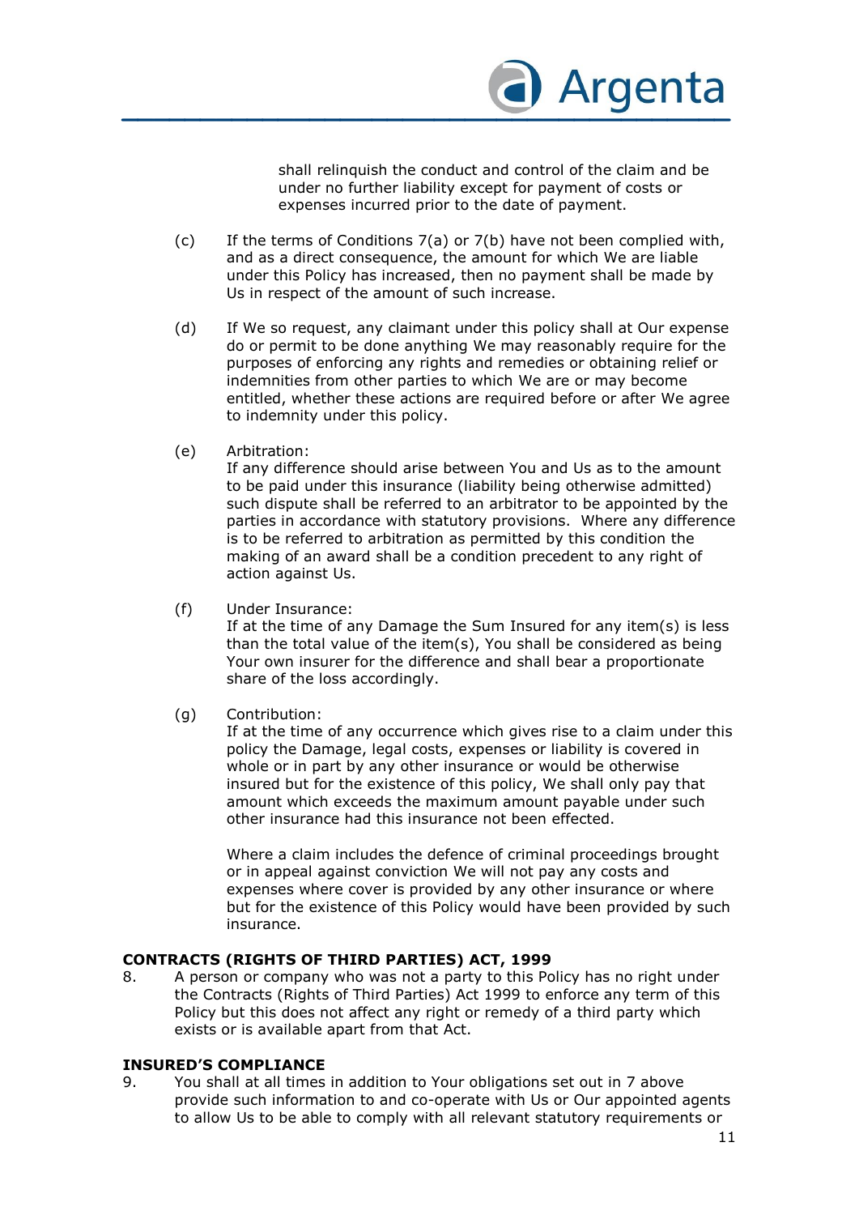shall relinquish the conduct and control of the claim and be under no further liability except for payment of costs or expenses incurred prior to the date of payment.

(c) If the terms of Conditions 7(a) or 7(b) have not been complied with, and as a direct consequence, the amount for which We are liable under this Policy has increased, then no payment shall be made by Us in respect of the amount of such increase.

(d) If We so request, any claimant under this policy shall at Our expense do or permit to be done anything We may reasonably require for the purposes of enforcing any rights and remedies or obtaining relief or indemnities from other parties to which We are or may become entitled, whether these actions are required before or after We agree to indemnity under this policy.

(e) Arbitration:
If any difference should arise between You and Us as to the amount to be paid under this insurance (liability being otherwise admitted) such dispute shall be referred to an arbitrator to be appointed by the parties in accordance with statutory provisions. Where any difference is to be referred to arbitration as permitted by this condition the making of an award shall be a condition precedent to any right of action against Us.

(f) Under Insurance:
If at the time of any Damage the Sum Insured for any item(s) is less than the total value of the item(s), You shall be considered as being Your own insurer for the difference and shall bear a proportionate share of the loss accordingly.

(g) Contribution:
If at the time of any occurrence which gives rise to a claim under this policy the Damage, legal costs, expenses or liability is covered in whole or in part by any other insurance or would be otherwise insured but for the existence of this policy, We shall only pay that amount which exceeds the maximum amount payable under such other insurance had this insurance not been effected.

Where a claim includes the defence of criminal proceedings brought or in appeal against conviction We will not pay any costs and expenses where cover is provided by any other insurance or where but for the existence of this Policy would have been provided by such insurance.

**CONTRACTS (RIGHTS OF THIRD PARTIES) ACT, 1999**

8. A person or company who was not a party to this Policy has no right under the Contracts (Rights of Third Parties) Act 1999 to enforce any term of this Policy but this does not affect any right or remedy of a third party which exists or is available apart from that Act.

**INSURED'S COMPLIANCE**

9. You shall at all times in addition to Your obligations set out in 7 above provide such information to and co-operate with Us or Our appointed agents to allow Us to be able to comply with all relevant statutory requirements or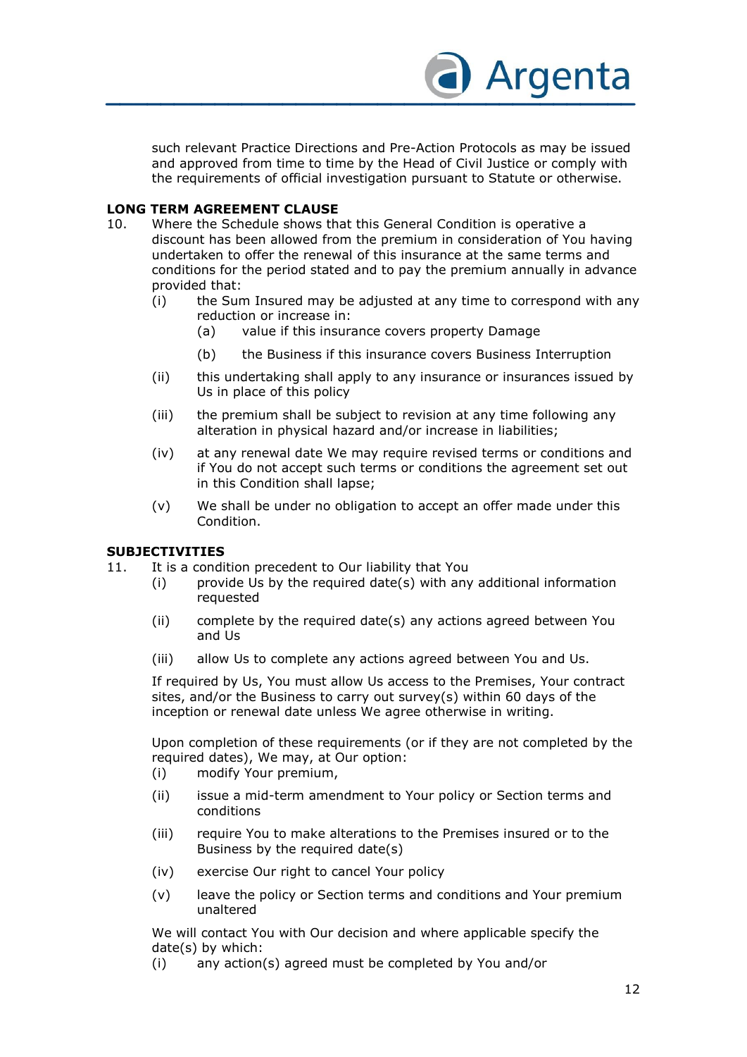such relevant Practice Directions and Pre-Action Protocols as may be issued and approved from time to time by the Head of Civil Justice or comply with the requirements of official investigation pursuant to Statute or otherwise.

**LONG TERM AGREEMENT CLAUSE**

10. Where the Schedule shows that this General Condition is operative a discount has been allowed from the premium in consideration of You having undertaken to offer the renewal of this insurance at the same terms and conditions for the period stated and to pay the premium annually in advance provided that:

    (i) the Sum Insured may be adjusted at any time to correspond with any reduction or increase in:

        (a) value if this insurance covers property Damage

        (b) the Business if this insurance covers Business Interruption

    (ii) this undertaking shall apply to any insurance or insurances issued by Us in place of this policy

    (iii) the premium shall be subject to revision at any time following any alteration in physical hazard and/or increase in liabilities;

    (iv) at any renewal date We may require revised terms or conditions and if You do not accept such terms or conditions the agreement set out in this Condition shall lapse;

    (v) We shall be under no obligation to accept an offer made under this Condition.

**SUBJECTIVITIES**

11. It is a condition precedent to Our liability that You

    (i) provide Us by the required date(s) with any additional information requested

    (ii) complete by the required date(s) any actions agreed between You and Us

    (iii) allow Us to complete any actions agreed between You and Us.

    If required by Us, You must allow Us access to the Premises, Your contract sites, and/or the Business to carry out survey(s) within 60 days of the inception or renewal date unless We agree otherwise in writing.

    Upon completion of these requirements (or if they are not completed by the required dates), We may, at Our option:

    (i) modify Your premium,

    (ii) issue a mid-term amendment to Your policy or Section terms and conditions

    (iii) require You to make alterations to the Premises insured or to the Business by the required date(s)

    (iv) exercise Our right to cancel Your policy

    (v) leave the policy or Section terms and conditions and Your premium unaltered

    We will contact You with Our decision and where applicable specify the date(s) by which:

    (i) any action(s) agreed must be completed by You and/or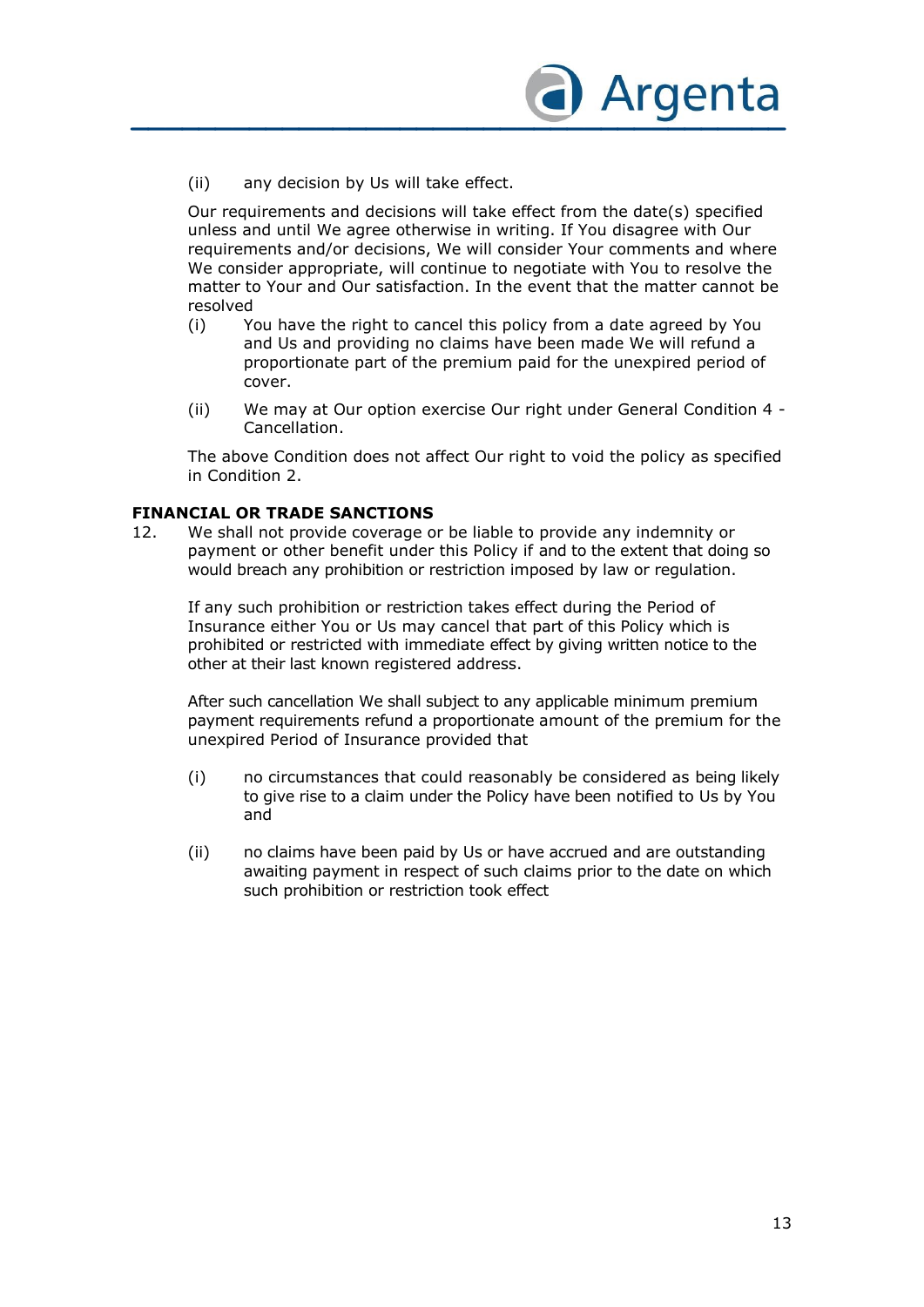(ii) any decision by Us will take effect.

Our requirements and decisions will take effect from the date(s) specified unless and until We agree otherwise in writing. If You disagree with Our requirements and/or decisions, We will consider Your comments and where We consider appropriate, will continue to negotiate with You to resolve the matter to Your and Our satisfaction. In the event that the matter cannot be resolved

(i) You have the right to cancel this policy from a date agreed by You and Us and providing no claims have been made We will refund a proportionate part of the premium paid for the unexpired period of cover.

(ii) We may at Our option exercise Our right under General Condition 4 - Cancellation.

The above Condition does not affect Our right to void the policy as specified in Condition 2.

**FINANCIAL OR TRADE SANCTIONS**

12. We shall not provide coverage or be liable to provide any indemnity or payment or other benefit under this Policy if and to the extent that doing so would breach any prohibition or restriction imposed by law or regulation.

If any such prohibition or restriction takes effect during the Period of Insurance either You or Us may cancel that part of this Policy which is prohibited or restricted with immediate effect by giving written notice to the other at their last known registered address.

After such cancellation We shall subject to any applicable minimum premium payment requirements refund a proportionate amount of the premium for the unexpired Period of Insurance provided that

(i) no circumstances that could reasonably be considered as being likely to give rise to a claim under the Policy have been notified to Us by You and

(ii) no claims have been paid by Us or have accrued and are outstanding awaiting payment in respect of such claims prior to the date on which such prohibition or restriction took effect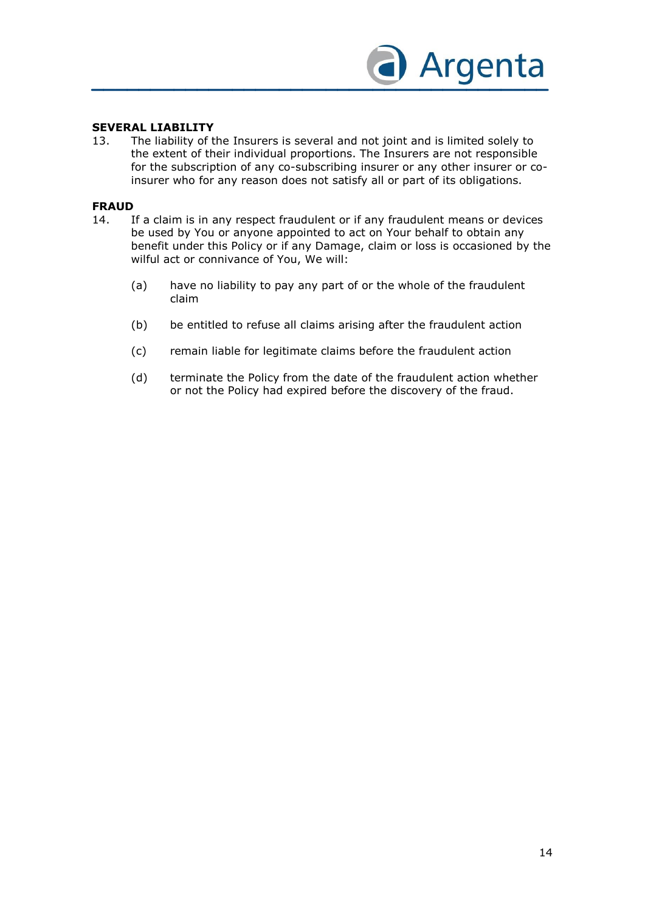**SEVERAL LIABILITY**

13. The liability of the Insurers is several and not joint and is limited solely to the extent of their individual proportions. The Insurers are not responsible for the subscription of any co-subscribing insurer or any other insurer or co-insurer who for any reason does not satisfy all or part of its obligations.

**FRAUD**

14. If a claim is in any respect fraudulent or if any fraudulent means or devices be used by You or anyone appointed to act on Your behalf to obtain any benefit under this Policy or if any Damage, claim or loss is occasioned by the wilful act or connivance of You, We will:

    (a) have no liability to pay any part of or the whole of the fraudulent claim

    (b) be entitled to refuse all claims arising after the fraudulent action

    (c) remain liable for legitimate claims before the fraudulent action

    (d) terminate the Policy from the date of the fraudulent action whether or not the Policy had expired before the discovery of the fraud.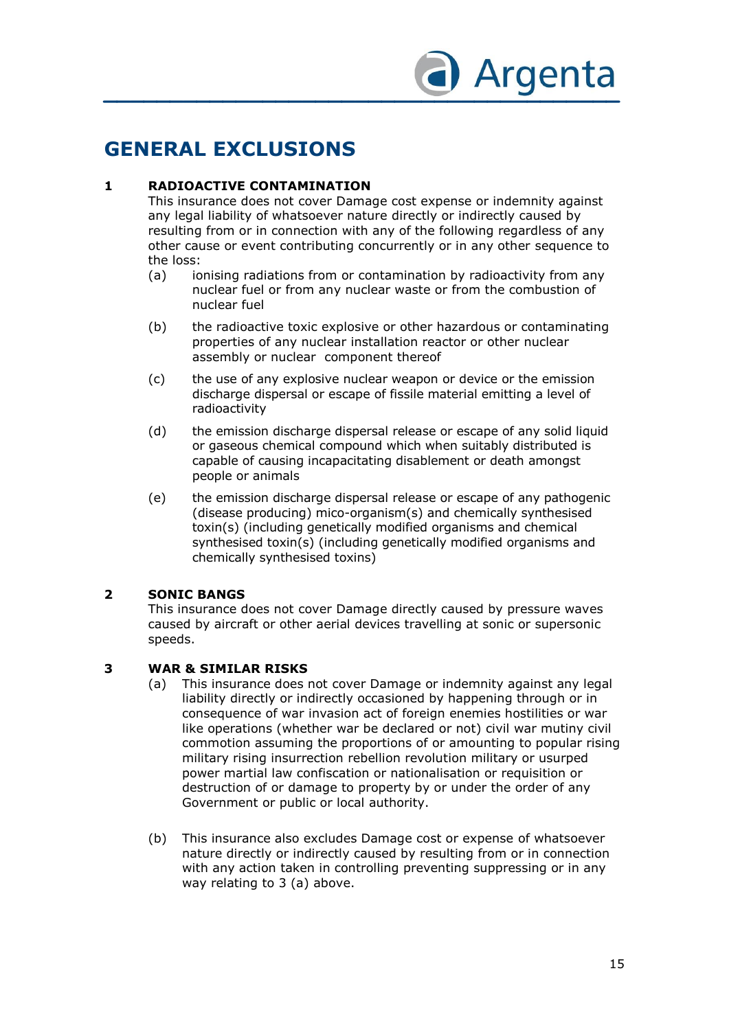# GENERAL EXCLUSIONS

**1 RADIOACTIVE CONTAMINATION**

This insurance does not cover Damage cost expense or indemnity against any legal liability of whatsoever nature directly or indirectly caused by resulting from or in connection with any of the following regardless of any other cause or event contributing concurrently or in any other sequence to the loss:

(a) ionising radiations from or contamination by radioactivity from any nuclear fuel or from any nuclear waste or from the combustion of nuclear fuel

(b) the radioactive toxic explosive or other hazardous or contaminating properties of any nuclear installation reactor or other nuclear assembly or nuclear component thereof

(c) the use of any explosive nuclear weapon or device or the emission discharge dispersal or escape of fissile material emitting a level of radioactivity

(d) the emission discharge dispersal release or escape of any solid liquid or gaseous chemical compound which when suitably distributed is capable of causing incapacitating disablement or death amongst people or animals

(e) the emission discharge dispersal release or escape of any pathogenic (disease producing) mico-organism(s) and chemically synthesised toxin(s) (including genetically modified organisms and chemical synthesised toxin(s) (including genetically modified organisms and chemically synthesised toxins)

**2 SONIC BANGS**

This insurance does not cover Damage directly caused by pressure waves caused by aircraft or other aerial devices travelling at sonic or supersonic speeds.

**3 WAR & SIMILAR RISKS**

(a) This insurance does not cover Damage or indemnity against any legal liability directly or indirectly occasioned by happening through or in consequence of war invasion act of foreign enemies hostilities or war like operations (whether war be declared or not) civil war mutiny civil commotion assuming the proportions of or amounting to popular rising military rising insurrection rebellion revolution military or usurped power martial law confiscation or nationalisation or requisition or destruction of or damage to property by or under the order of any Government or public or local authority.

(b) This insurance also excludes Damage cost or expense of whatsoever nature directly or indirectly caused by resulting from or in connection with any action taken in controlling preventing suppressing or in any way relating to 3 (a) above.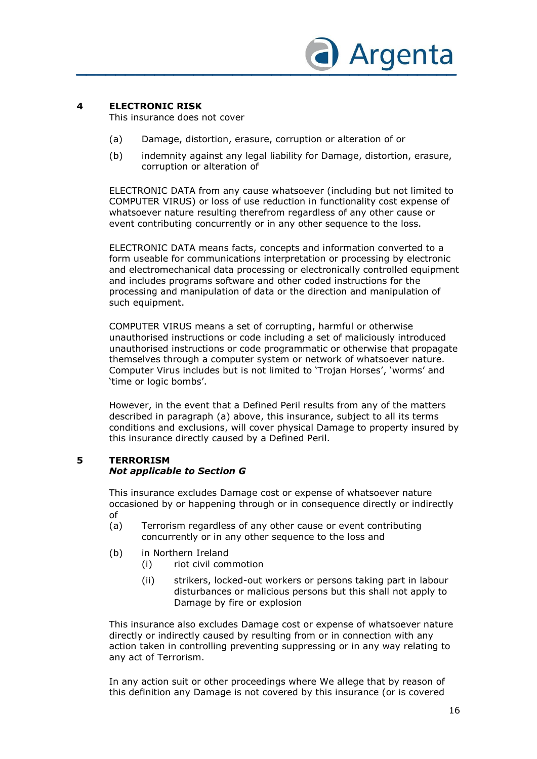## 4 ELECTRONIC RISK

This insurance does not cover

(a) Damage, distortion, erasure, corruption or alteration of or

(b) indemnity against any legal liability for Damage, distortion, erasure, corruption or alteration of

ELECTRONIC DATA from any cause whatsoever (including but not limited to COMPUTER VIRUS) or loss of use reduction in functionality cost expense of whatsoever nature resulting therefrom regardless of any other cause or event contributing concurrently or in any other sequence to the loss.

ELECTRONIC DATA means facts, concepts and information converted to a form useable for communications interpretation or processing by electronic and electromechanical data processing or electronically controlled equipment and includes programs software and other coded instructions for the processing and manipulation of data or the direction and manipulation of such equipment.

COMPUTER VIRUS means a set of corrupting, harmful or otherwise unauthorised instructions or code including a set of maliciously introduced unauthorised instructions or code programmatic or otherwise that propagate themselves through a computer system or network of whatsoever nature. Computer Virus includes but is not limited to 'Trojan Horses', 'worms' and 'time or logic bombs'.

However, in the event that a Defined Peril results from any of the matters described in paragraph (a) above, this insurance, subject to all its terms conditions and exclusions, will cover physical Damage to property insured by this insurance directly caused by a Defined Peril.

## 5 TERRORISM

***Not applicable to Section G***

This insurance excludes Damage cost or expense of whatsoever nature occasioned by or happening through or in consequence directly or indirectly of

(a) Terrorism regardless of any other cause or event contributing concurrently or in any other sequence to the loss and

(b) in Northern Ireland
   - (i) riot civil commotion
   - (ii) strikers, locked-out workers or persons taking part in labour disturbances or malicious persons but this shall not apply to Damage by fire or explosion

This insurance also excludes Damage cost or expense of whatsoever nature directly or indirectly caused by resulting from or in connection with any action taken in controlling preventing suppressing or in any way relating to any act of Terrorism.

In any action suit or other proceedings where We allege that by reason of this definition any Damage is not covered by this insurance (or is covered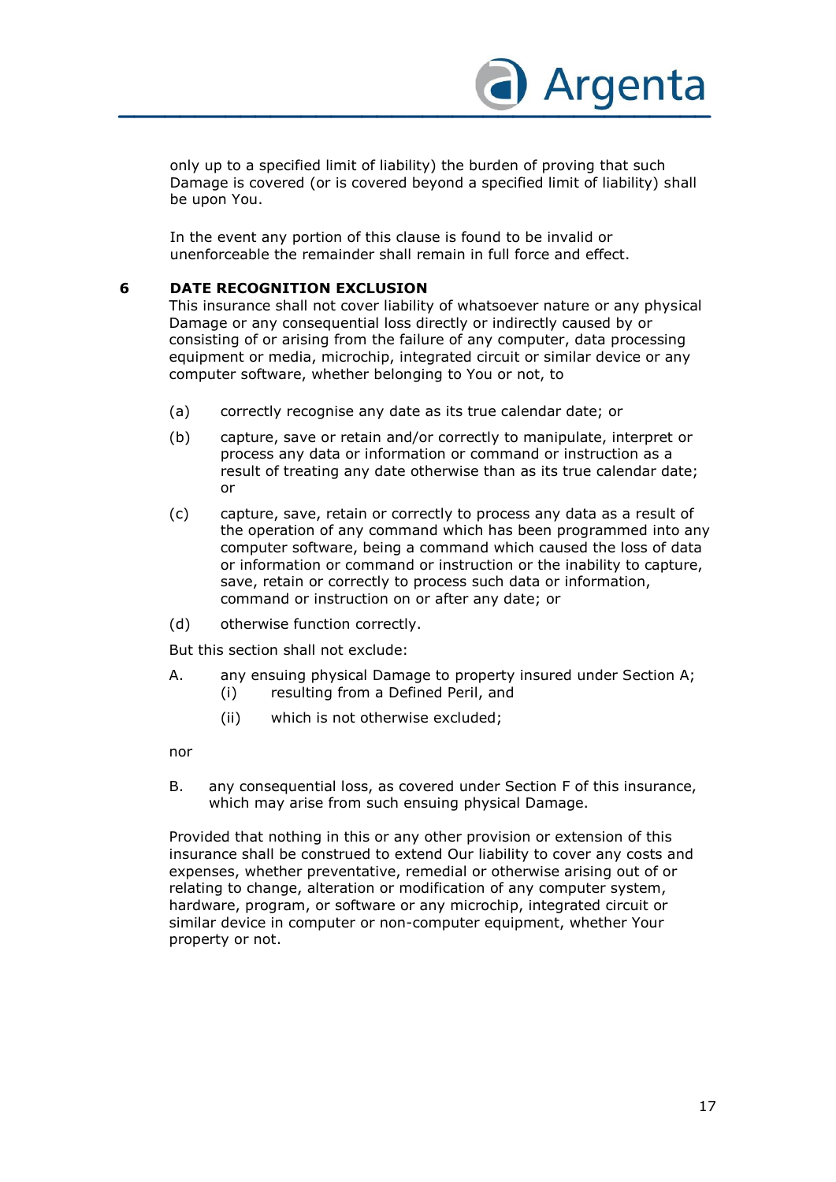only up to a specified limit of liability) the burden of proving that such Damage is covered (or is covered beyond a specified limit of liability) shall be upon You.

In the event any portion of this clause is found to be invalid or unenforceable the remainder shall remain in full force and effect.

## 6 DATE RECOGNITION EXCLUSION

This insurance shall not cover liability of whatsoever nature or any physical Damage or any consequential loss directly or indirectly caused by or consisting of or arising from the failure of any computer, data processing equipment or media, microchip, integrated circuit or similar device or any computer software, whether belonging to You or not, to

(a) correctly recognise any date as its true calendar date; or

(b) capture, save or retain and/or correctly to manipulate, interpret or process any data or information or command or instruction as a result of treating any date otherwise than as its true calendar date; or

(c) capture, save, retain or correctly to process any data as a result of the operation of any command which has been programmed into any computer software, being a command which caused the loss of data or information or command or instruction or the inability to capture, save, retain or correctly to process such data or information, command or instruction on or after any date; or

(d) otherwise function correctly.

But this section shall not exclude:

A. any ensuing physical Damage to property insured under Section A;
   (i) resulting from a Defined Peril, and
   (ii) which is not otherwise excluded;

nor

B. any consequential loss, as covered under Section F of this insurance, which may arise from such ensuing physical Damage.

Provided that nothing in this or any other provision or extension of this insurance shall be construed to extend Our liability to cover any costs and expenses, whether preventative, remedial or otherwise arising out of or relating to change, alteration or modification of any computer system, hardware, program, or software or any microchip, integrated circuit or similar device in computer or non-computer equipment, whether Your property or not.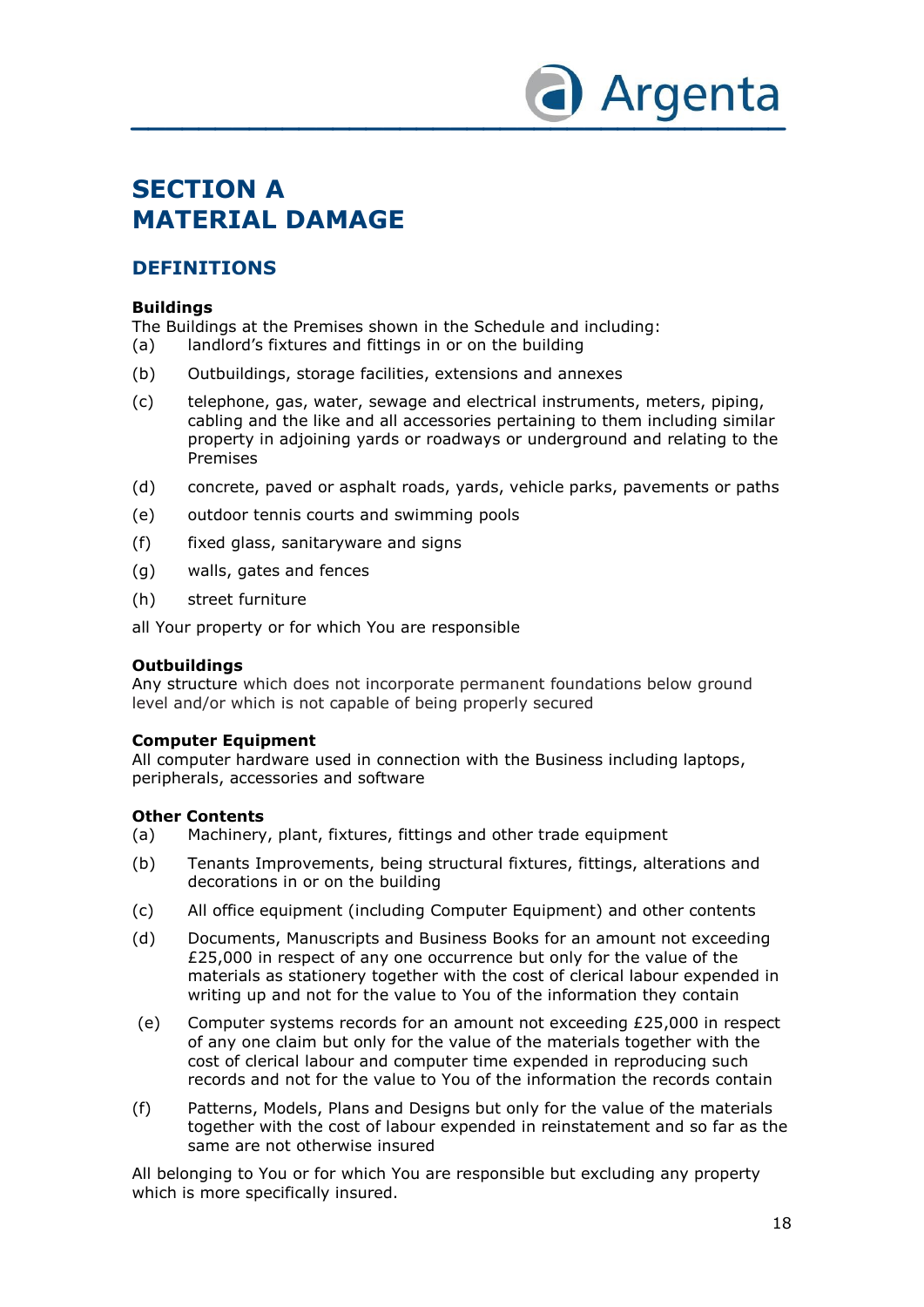# SECTION A
# MATERIAL DAMAGE

## DEFINITIONS

**Buildings**
The Buildings at the Premises shown in the Schedule and including:

(a) landlord's fixtures and fittings in or on the building

(b) Outbuildings, storage facilities, extensions and annexes

(c) telephone, gas, water, sewage and electrical instruments, meters, piping, cabling and the like and all accessories pertaining to them including similar property in adjoining yards or roadways or underground and relating to the Premises

(d) concrete, paved or asphalt roads, yards, vehicle parks, pavements or paths

(e) outdoor tennis courts and swimming pools

(f) fixed glass, sanitaryware and signs

(g) walls, gates and fences

(h) street furniture

all Your property or for which You are responsible

**Outbuildings**
Any structure which does not incorporate permanent foundations below ground level and/or which is not capable of being properly secured

**Computer Equipment**
All computer hardware used in connection with the Business including laptops, peripherals, accessories and software

**Other Contents**

(a) Machinery, plant, fixtures, fittings and other trade equipment

(b) Tenants Improvements, being structural fixtures, fittings, alterations and decorations in or on the building

(c) All office equipment (including Computer Equipment) and other contents

(d) Documents, Manuscripts and Business Books for an amount not exceeding £25,000 in respect of any one occurrence but only for the value of the materials as stationery together with the cost of clerical labour expended in writing up and not for the value to You of the information they contain

(e) Computer systems records for an amount not exceeding £25,000 in respect of any one claim but only for the value of the materials together with the cost of clerical labour and computer time expended in reproducing such records and not for the value to You of the information the records contain

(f) Patterns, Models, Plans and Designs but only for the value of the materials together with the cost of labour expended in reinstatement and so far as the same are not otherwise insured

All belonging to You or for which You are responsible but excluding any property which is more specifically insured.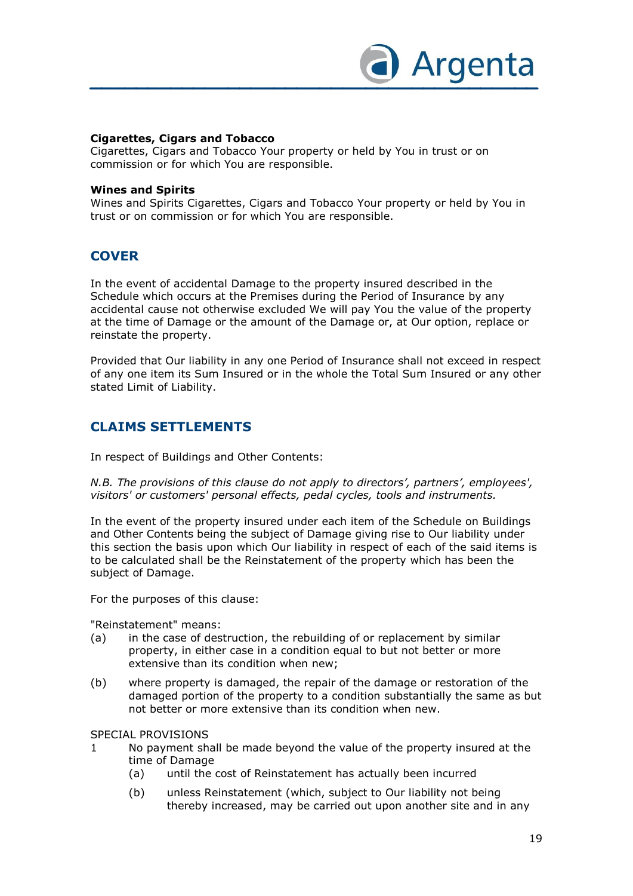**Cigarettes, Cigars and Tobacco**
Cigarettes, Cigars and Tobacco Your property or held by You in trust or on commission or for which You are responsible.

**Wines and Spirits**
Wines and Spirits Cigarettes, Cigars and Tobacco Your property or held by You in trust or on commission or for which You are responsible.

## COVER

In the event of accidental Damage to the property insured described in the Schedule which occurs at the Premises during the Period of Insurance by any accidental cause not otherwise excluded We will pay You the value of the property at the time of Damage or the amount of the Damage or, at Our option, replace or reinstate the property.

Provided that Our liability in any one Period of Insurance shall not exceed in respect of any one item its Sum Insured or in the whole the Total Sum Insured or any other stated Limit of Liability.

## CLAIMS SETTLEMENTS

In respect of Buildings and Other Contents:

*N.B. The provisions of this clause do not apply to directors', partners', employees', visitors' or customers' personal effects, pedal cycles, tools and instruments.*

In the event of the property insured under each item of the Schedule on Buildings and Other Contents being the subject of Damage giving rise to Our liability under this section the basis upon which Our liability in respect of each of the said items is to be calculated shall be the Reinstatement of the property which has been the subject of Damage.

For the purposes of this clause:

"Reinstatement" means:

(a) in the case of destruction, the rebuilding of or replacement by similar property, in either case in a condition equal to but not better or more extensive than its condition when new;

(b) where property is damaged, the repair of the damage or restoration of the damaged portion of the property to a condition substantially the same as but not better or more extensive than its condition when new.

SPECIAL PROVISIONS

1 No payment shall be made beyond the value of the property insured at the time of Damage

  (a) until the cost of Reinstatement has actually been incurred

  (b) unless Reinstatement (which, subject to Our liability not being thereby increased, may be carried out upon another site and in any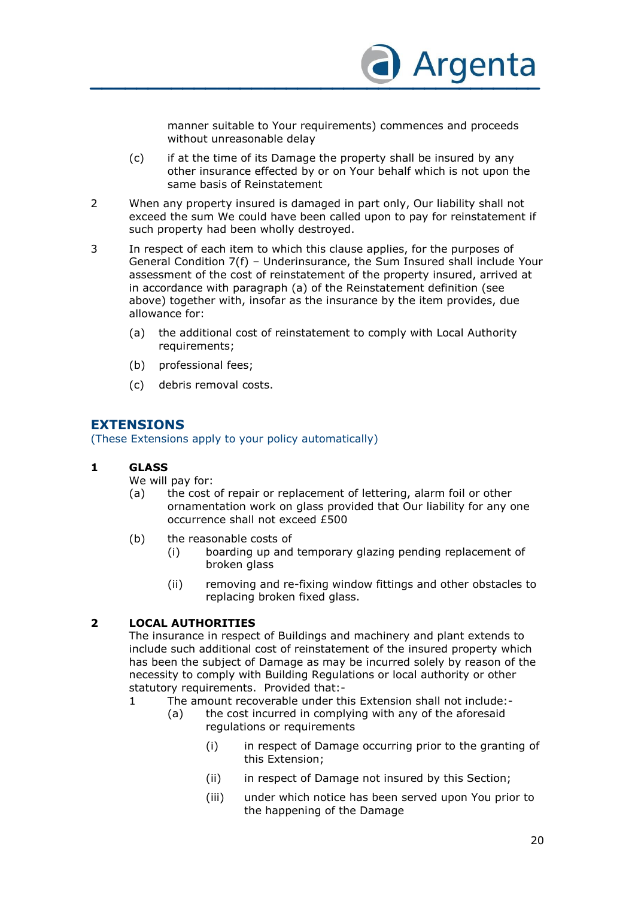manner suitable to Your requirements) commences and proceeds without unreasonable delay

(c) if at the time of its Damage the property shall be insured by any other insurance effected by or on Your behalf which is not upon the same basis of Reinstatement

2 When any property insured is damaged in part only, Our liability shall not exceed the sum We could have been called upon to pay for reinstatement if such property had been wholly destroyed.

3 In respect of each item to which this clause applies, for the purposes of General Condition 7(f) – Underinsurance, the Sum Insured shall include Your assessment of the cost of reinstatement of the property insured, arrived at in accordance with paragraph (a) of the Reinstatement definition (see above) together with, insofar as the insurance by the item provides, due allowance for:

   (a) the additional cost of reinstatement to comply with Local Authority requirements;

   (b) professional fees;

   (c) debris removal costs.

## EXTENSIONS

(These Extensions apply to your policy automatically)

### 1 GLASS

We will pay for:

(a) the cost of repair or replacement of lettering, alarm foil or other ornamentation work on glass provided that Our liability for any one occurrence shall not exceed £500

(b) the reasonable costs of

   (i) boarding up and temporary glazing pending replacement of broken glass

   (ii) removing and re-fixing window fittings and other obstacles to replacing broken fixed glass.

### 2 LOCAL AUTHORITIES

The insurance in respect of Buildings and machinery and plant extends to include such additional cost of reinstatement of the insured property which has been the subject of Damage as may be incurred solely by reason of the necessity to comply with Building Regulations or local authority or other statutory requirements. Provided that:-

1 The amount recoverable under this Extension shall not include:-

   (a) the cost incurred in complying with any of the aforesaid regulations or requirements

      (i) in respect of Damage occurring prior to the granting of this Extension;

      (ii) in respect of Damage not insured by this Section;

      (iii) under which notice has been served upon You prior to the happening of the Damage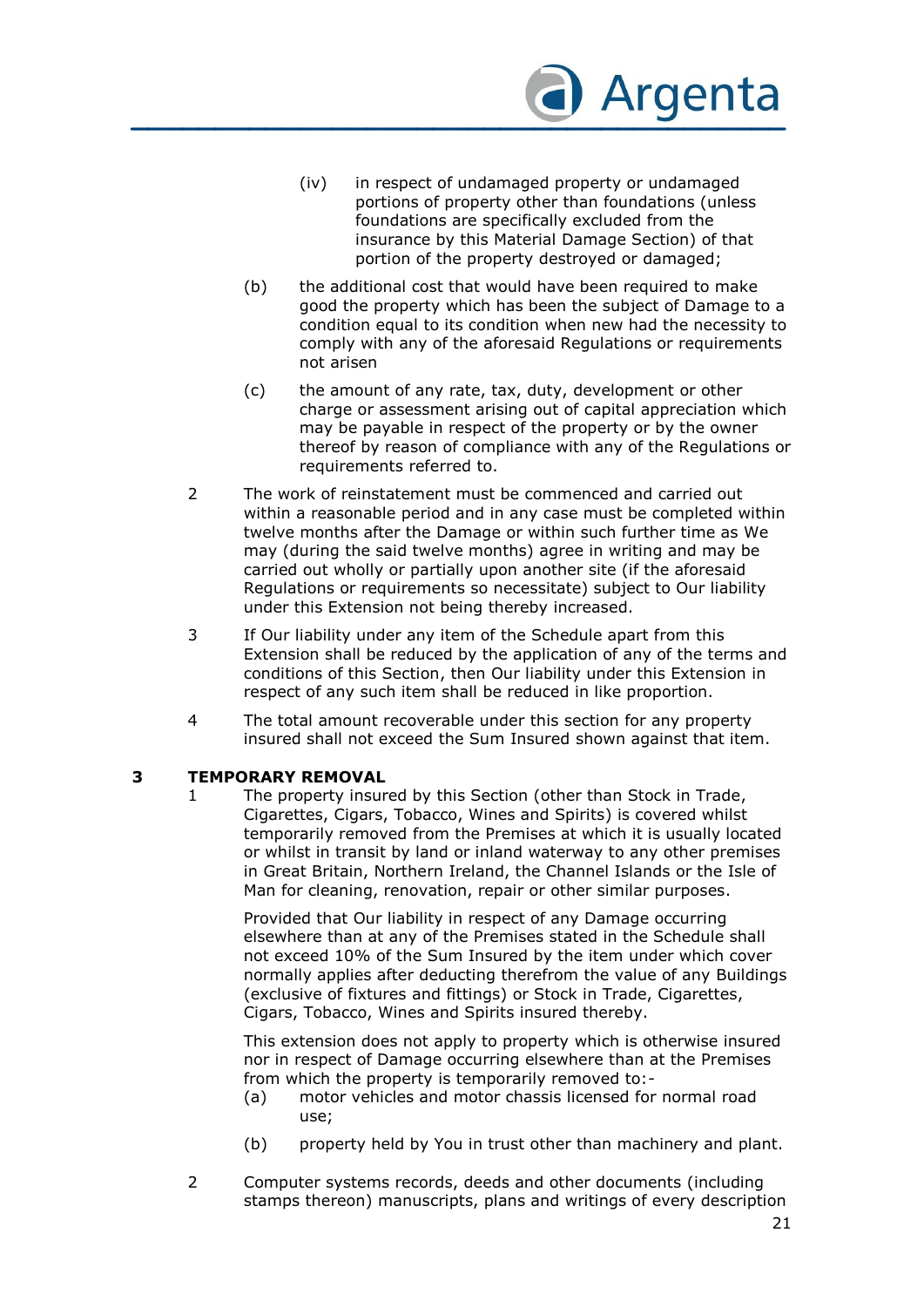(iv) in respect of undamaged property or undamaged portions of property other than foundations (unless foundations are specifically excluded from the insurance by this Material Damage Section) of that portion of the property destroyed or damaged;

(b) the additional cost that would have been required to make good the property which has been the subject of Damage to a condition equal to its condition when new had the necessity to comply with any of the aforesaid Regulations or requirements not arisen

(c) the amount of any rate, tax, duty, development or other charge or assessment arising out of capital appreciation which may be payable in respect of the property or by the owner thereof by reason of compliance with any of the Regulations or requirements referred to.

2 The work of reinstatement must be commenced and carried out within a reasonable period and in any case must be completed within twelve months after the Damage or within such further time as We may (during the said twelve months) agree in writing and may be carried out wholly or partially upon another site (if the aforesaid Regulations or requirements so necessitate) subject to Our liability under this Extension not being thereby increased.

3 If Our liability under any item of the Schedule apart from this Extension shall be reduced by the application of any of the terms and conditions of this Section, then Our liability under this Extension in respect of any such item shall be reduced in like proportion.

4 The total amount recoverable under this section for any property insured shall not exceed the Sum Insured shown against that item.

### 3 TEMPORARY REMOVAL

1 The property insured by this Section (other than Stock in Trade, Cigarettes, Cigars, Tobacco, Wines and Spirits) is covered whilst temporarily removed from the Premises at which it is usually located or whilst in transit by land or inland waterway to any other premises in Great Britain, Northern Ireland, the Channel Islands or the Isle of Man for cleaning, renovation, repair or other similar purposes.

Provided that Our liability in respect of any Damage occurring elsewhere than at any of the Premises stated in the Schedule shall not exceed 10% of the Sum Insured by the item under which cover normally applies after deducting therefrom the value of any Buildings (exclusive of fixtures and fittings) or Stock in Trade, Cigarettes, Cigars, Tobacco, Wines and Spirits insured thereby.

This extension does not apply to property which is otherwise insured nor in respect of Damage occurring elsewhere than at the Premises from which the property is temporarily removed to:-

(a) motor vehicles and motor chassis licensed for normal road use;

(b) property held by You in trust other than machinery and plant.

2 Computer systems records, deeds and other documents (including stamps thereon) manuscripts, plans and writings of every description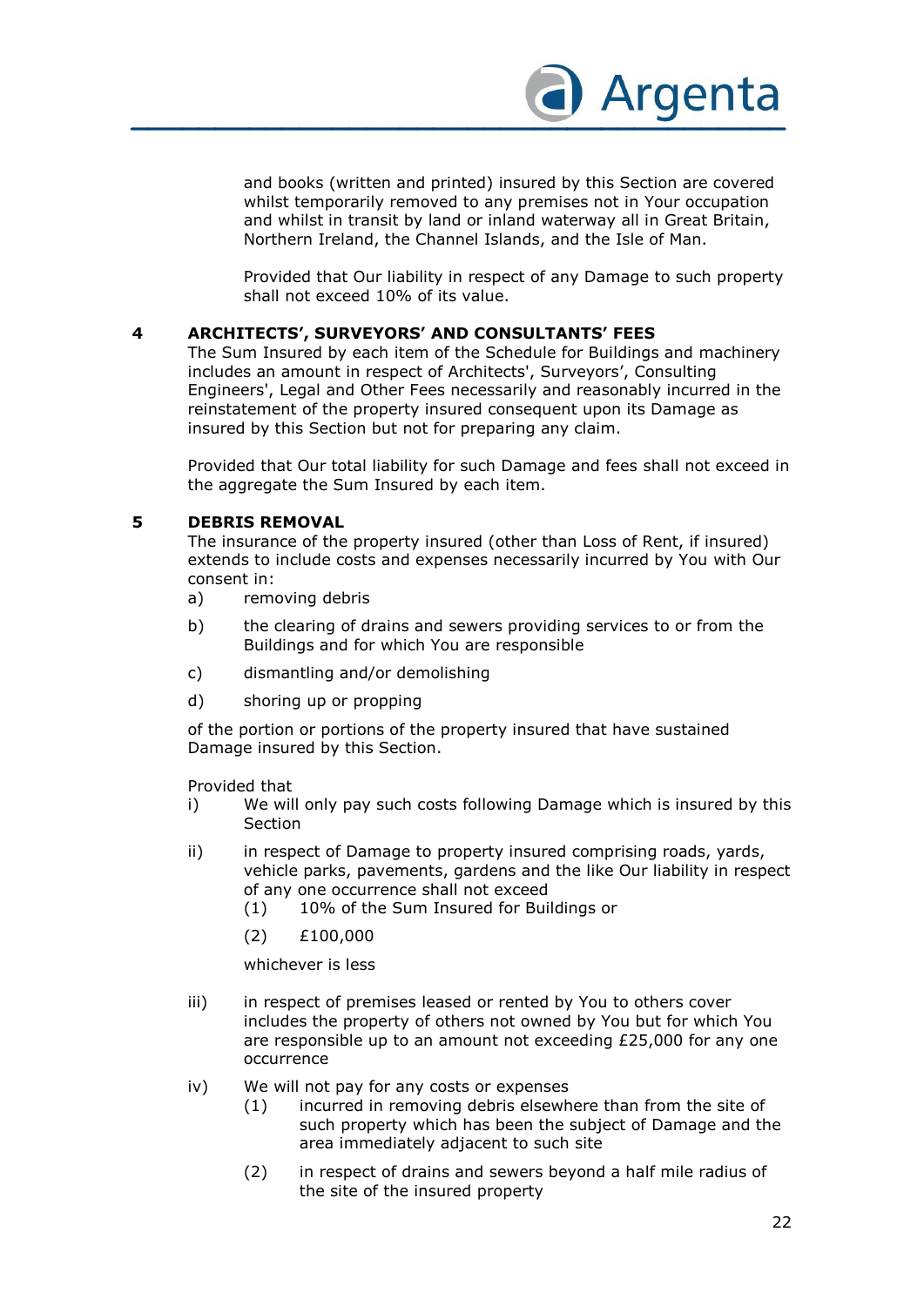and books (written and printed) insured by this Section are covered whilst temporarily removed to any premises not in Your occupation and whilst in transit by land or inland waterway all in Great Britain, Northern Ireland, the Channel Islands, and the Isle of Man.

Provided that Our liability in respect of any Damage to such property shall not exceed 10% of its value.

**4 ARCHITECTS', SURVEYORS' AND CONSULTANTS' FEES**

The Sum Insured by each item of the Schedule for Buildings and machinery includes an amount in respect of Architects', Surveyors', Consulting Engineers', Legal and Other Fees necessarily and reasonably incurred in the reinstatement of the property insured consequent upon its Damage as insured by this Section but not for preparing any claim.

Provided that Our total liability for such Damage and fees shall not exceed in the aggregate the Sum Insured by each item.

**5 DEBRIS REMOVAL**

The insurance of the property insured (other than Loss of Rent, if insured) extends to include costs and expenses necessarily incurred by You with Our consent in:

a) removing debris

b) the clearing of drains and sewers providing services to or from the Buildings and for which You are responsible

c) dismantling and/or demolishing

d) shoring up or propping

of the portion or portions of the property insured that have sustained Damage insured by this Section.

Provided that

i) We will only pay such costs following Damage which is insured by this Section

ii) in respect of Damage to property insured comprising roads, yards, vehicle parks, pavements, gardens and the like Our liability in respect of any one occurrence shall not exceed

   (1) 10% of the Sum Insured for Buildings or

   (2) £100,000

   whichever is less

iii) in respect of premises leased or rented by You to others cover includes the property of others not owned by You but for which You are responsible up to an amount not exceeding £25,000 for any one occurrence

iv) We will not pay for any costs or expenses

   (1) incurred in removing debris elsewhere than from the site of such property which has been the subject of Damage and the area immediately adjacent to such site

   (2) in respect of drains and sewers beyond a half mile radius of the site of the insured property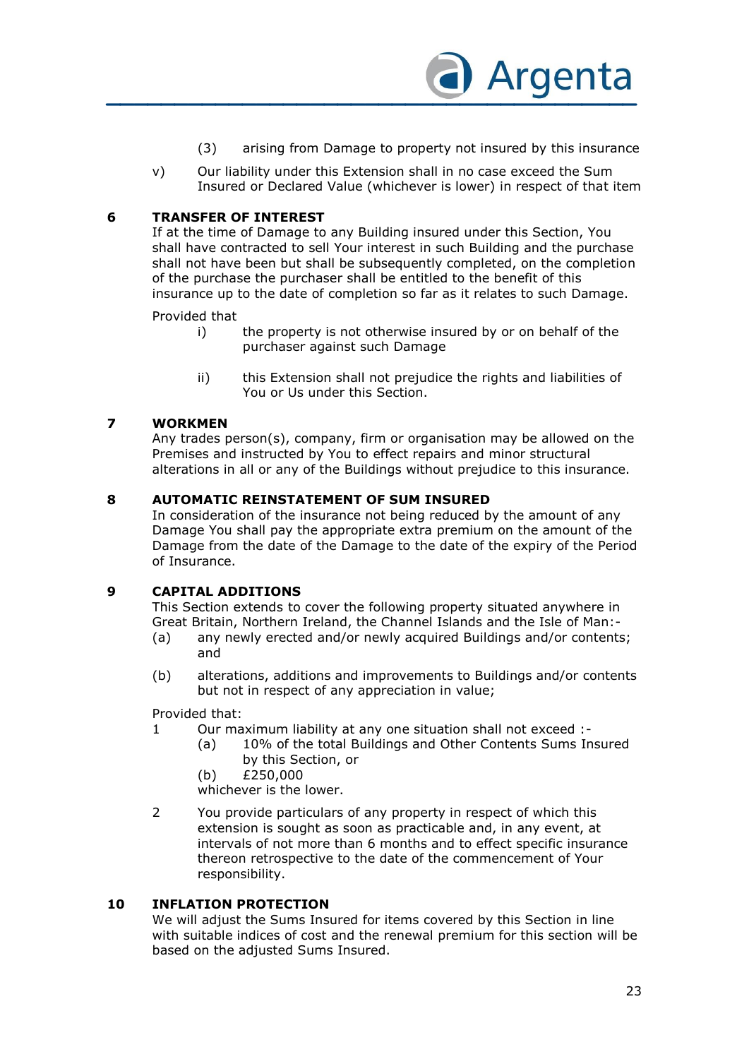(3) arising from Damage to property not insured by this insurance

v) Our liability under this Extension shall in no case exceed the Sum Insured or Declared Value (whichever is lower) in respect of that item

## 6 TRANSFER OF INTEREST

If at the time of Damage to any Building insured under this Section, You shall have contracted to sell Your interest in such Building and the purchase shall not have been but shall be subsequently completed, on the completion of the purchase the purchaser shall be entitled to the benefit of this insurance up to the date of completion so far as it relates to such Damage.

Provided that

i) the property is not otherwise insured by or on behalf of the purchaser against such Damage

ii) this Extension shall not prejudice the rights and liabilities of You or Us under this Section.

## 7 WORKMEN

Any trades person(s), company, firm or organisation may be allowed on the Premises and instructed by You to effect repairs and minor structural alterations in all or any of the Buildings without prejudice to this insurance.

## 8 AUTOMATIC REINSTATEMENT OF SUM INSURED

In consideration of the insurance not being reduced by the amount of any Damage You shall pay the appropriate extra premium on the amount of the Damage from the date of the Damage to the date of the expiry of the Period of Insurance.

## 9 CAPITAL ADDITIONS

This Section extends to cover the following property situated anywhere in Great Britain, Northern Ireland, the Channel Islands and the Isle of Man:-

(a) any newly erected and/or newly acquired Buildings and/or contents; and

(b) alterations, additions and improvements to Buildings and/or contents but not in respect of any appreciation in value;

Provided that:

1 Our maximum liability at any one situation shall not exceed :-

(a) 10% of the total Buildings and Other Contents Sums Insured by this Section, or

(b) £250,000

whichever is the lower.

2 You provide particulars of any property in respect of which this extension is sought as soon as practicable and, in any event, at intervals of not more than 6 months and to effect specific insurance thereon retrospective to the date of the commencement of Your responsibility.

## 10 INFLATION PROTECTION

We will adjust the Sums Insured for items covered by this Section in line with suitable indices of cost and the renewal premium for this section will be based on the adjusted Sums Insured.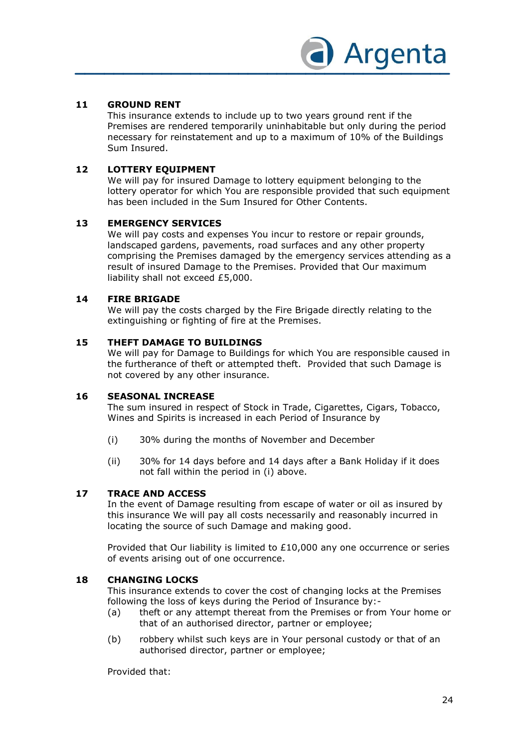### 11 GROUND RENT

This insurance extends to include up to two years ground rent if the Premises are rendered temporarily uninhabitable but only during the period necessary for reinstatement and up to a maximum of 10% of the Buildings Sum Insured.

### 12 LOTTERY EQUIPMENT

We will pay for insured Damage to lottery equipment belonging to the lottery operator for which You are responsible provided that such equipment has been included in the Sum Insured for Other Contents.

### 13 EMERGENCY SERVICES

We will pay costs and expenses You incur to restore or repair grounds, landscaped gardens, pavements, road surfaces and any other property comprising the Premises damaged by the emergency services attending as a result of insured Damage to the Premises. Provided that Our maximum liability shall not exceed £5,000.

### 14 FIRE BRIGADE

We will pay the costs charged by the Fire Brigade directly relating to the extinguishing or fighting of fire at the Premises.

### 15 THEFT DAMAGE TO BUILDINGS

We will pay for Damage to Buildings for which You are responsible caused in the furtherance of theft or attempted theft. Provided that such Damage is not covered by any other insurance.

### 16 SEASONAL INCREASE

The sum insured in respect of Stock in Trade, Cigarettes, Cigars, Tobacco, Wines and Spirits is increased in each Period of Insurance by

(i) 30% during the months of November and December

(ii) 30% for 14 days before and 14 days after a Bank Holiday if it does not fall within the period in (i) above.

### 17 TRACE AND ACCESS

In the event of Damage resulting from escape of water or oil as insured by this insurance We will pay all costs necessarily and reasonably incurred in locating the source of such Damage and making good.

Provided that Our liability is limited to £10,000 any one occurrence or series of events arising out of one occurrence.

### 18 CHANGING LOCKS

This insurance extends to cover the cost of changing locks at the Premises following the loss of keys during the Period of Insurance by:-

(a) theft or any attempt thereat from the Premises or from Your home or that of an authorised director, partner or employee;

(b) robbery whilst such keys are in Your personal custody or that of an authorised director, partner or employee;

Provided that: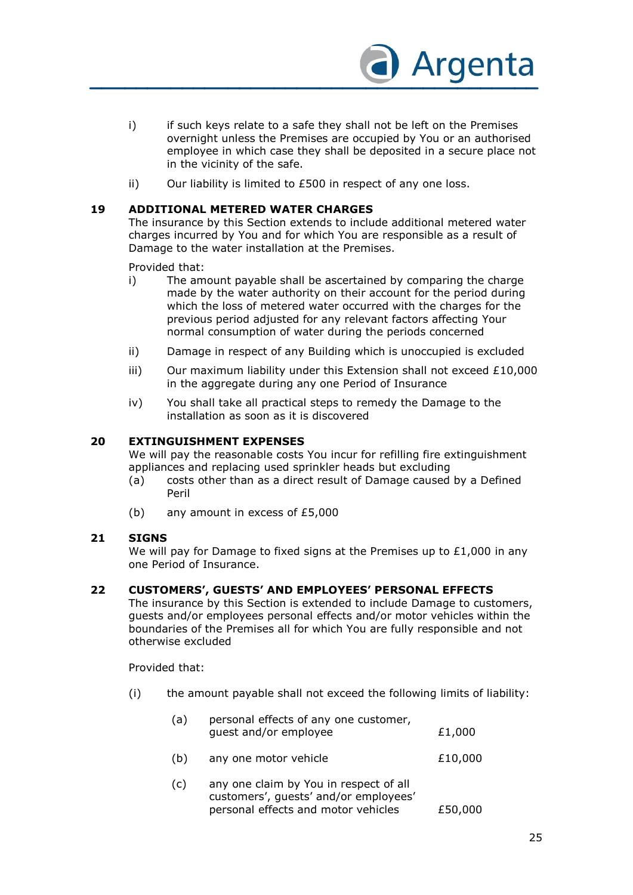i) if such keys relate to a safe they shall not be left on the Premises overnight unless the Premises are occupied by You or an authorised employee in which case they shall be deposited in a secure place not in the vicinity of the safe.

ii) Our liability is limited to £500 in respect of any one loss.

**19 ADDITIONAL METERED WATER CHARGES**

The insurance by this Section extends to include additional metered water charges incurred by You and for which You are responsible as a result of Damage to the water installation at the Premises.

Provided that:

i) The amount payable shall be ascertained by comparing the charge made by the water authority on their account for the period during which the loss of metered water occurred with the charges for the previous period adjusted for any relevant factors affecting Your normal consumption of water during the periods concerned

ii) Damage in respect of any Building which is unoccupied is excluded

iii) Our maximum liability under this Extension shall not exceed £10,000 in the aggregate during any one Period of Insurance

iv) You shall take all practical steps to remedy the Damage to the installation as soon as it is discovered

**20 EXTINGUISHMENT EXPENSES**

We will pay the reasonable costs You incur for refilling fire extinguishment appliances and replacing used sprinkler heads but excluding

(a) costs other than as a direct result of Damage caused by a Defined Peril

(b) any amount in excess of £5,000

**21 SIGNS**

We will pay for Damage to fixed signs at the Premises up to £1,000 in any one Period of Insurance.

**22 CUSTOMERS', GUESTS' AND EMPLOYEES' PERSONAL EFFECTS**

The insurance by this Section is extended to include Damage to customers, guests and/or employees personal effects and/or motor vehicles within the boundaries of the Premises all for which You are fully responsible and not otherwise excluded

Provided that:

(i) the amount payable shall not exceed the following limits of liability:

| | | |
|---|---|---|
| (a) | personal effects of any one customer, guest and/or employee | £1,000 |
| (b) | any one motor vehicle | £10,000 |
| (c) | any one claim by You in respect of all customers', guests' and/or employees' personal effects and motor vehicles | £50,000 |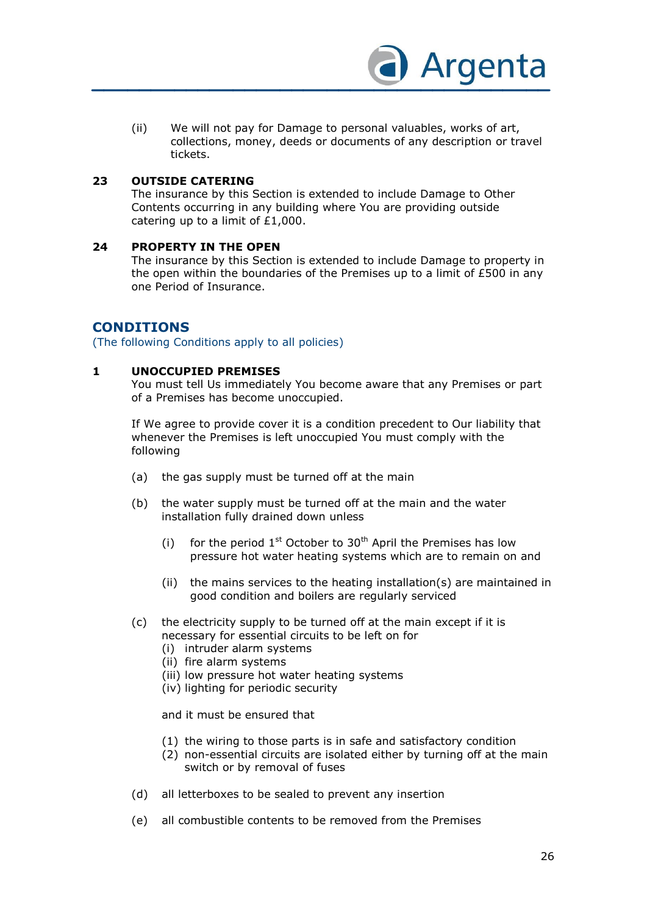(ii) We will not pay for Damage to personal valuables, works of art, collections, money, deeds or documents of any description or travel tickets.

**23 OUTSIDE CATERING**

The insurance by this Section is extended to include Damage to Other Contents occurring in any building where You are providing outside catering up to a limit of £1,000.

**24 PROPERTY IN THE OPEN**

The insurance by this Section is extended to include Damage to property in the open within the boundaries of the Premises up to a limit of £500 in any one Period of Insurance.

## CONDITIONS

(The following Conditions apply to all policies)

**1 UNOCCUPIED PREMISES**

You must tell Us immediately You become aware that any Premises or part of a Premises has become unoccupied.

If We agree to provide cover it is a condition precedent to Our liability that whenever the Premises is left unoccupied You must comply with the following

(a) the gas supply must be turned off at the main

(b) the water supply must be turned off at the main and the water installation fully drained down unless

(i) for the period 1st October to 30th April the Premises has low pressure hot water heating systems which are to remain on and

(ii) the mains services to the heating installation(s) are maintained in good condition and boilers are regularly serviced

(c) the electricity supply to be turned off at the main except if it is necessary for essential circuits to be left on for
(i) intruder alarm systems
(ii) fire alarm systems
(iii) low pressure hot water heating systems
(iv) lighting for periodic security

and it must be ensured that

(1) the wiring to those parts is in safe and satisfactory condition
(2) non-essential circuits are isolated either by turning off at the main switch or by removal of fuses

(d) all letterboxes to be sealed to prevent any insertion

(e) all combustible contents to be removed from the Premises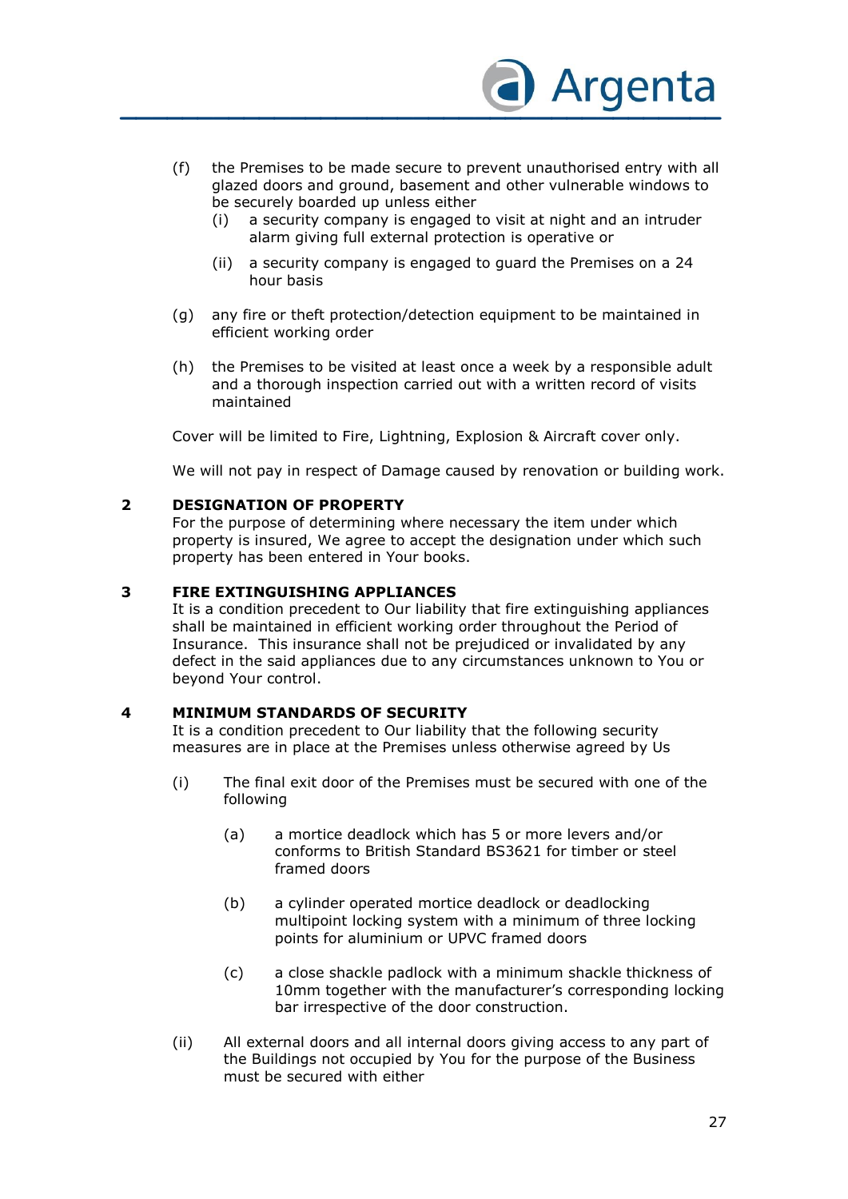(f) the Premises to be made secure to prevent unauthorised entry with all glazed doors and ground, basement and other vulnerable windows to be securely boarded up unless either
   (i) a security company is engaged to visit at night and an intruder alarm giving full external protection is operative or
   (ii) a security company is engaged to guard the Premises on a 24 hour basis

(g) any fire or theft protection/detection equipment to be maintained in efficient working order

(h) the Premises to be visited at least once a week by a responsible adult and a thorough inspection carried out with a written record of visits maintained

Cover will be limited to Fire, Lightning, Explosion & Aircraft cover only.

We will not pay in respect of Damage caused by renovation or building work.

## 2 DESIGNATION OF PROPERTY

For the purpose of determining where necessary the item under which property is insured, We agree to accept the designation under which such property has been entered in Your books.

## 3 FIRE EXTINGUISHING APPLIANCES

It is a condition precedent to Our liability that fire extinguishing appliances shall be maintained in efficient working order throughout the Period of Insurance. This insurance shall not be prejudiced or invalidated by any defect in the said appliances due to any circumstances unknown to You or beyond Your control.

## 4 MINIMUM STANDARDS OF SECURITY

It is a condition precedent to Our liability that the following security measures are in place at the Premises unless otherwise agreed by Us

(i) The final exit door of the Premises must be secured with one of the following

   (a) a mortice deadlock which has 5 or more levers and/or conforms to British Standard BS3621 for timber or steel framed doors

   (b) a cylinder operated mortice deadlock or deadlocking multipoint locking system with a minimum of three locking points for aluminium or UPVC framed doors

   (c) a close shackle padlock with a minimum shackle thickness of 10mm together with the manufacturer's corresponding locking bar irrespective of the door construction.

(ii) All external doors and all internal doors giving access to any part of the Buildings not occupied by You for the purpose of the Business must be secured with either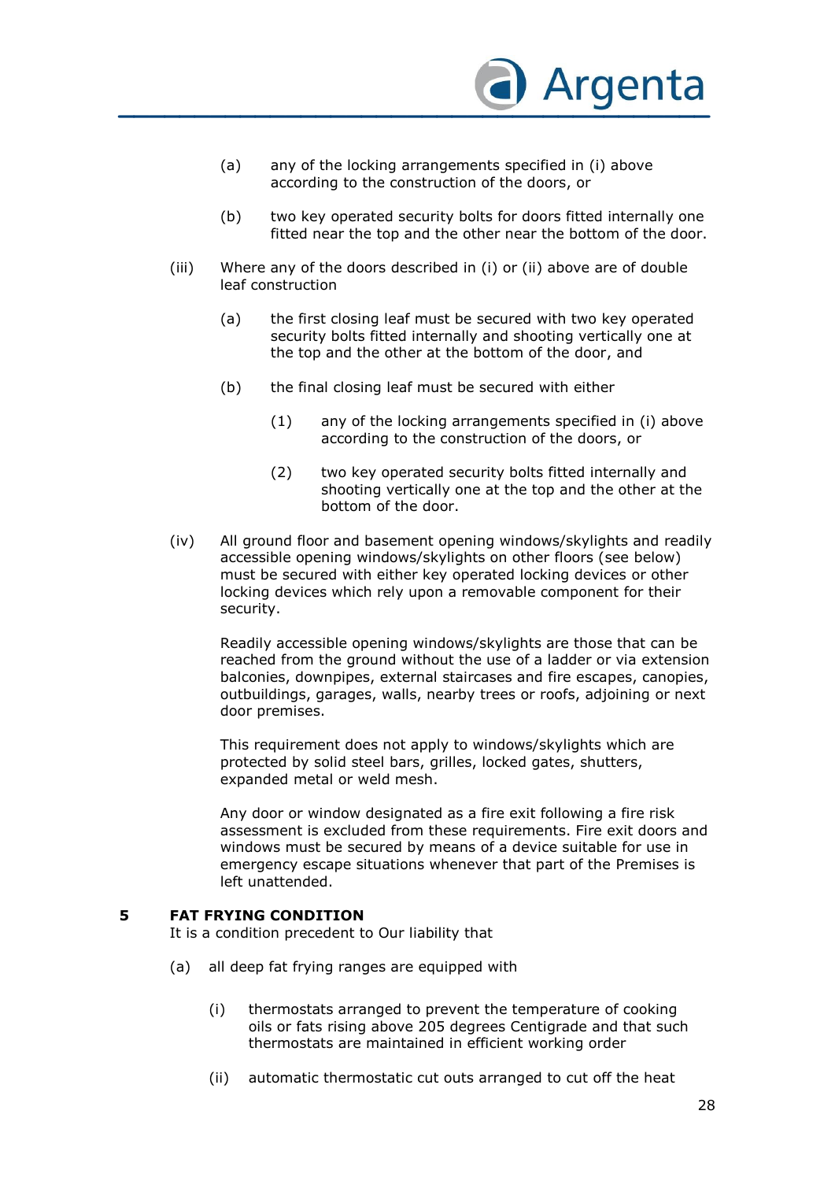(a) any of the locking arrangements specified in (i) above according to the construction of the doors, or

(b) two key operated security bolts for doors fitted internally one fitted near the top and the other near the bottom of the door.

(iii) Where any of the doors described in (i) or (ii) above are of double leaf construction

(a) the first closing leaf must be secured with two key operated security bolts fitted internally and shooting vertically one at the top and the other at the bottom of the door, and

(b) the final closing leaf must be secured with either

(1) any of the locking arrangements specified in (i) above according to the construction of the doors, or

(2) two key operated security bolts fitted internally and shooting vertically one at the top and the other at the bottom of the door.

(iv) All ground floor and basement opening windows/skylights and readily accessible opening windows/skylights on other floors (see below) must be secured with either key operated locking devices or other locking devices which rely upon a removable component for their security.

Readily accessible opening windows/skylights are those that can be reached from the ground without the use of a ladder or via extension balconies, downpipes, external staircases and fire escapes, canopies, outbuildings, garages, walls, nearby trees or roofs, adjoining or next door premises.

This requirement does not apply to windows/skylights which are protected by solid steel bars, grilles, locked gates, shutters, expanded metal or weld mesh.

Any door or window designated as a fire exit following a fire risk assessment is excluded from these requirements. Fire exit doors and windows must be secured by means of a device suitable for use in emergency escape situations whenever that part of the Premises is left unattended.

## 5 FAT FRYING CONDITION

It is a condition precedent to Our liability that

(a) all deep fat frying ranges are equipped with

(i) thermostats arranged to prevent the temperature of cooking oils or fats rising above 205 degrees Centigrade and that such thermostats are maintained in efficient working order

(ii) automatic thermostatic cut outs arranged to cut off the heat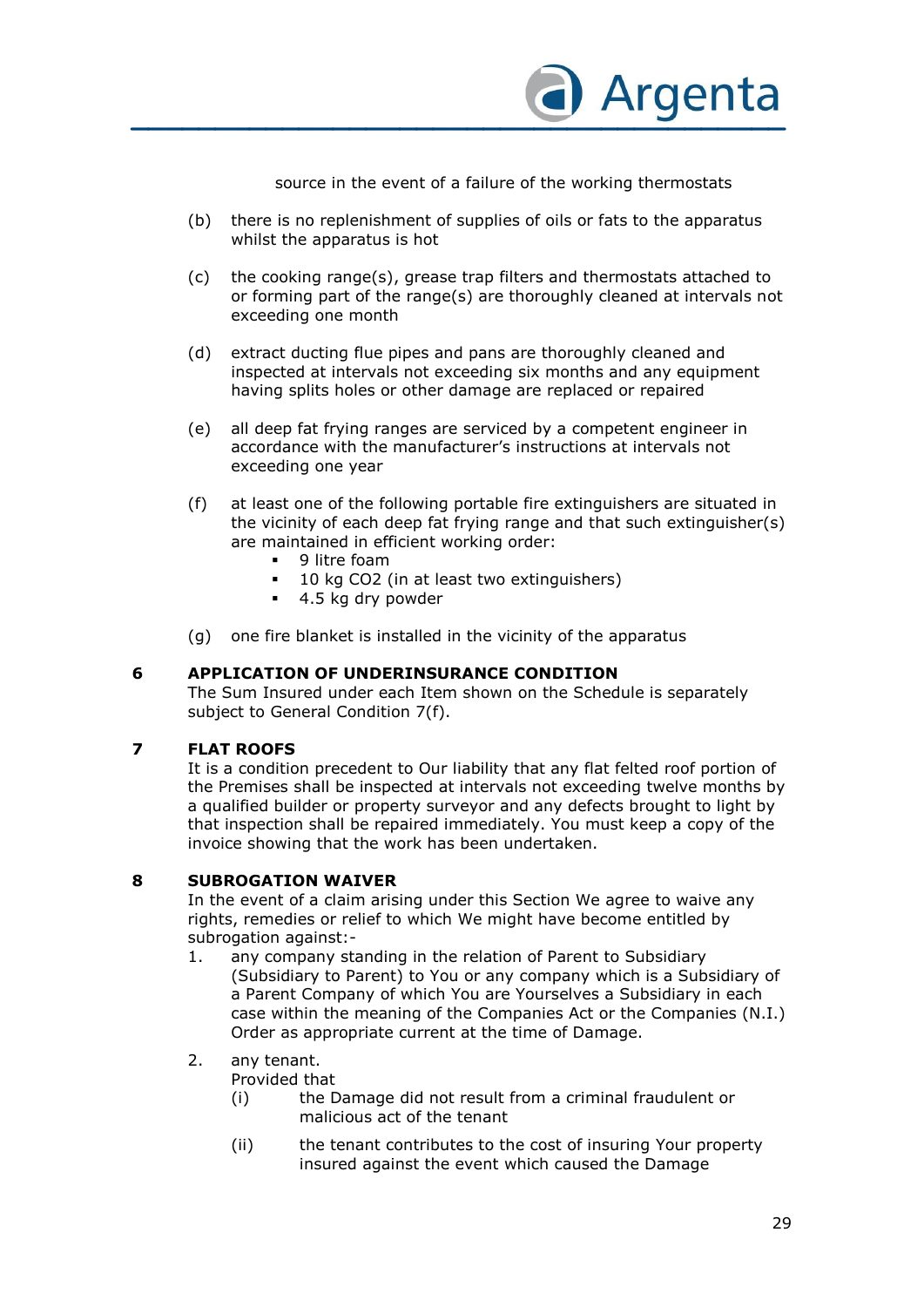source in the event of a failure of the working thermostats

(b) there is no replenishment of supplies of oils or fats to the apparatus whilst the apparatus is hot

(c) the cooking range(s), grease trap filters and thermostats attached to or forming part of the range(s) are thoroughly cleaned at intervals not exceeding one month

(d) extract ducting flue pipes and pans are thoroughly cleaned and inspected at intervals not exceeding six months and any equipment having splits holes or other damage are replaced or repaired

(e) all deep fat frying ranges are serviced by a competent engineer in accordance with the manufacturer's instructions at intervals not exceeding one year

(f) at least one of the following portable fire extinguishers are situated in the vicinity of each deep fat frying range and that such extinguisher(s) are maintained in efficient working order:
- 9 litre foam
- 10 kg $CO_2$ (in at least two extinguishers)
- 4.5 kg dry powder

(g) one fire blanket is installed in the vicinity of the apparatus

## 6 APPLICATION OF UNDERINSURANCE CONDITION

The Sum Insured under each Item shown on the Schedule is separately subject to General Condition 7(f).

## 7 FLAT ROOFS

It is a condition precedent to Our liability that any flat felted roof portion of the Premises shall be inspected at intervals not exceeding twelve months by a qualified builder or property surveyor and any defects brought to light by that inspection shall be repaired immediately. You must keep a copy of the invoice showing that the work has been undertaken.

## 8 SUBROGATION WAIVER

In the event of a claim arising under this Section We agree to waive any rights, remedies or relief to which We might have become entitled by subrogation against:-

1. any company standing in the relation of Parent to Subsidiary (Subsidiary to Parent) to You or any company which is a Subsidiary of a Parent Company of which You are Yourselves a Subsidiary in each case within the meaning of the Companies Act or the Companies (N.I.) Order as appropriate current at the time of Damage.

2. any tenant.
   Provided that
   (i) the Damage did not result from a criminal fraudulent or malicious act of the tenant
   (ii) the tenant contributes to the cost of insuring Your property insured against the event which caused the Damage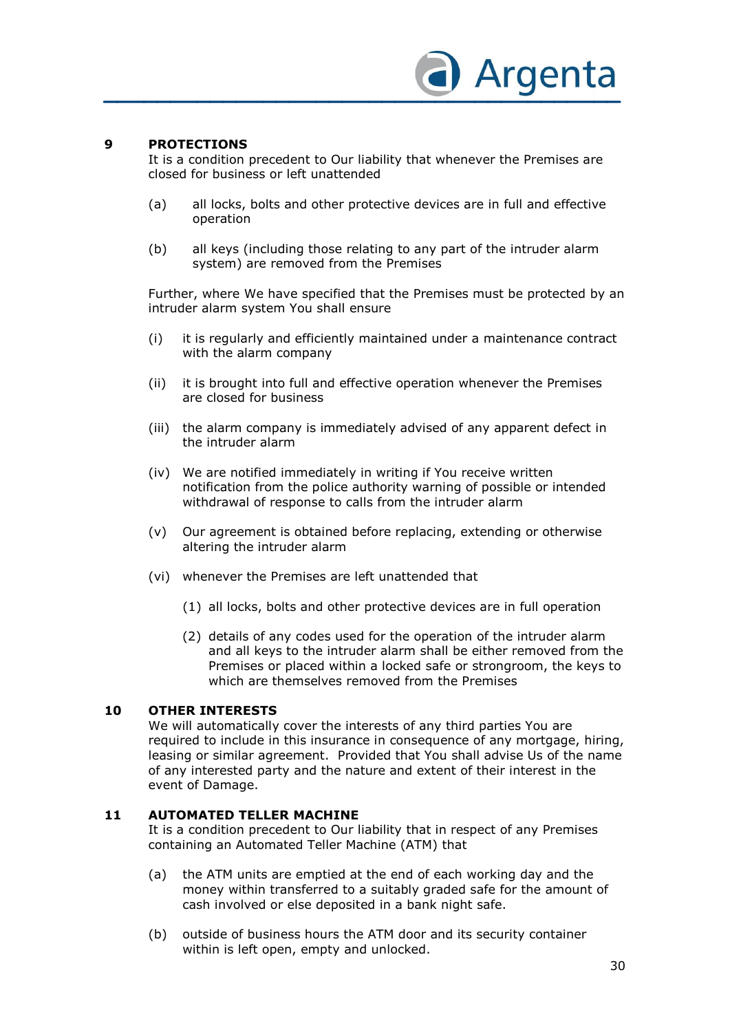## 9 PROTECTIONS

It is a condition precedent to Our liability that whenever the Premises are closed for business or left unattended

(a) all locks, bolts and other protective devices are in full and effective operation

(b) all keys (including those relating to any part of the intruder alarm system) are removed from the Premises

Further, where We have specified that the Premises must be protected by an intruder alarm system You shall ensure

(i) it is regularly and efficiently maintained under a maintenance contract with the alarm company

(ii) it is brought into full and effective operation whenever the Premises are closed for business

(iii) the alarm company is immediately advised of any apparent defect in the intruder alarm

(iv) We are notified immediately in writing if You receive written notification from the police authority warning of possible or intended withdrawal of response to calls from the intruder alarm

(v) Our agreement is obtained before replacing, extending or otherwise altering the intruder alarm

(vi) whenever the Premises are left unattended that

(1) all locks, bolts and other protective devices are in full operation

(2) details of any codes used for the operation of the intruder alarm and all keys to the intruder alarm shall be either removed from the Premises or placed within a locked safe or strongroom, the keys to which are themselves removed from the Premises

## 10 OTHER INTERESTS

We will automatically cover the interests of any third parties You are required to include in this insurance in consequence of any mortgage, hiring, leasing or similar agreement. Provided that You shall advise Us of the name of any interested party and the nature and extent of their interest in the event of Damage.

## 11 AUTOMATED TELLER MACHINE

It is a condition precedent to Our liability that in respect of any Premises containing an Automated Teller Machine (ATM) that

(a) the ATM units are emptied at the end of each working day and the money within transferred to a suitably graded safe for the amount of cash involved or else deposited in a bank night safe.

(b) outside of business hours the ATM door and its security container within is left open, empty and unlocked.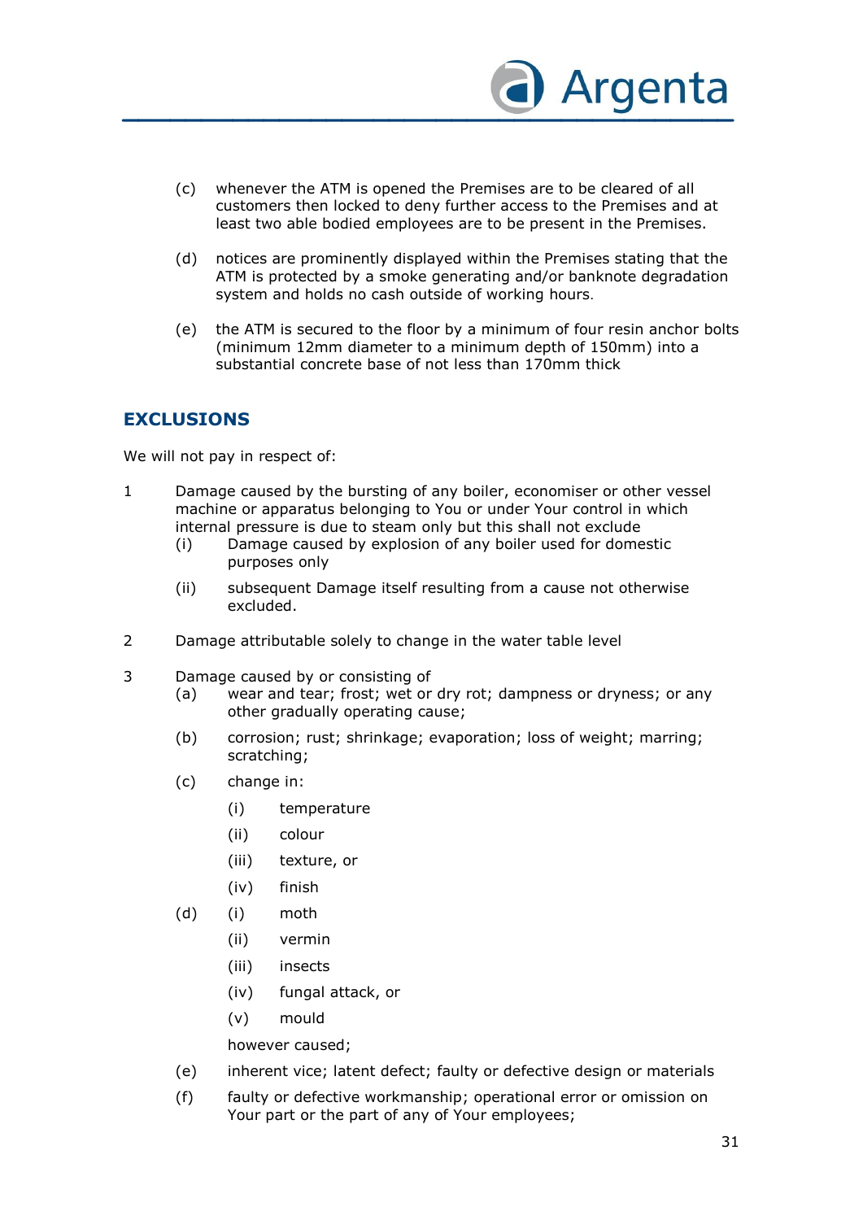(c) whenever the ATM is opened the Premises are to be cleared of all customers then locked to deny further access to the Premises and at least two able bodied employees are to be present in the Premises.

(d) notices are prominently displayed within the Premises stating that the ATM is protected by a smoke generating and/or banknote degradation system and holds no cash outside of working hours.

(e) the ATM is secured to the floor by a minimum of four resin anchor bolts (minimum 12mm diameter to a minimum depth of 150mm) into a substantial concrete base of not less than 170mm thick

## EXCLUSIONS

We will not pay in respect of:

1 Damage caused by the bursting of any boiler, economiser or other vessel machine or apparatus belonging to You or under Your control in which internal pressure is due to steam only but this shall not exclude

   (i) Damage caused by explosion of any boiler used for domestic purposes only

   (ii) subsequent Damage itself resulting from a cause not otherwise excluded.

2 Damage attributable solely to change in the water table level

3 Damage caused by or consisting of

   (a) wear and tear; frost; wet or dry rot; dampness or dryness; or any other gradually operating cause;

   (b) corrosion; rust; shrinkage; evaporation; loss of weight; marring; scratching;

   (c) change in:

      (i) temperature

      (ii) colour

      (iii) texture, or

      (iv) finish

   (d) (i) moth

      (ii) vermin

      (iii) insects

      (iv) fungal attack, or

      (v) mould

      however caused;

   (e) inherent vice; latent defect; faulty or defective design or materials

   (f) faulty or defective workmanship; operational error or omission on Your part or the part of any of Your employees;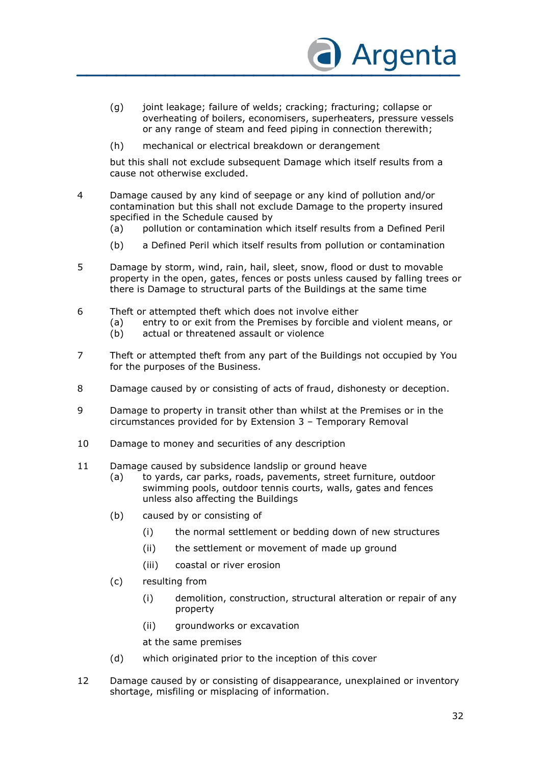(g) joint leakage; failure of welds; cracking; fracturing; collapse or overheating of boilers, economisers, superheaters, pressure vessels or any range of steam and feed piping in connection therewith;

(h) mechanical or electrical breakdown or derangement

but this shall not exclude subsequent Damage which itself results from a cause not otherwise excluded.

4 Damage caused by any kind of seepage or any kind of pollution and/or contamination but this shall not exclude Damage to the property insured specified in the Schedule caused by

(a) pollution or contamination which itself results from a Defined Peril

(b) a Defined Peril which itself results from pollution or contamination

5 Damage by storm, wind, rain, hail, sleet, snow, flood or dust to movable property in the open, gates, fences or posts unless caused by falling trees or there is Damage to structural parts of the Buildings at the same time

6 Theft or attempted theft which does not involve either

(a) entry to or exit from the Premises by forcible and violent means, or

(b) actual or threatened assault or violence

7 Theft or attempted theft from any part of the Buildings not occupied by You for the purposes of the Business.

8 Damage caused by or consisting of acts of fraud, dishonesty or deception.

9 Damage to property in transit other than whilst at the Premises or in the circumstances provided for by Extension 3 – Temporary Removal

10 Damage to money and securities of any description

11 Damage caused by subsidence landslip or ground heave

(a) to yards, car parks, roads, pavements, street furniture, outdoor swimming pools, outdoor tennis courts, walls, gates and fences unless also affecting the Buildings

(b) caused by or consisting of

(i) the normal settlement or bedding down of new structures

(ii) the settlement or movement of made up ground

(iii) coastal or river erosion

(c) resulting from

(i) demolition, construction, structural alteration or repair of any property

(ii) groundworks or excavation

at the same premises

(d) which originated prior to the inception of this cover

12 Damage caused by or consisting of disappearance, unexplained or inventory shortage, misfiling or misplacing of information.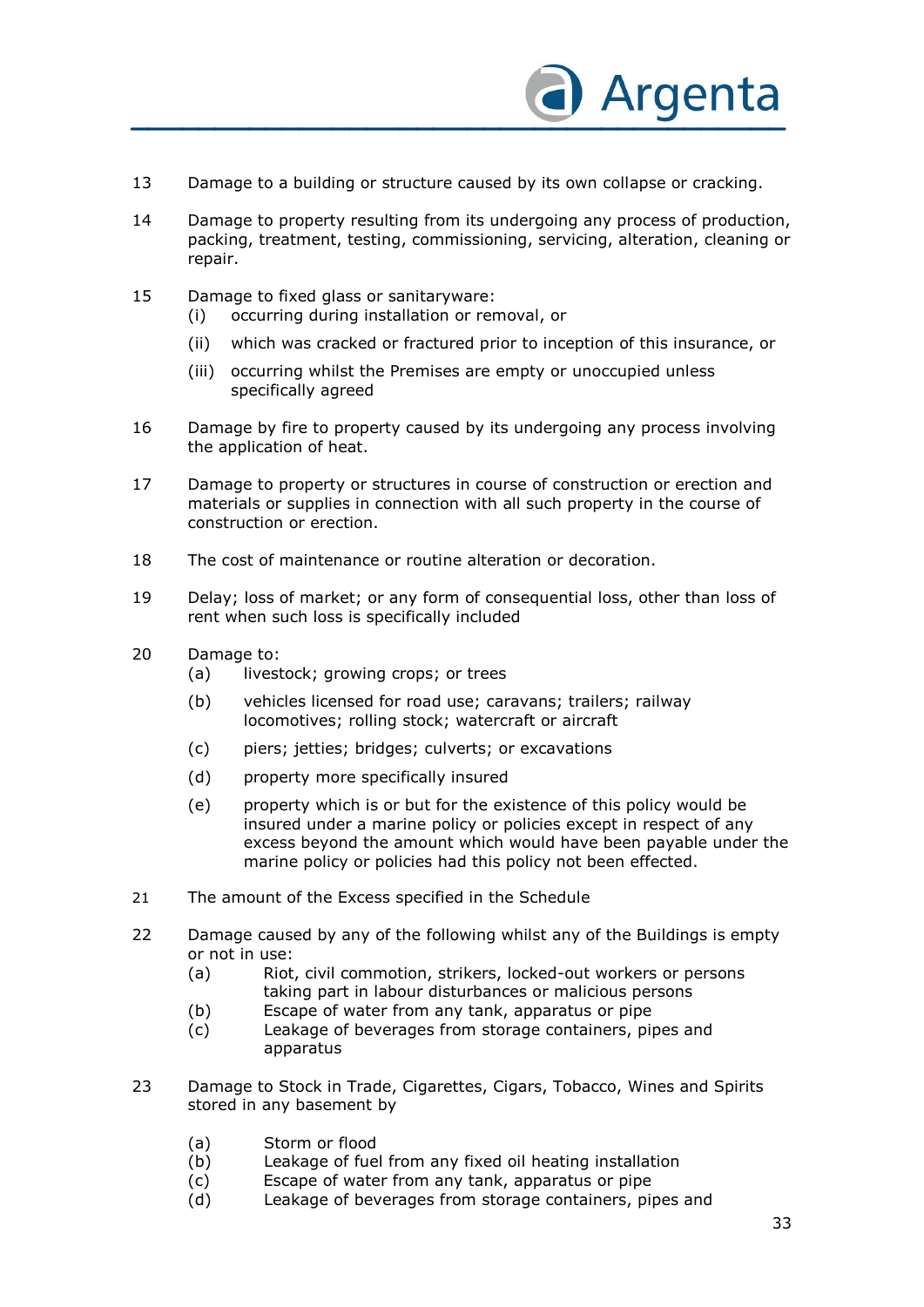13 Damage to a building or structure caused by its own collapse or cracking.

14 Damage to property resulting from its undergoing any process of production, packing, treatment, testing, commissioning, servicing, alteration, cleaning or repair.

15 Damage to fixed glass or sanitaryware:
   (i) occurring during installation or removal, or
   (ii) which was cracked or fractured prior to inception of this insurance, or
   (iii) occurring whilst the Premises are empty or unoccupied unless specifically agreed

16 Damage by fire to property caused by its undergoing any process involving the application of heat.

17 Damage to property or structures in course of construction or erection and materials or supplies in connection with all such property in the course of construction or erection.

18 The cost of maintenance or routine alteration or decoration.

19 Delay; loss of market; or any form of consequential loss, other than loss of rent when such loss is specifically included

20 Damage to:
   (a) livestock; growing crops; or trees
   (b) vehicles licensed for road use; caravans; trailers; railway locomotives; rolling stock; watercraft or aircraft
   (c) piers; jetties; bridges; culverts; or excavations
   (d) property more specifically insured
   (e) property which is or but for the existence of this policy would be insured under a marine policy or policies except in respect of any excess beyond the amount which would have been payable under the marine policy or policies had this policy not been effected.

21 The amount of the Excess specified in the Schedule

22 Damage caused by any of the following whilst any of the Buildings is empty or not in use:
   (a) Riot, civil commotion, strikers, locked-out workers or persons taking part in labour disturbances or malicious persons
   (b) Escape of water from any tank, apparatus or pipe
   (c) Leakage of beverages from storage containers, pipes and apparatus

23 Damage to Stock in Trade, Cigarettes, Cigars, Tobacco, Wines and Spirits stored in any basement by

   (a) Storm or flood
   (b) Leakage of fuel from any fixed oil heating installation
   (c) Escape of water from any tank, apparatus or pipe
   (d) Leakage of beverages from storage containers, pipes and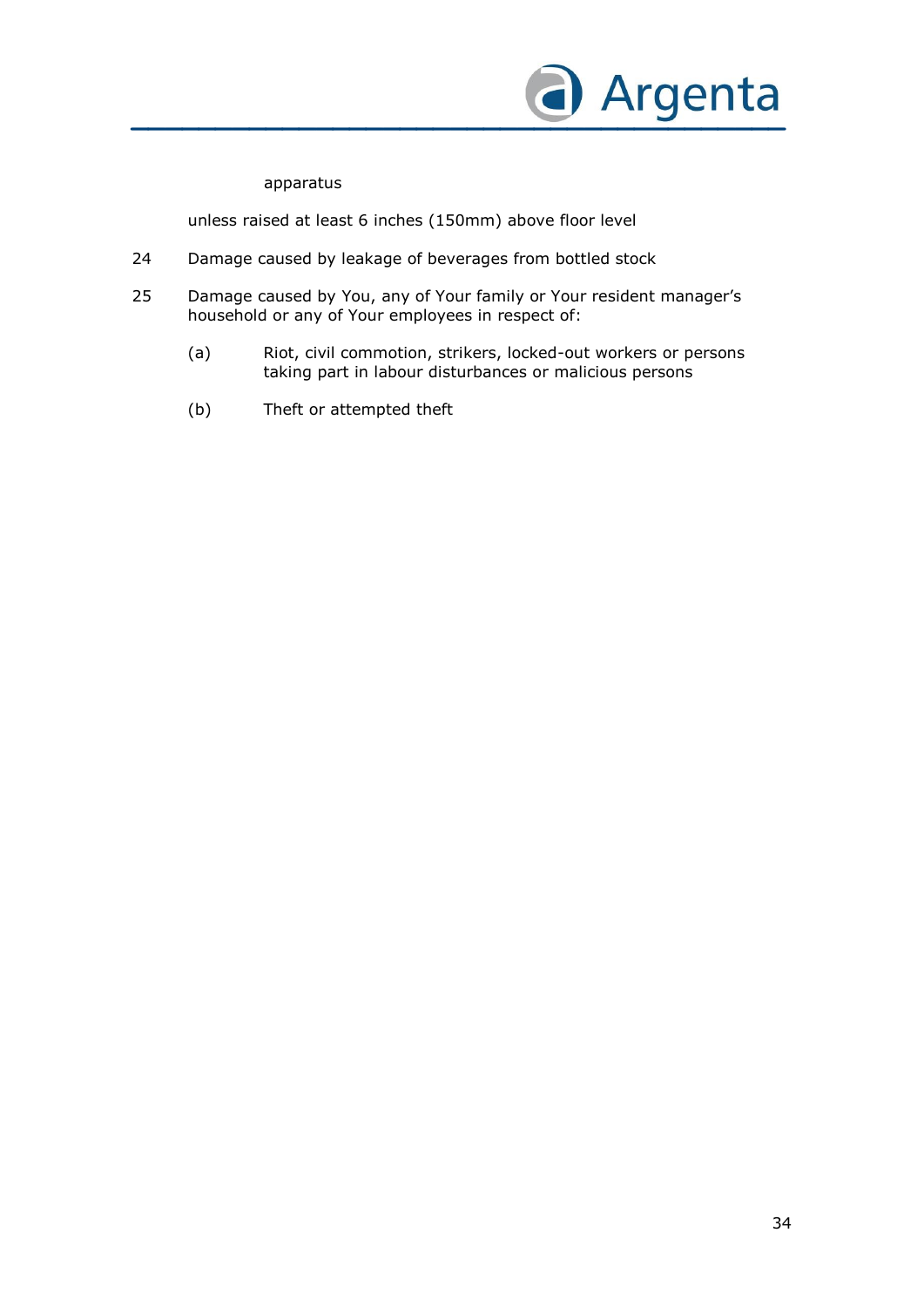apparatus

unless raised at least 6 inches (150mm) above floor level

24 Damage caused by leakage of beverages from bottled stock

25 Damage caused by You, any of Your family or Your resident manager's household or any of Your employees in respect of:

   (a) Riot, civil commotion, strikers, locked-out workers or persons taking part in labour disturbances or malicious persons

   (b) Theft or attempted theft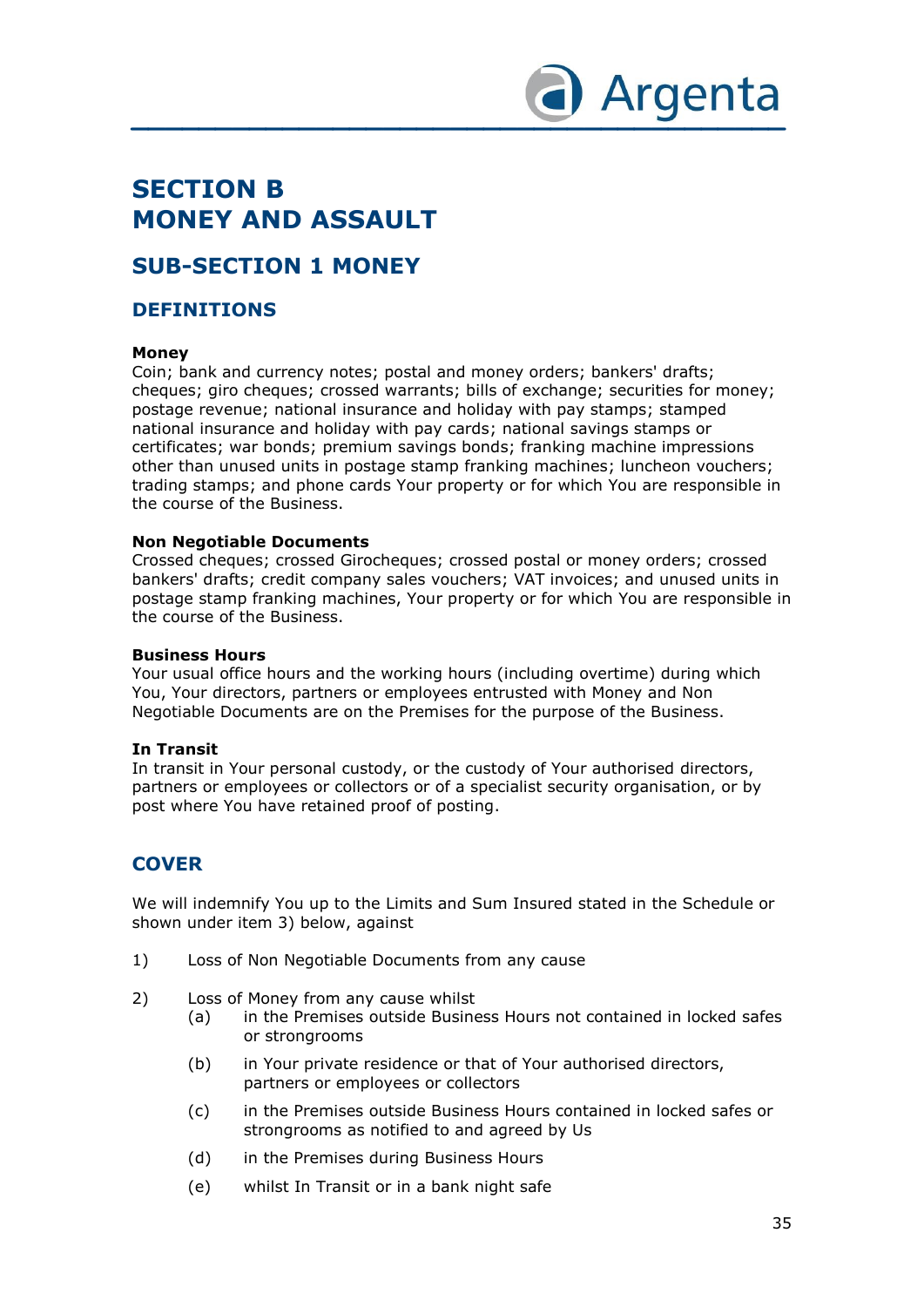# SECTION B
# MONEY AND ASSAULT

## SUB-SECTION 1 MONEY

### DEFINITIONS

**Money**
Coin; bank and currency notes; postal and money orders; bankers' drafts; cheques; giro cheques; crossed warrants; bills of exchange; securities for money; postage revenue; national insurance and holiday with pay stamps; stamped national insurance and holiday with pay cards; national savings stamps or certificates; war bonds; premium savings bonds; franking machine impressions other than unused units in postage stamp franking machines; luncheon vouchers; trading stamps; and phone cards Your property or for which You are responsible in the course of the Business.

**Non Negotiable Documents**
Crossed cheques; crossed Girocheques; crossed postal or money orders; crossed bankers' drafts; credit company sales vouchers; VAT invoices; and unused units in postage stamp franking machines, Your property or for which You are responsible in the course of the Business.

**Business Hours**
Your usual office hours and the working hours (including overtime) during which You, Your directors, partners or employees entrusted with Money and Non Negotiable Documents are on the Premises for the purpose of the Business.

**In Transit**
In transit in Your personal custody, or the custody of Your authorised directors, partners or employees or collectors or of a specialist security organisation, or by post where You have retained proof of posting.

### COVER

We will indemnify You up to the Limits and Sum Insured stated in the Schedule or shown under item 3) below, against

1) Loss of Non Negotiable Documents from any cause

2) Loss of Money from any cause whilst
   (a) in the Premises outside Business Hours not contained in locked safes or strongrooms
   (b) in Your private residence or that of Your authorised directors, partners or employees or collectors
   (c) in the Premises outside Business Hours contained in locked safes or strongrooms as notified to and agreed by Us
   (d) in the Premises during Business Hours
   (e) whilst In Transit or in a bank night safe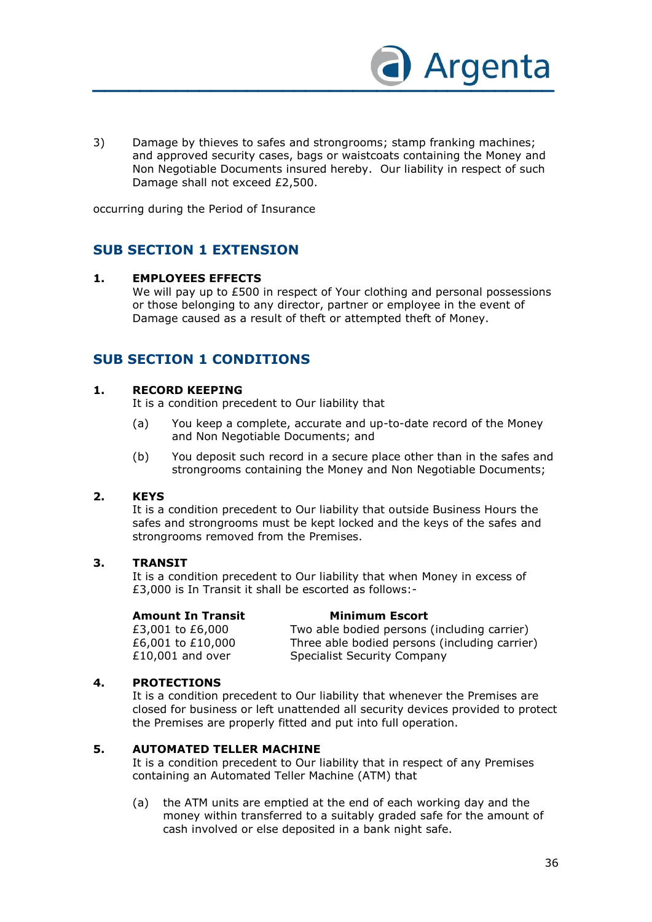3) Damage by thieves to safes and strongrooms; stamp franking machines; and approved security cases, bags or waistcoats containing the Money and Non Negotiable Documents insured hereby. Our liability in respect of such Damage shall not exceed £2,500.

occurring during the Period of Insurance

## SUB SECTION 1 EXTENSION

**1. EMPLOYEES EFFECTS**

We will pay up to £500 in respect of Your clothing and personal possessions or those belonging to any director, partner or employee in the event of Damage caused as a result of theft or attempted theft of Money.

## SUB SECTION 1 CONDITIONS

**1. RECORD KEEPING**

It is a condition precedent to Our liability that

(a) You keep a complete, accurate and up-to-date record of the Money and Non Negotiable Documents; and

(b) You deposit such record in a secure place other than in the safes and strongrooms containing the Money and Non Negotiable Documents;

**2. KEYS**

It is a condition precedent to Our liability that outside Business Hours the safes and strongrooms must be kept locked and the keys of the safes and strongrooms removed from the Premises.

**3. TRANSIT**

It is a condition precedent to Our liability that when Money in excess of £3,000 is In Transit it shall be escorted as follows:-

| Amount In Transit | Minimum Escort |
|---|---|
| £3,001 to £6,000 | Two able bodied persons (including carrier) |
| £6,001 to £10,000 | Three able bodied persons (including carrier) |
| £10,001 and over | Specialist Security Company |

**4. PROTECTIONS**

It is a condition precedent to Our liability that whenever the Premises are closed for business or left unattended all security devices provided to protect the Premises are properly fitted and put into full operation.

**5. AUTOMATED TELLER MACHINE**

It is a condition precedent to Our liability that in respect of any Premises containing an Automated Teller Machine (ATM) that

(a) the ATM units are emptied at the end of each working day and the money within transferred to a suitably graded safe for the amount of cash involved or else deposited in a bank night safe.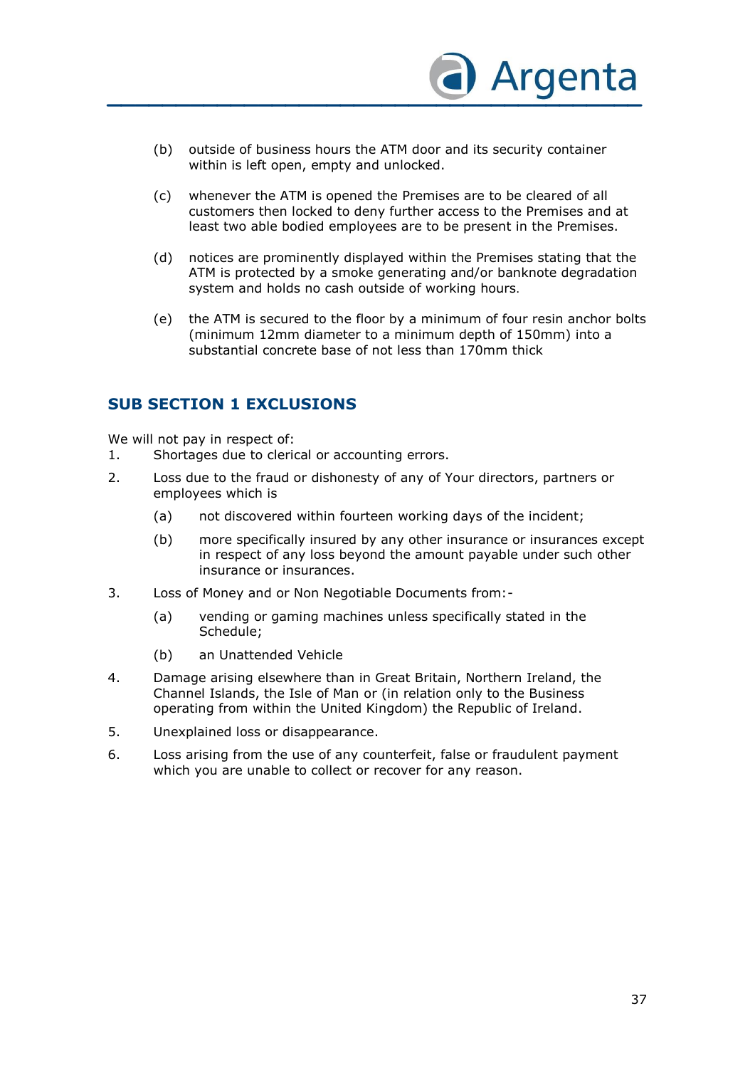(b) outside of business hours the ATM door and its security container within is left open, empty and unlocked.

(c) whenever the ATM is opened the Premises are to be cleared of all customers then locked to deny further access to the Premises and at least two able bodied employees are to be present in the Premises.

(d) notices are prominently displayed within the Premises stating that the ATM is protected by a smoke generating and/or banknote degradation system and holds no cash outside of working hours.

(e) the ATM is secured to the floor by a minimum of four resin anchor bolts (minimum 12mm diameter to a minimum depth of 150mm) into a substantial concrete base of not less than 170mm thick

## SUB SECTION 1 EXCLUSIONS

We will not pay in respect of:

1. Shortages due to clerical or accounting errors.
2. Loss due to the fraud or dishonesty of any of Your directors, partners or employees which is
   - (a) not discovered within fourteen working days of the incident;
   - (b) more specifically insured by any other insurance or insurances except in respect of any loss beyond the amount payable under such other insurance or insurances.
3. Loss of Money and or Non Negotiable Documents from:-
   - (a) vending or gaming machines unless specifically stated in the Schedule;
   - (b) an Unattended Vehicle
4. Damage arising elsewhere than in Great Britain, Northern Ireland, the Channel Islands, the Isle of Man or (in relation only to the Business operating from within the United Kingdom) the Republic of Ireland.
5. Unexplained loss or disappearance.
6. Loss arising from the use of any counterfeit, false or fraudulent payment which you are unable to collect or recover for any reason.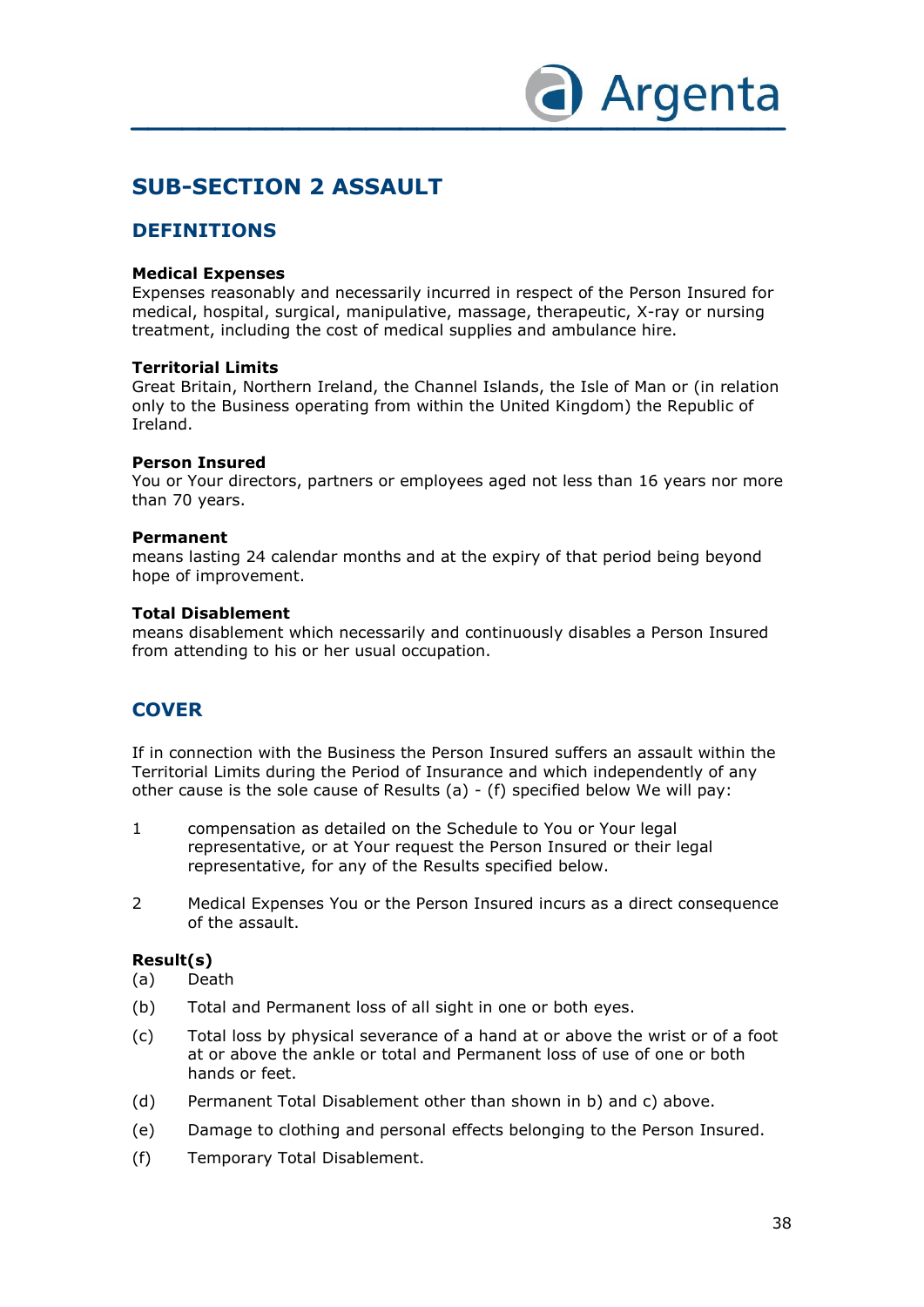# SUB-SECTION 2 ASSAULT

## DEFINITIONS

**Medical Expenses**
Expenses reasonably and necessarily incurred in respect of the Person Insured for medical, hospital, surgical, manipulative, massage, therapeutic, X-ray or nursing treatment, including the cost of medical supplies and ambulance hire.

**Territorial Limits**
Great Britain, Northern Ireland, the Channel Islands, the Isle of Man or (in relation only to the Business operating from within the United Kingdom) the Republic of Ireland.

**Person Insured**
You or Your directors, partners or employees aged not less than 16 years nor more than 70 years.

**Permanent**
means lasting 24 calendar months and at the expiry of that period being beyond hope of improvement.

**Total Disablement**
means disablement which necessarily and continuously disables a Person Insured from attending to his or her usual occupation.

## COVER

If in connection with the Business the Person Insured suffers an assault within the Territorial Limits during the Period of Insurance and which independently of any other cause is the sole cause of Results (a) - (f) specified below We will pay:

1 compensation as detailed on the Schedule to You or Your legal representative, or at Your request the Person Insured or their legal representative, for any of the Results specified below.

2 Medical Expenses You or the Person Insured incurs as a direct consequence of the assault.

**Result(s)**

(a) Death

(b) Total and Permanent loss of all sight in one or both eyes.

(c) Total loss by physical severance of a hand at or above the wrist or of a foot at or above the ankle or total and Permanent loss of use of one or both hands or feet.

(d) Permanent Total Disablement other than shown in b) and c) above.

(e) Damage to clothing and personal effects belonging to the Person Insured.

(f) Temporary Total Disablement.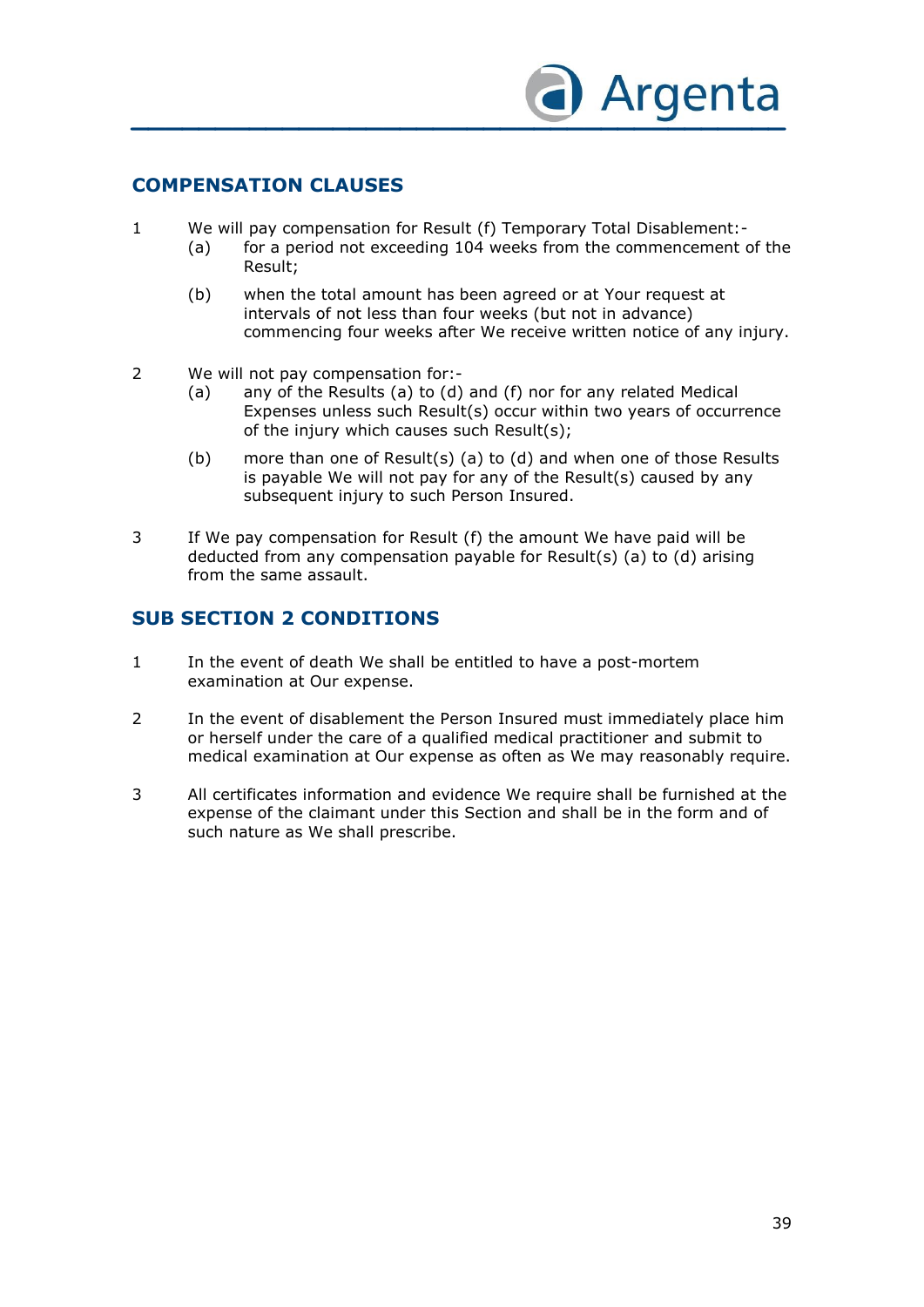## COMPENSATION CLAUSES

1 We will pay compensation for Result (f) Temporary Total Disablement:-
   - (a) for a period not exceeding 104 weeks from the commencement of the Result;
   - (b) when the total amount has been agreed or at Your request at intervals of not less than four weeks (but not in advance) commencing four weeks after We receive written notice of any injury.

2 We will not pay compensation for:-
   - (a) any of the Results (a) to (d) and (f) nor for any related Medical Expenses unless such Result(s) occur within two years of occurrence of the injury which causes such Result(s);
   - (b) more than one of Result(s) (a) to (d) and when one of those Results is payable We will not pay for any of the Result(s) caused by any subsequent injury to such Person Insured.

3 If We pay compensation for Result (f) the amount We have paid will be deducted from any compensation payable for Result(s) (a) to (d) arising from the same assault.

## SUB SECTION 2 CONDITIONS

1 In the event of death We shall be entitled to have a post-mortem examination at Our expense.

2 In the event of disablement the Person Insured must immediately place him or herself under the care of a qualified medical practitioner and submit to medical examination at Our expense as often as We may reasonably require.

3 All certificates information and evidence We require shall be furnished at the expense of the claimant under this Section and shall be in the form and of such nature as We shall prescribe.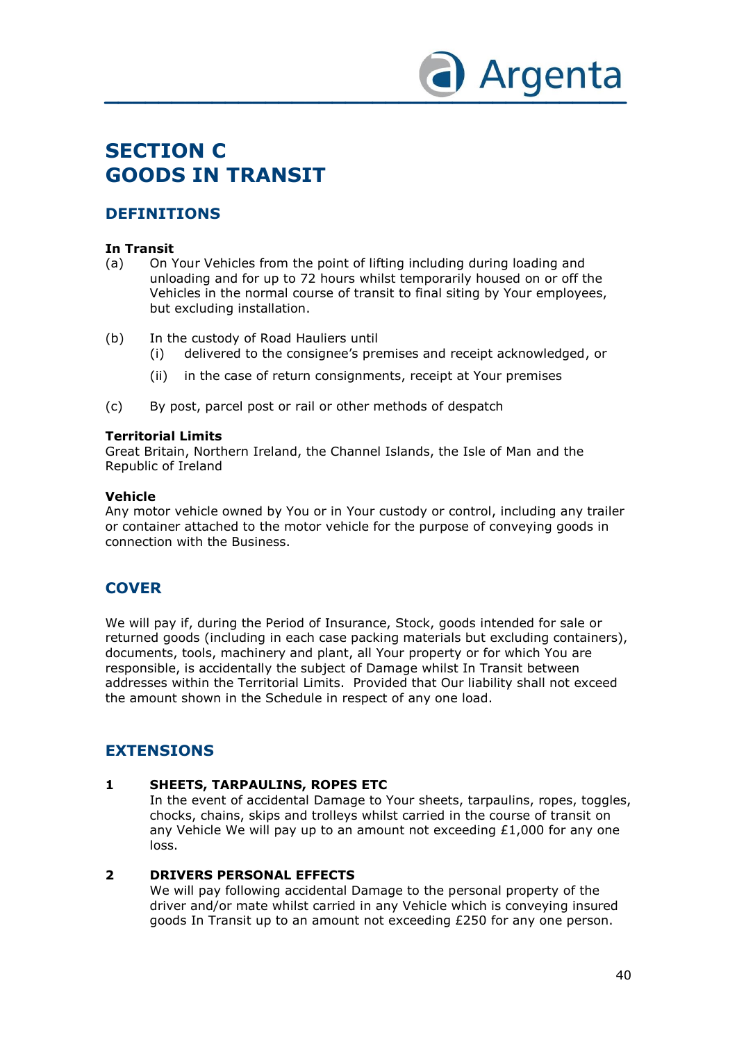# SECTION C
# GOODS IN TRANSIT

## DEFINITIONS

**In Transit**

(a) On Your Vehicles from the point of lifting including during loading and unloading and for up to 72 hours whilst temporarily housed on or off the Vehicles in the normal course of transit to final siting by Your employees, but excluding installation.

(b) In the custody of Road Hauliers until
   - (i) delivered to the consignee's premises and receipt acknowledged, or
   - (ii) in the case of return consignments, receipt at Your premises

(c) By post, parcel post or rail or other methods of despatch

**Territorial Limits**

Great Britain, Northern Ireland, the Channel Islands, the Isle of Man and the Republic of Ireland

**Vehicle**

Any motor vehicle owned by You or in Your custody or control, including any trailer or container attached to the motor vehicle for the purpose of conveying goods in connection with the Business.

## COVER

We will pay if, during the Period of Insurance, Stock, goods intended for sale or returned goods (including in each case packing materials but excluding containers), documents, tools, machinery and plant, all Your property or for which You are responsible, is accidentally the subject of Damage whilst In Transit between addresses within the Territorial Limits. Provided that Our liability shall not exceed the amount shown in the Schedule in respect of any one load.

## EXTENSIONS

**1 SHEETS, TARPAULINS, ROPES ETC**

In the event of accidental Damage to Your sheets, tarpaulins, ropes, toggles, chocks, chains, skips and trolleys whilst carried in the course of transit on any Vehicle We will pay up to an amount not exceeding £1,000 for any one loss.

**2 DRIVERS PERSONAL EFFECTS**

We will pay following accidental Damage to the personal property of the driver and/or mate whilst carried in any Vehicle which is conveying insured goods In Transit up to an amount not exceeding £250 for any one person.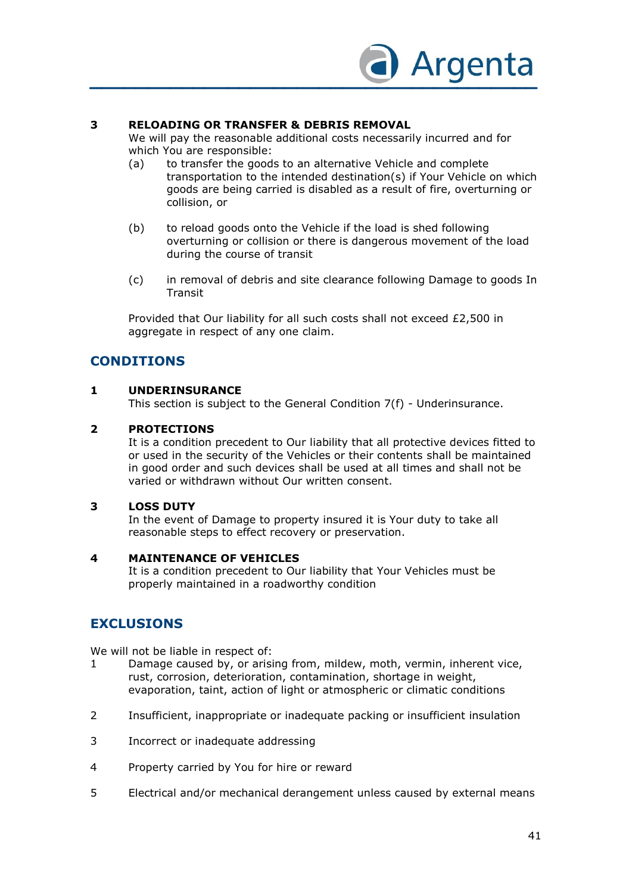**3 RELOADING OR TRANSFER & DEBRIS REMOVAL**

We will pay the reasonable additional costs necessarily incurred and for which You are responsible:

(a) to transfer the goods to an alternative Vehicle and complete transportation to the intended destination(s) if Your Vehicle on which goods are being carried is disabled as a result of fire, overturning or collision, or

(b) to reload goods onto the Vehicle if the load is shed following overturning or collision or there is dangerous movement of the load during the course of transit

(c) in removal of debris and site clearance following Damage to goods In Transit

Provided that Our liability for all such costs shall not exceed £2,500 in aggregate in respect of any one claim.

## CONDITIONS

**1 UNDERINSURANCE**

This section is subject to the General Condition 7(f) - Underinsurance.

**2 PROTECTIONS**

It is a condition precedent to Our liability that all protective devices fitted to or used in the security of the Vehicles or their contents shall be maintained in good order and such devices shall be used at all times and shall not be varied or withdrawn without Our written consent.

**3 LOSS DUTY**

In the event of Damage to property insured it is Your duty to take all reasonable steps to effect recovery or preservation.

**4 MAINTENANCE OF VEHICLES**

It is a condition precedent to Our liability that Your Vehicles must be properly maintained in a roadworthy condition

## EXCLUSIONS

We will not be liable in respect of:

1 Damage caused by, or arising from, mildew, moth, vermin, inherent vice, rust, corrosion, deterioration, contamination, shortage in weight, evaporation, taint, action of light or atmospheric or climatic conditions

2 Insufficient, inappropriate or inadequate packing or insufficient insulation

3 Incorrect or inadequate addressing

4 Property carried by You for hire or reward

5 Electrical and/or mechanical derangement unless caused by external means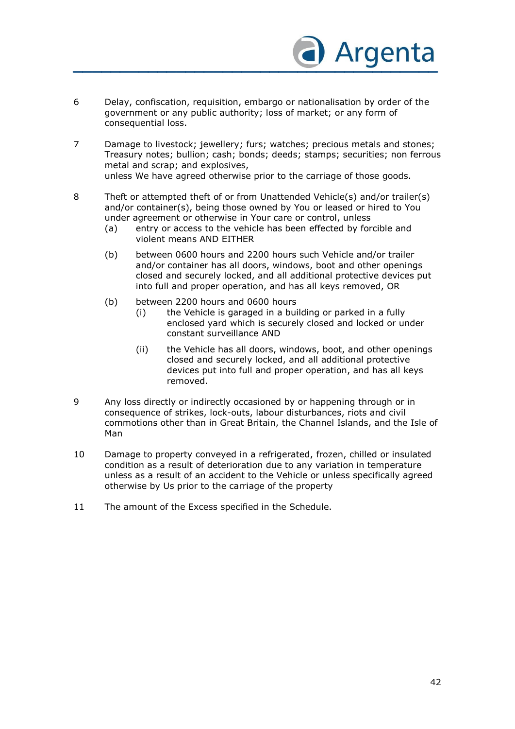6 Delay, confiscation, requisition, embargo or nationalisation by order of the government or any public authority; loss of market; or any form of consequential loss.

7 Damage to livestock; jewellery; furs; watches; precious metals and stones; Treasury notes; bullion; cash; bonds; deeds; stamps; securities; non ferrous metal and scrap; and explosives,
unless We have agreed otherwise prior to the carriage of those goods.

8 Theft or attempted theft of or from Unattended Vehicle(s) and/or trailer(s) and/or container(s), being those owned by You or leased or hired to You under agreement or otherwise in Your care or control, unless
   (a) entry or access to the vehicle has been effected by forcible and violent means AND EITHER
   (b) between 0600 hours and 2200 hours such Vehicle and/or trailer and/or container has all doors, windows, boot and other openings closed and securely locked, and all additional protective devices put into full and proper operation, and has all keys removed, OR
   (b) between 2200 hours and 0600 hours
      (i) the Vehicle is garaged in a building or parked in a fully enclosed yard which is securely closed and locked or under constant surveillance AND
      (ii) the Vehicle has all doors, windows, boot, and other openings closed and securely locked, and all additional protective devices put into full and proper operation, and has all keys removed.

9 Any loss directly or indirectly occasioned by or happening through or in consequence of strikes, lock-outs, labour disturbances, riots and civil commotions other than in Great Britain, the Channel Islands, and the Isle of Man

10 Damage to property conveyed in a refrigerated, frozen, chilled or insulated condition as a result of deterioration due to any variation in temperature unless as a result of an accident to the Vehicle or unless specifically agreed otherwise by Us prior to the carriage of the property

11 The amount of the Excess specified in the Schedule.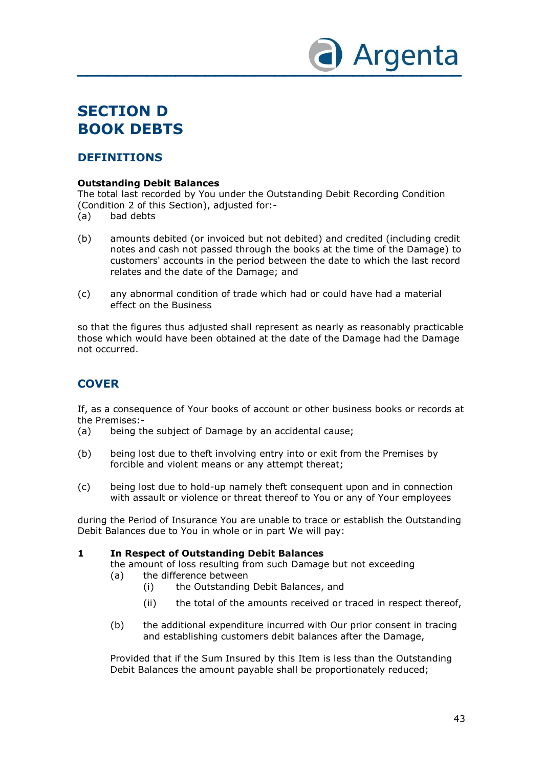# SECTION D
# BOOK DEBTS

## DEFINITIONS

**Outstanding Debit Balances**
The total last recorded by You under the Outstanding Debit Recording Condition (Condition 2 of this Section), adjusted for:-

(a) bad debts

(b) amounts debited (or invoiced but not debited) and credited (including credit notes and cash not passed through the books at the time of the Damage) to customers' accounts in the period between the date to which the last record relates and the date of the Damage; and

(c) any abnormal condition of trade which had or could have had a material effect on the Business

so that the figures thus adjusted shall represent as nearly as reasonably practicable those which would have been obtained at the date of the Damage had the Damage not occurred.

## COVER

If, as a consequence of Your books of account or other business books or records at the Premises:-

(a) being the subject of Damage by an accidental cause;

(b) being lost due to theft involving entry into or exit from the Premises by forcible and violent means or any attempt thereat;

(c) being lost due to hold-up namely theft consequent upon and in connection with assault or violence or threat thereof to You or any of Your employees

during the Period of Insurance You are unable to trace or establish the Outstanding Debit Balances due to You in whole or in part We will pay:

**1 In Respect of Outstanding Debit Balances**

the amount of loss resulting from such Damage but not exceeding

(a) the difference between

 (i) the Outstanding Debit Balances, and

 (ii) the total of the amounts received or traced in respect thereof,

(b) the additional expenditure incurred with Our prior consent in tracing and establishing customers debit balances after the Damage,

Provided that if the Sum Insured by this Item is less than the Outstanding Debit Balances the amount payable shall be proportionately reduced;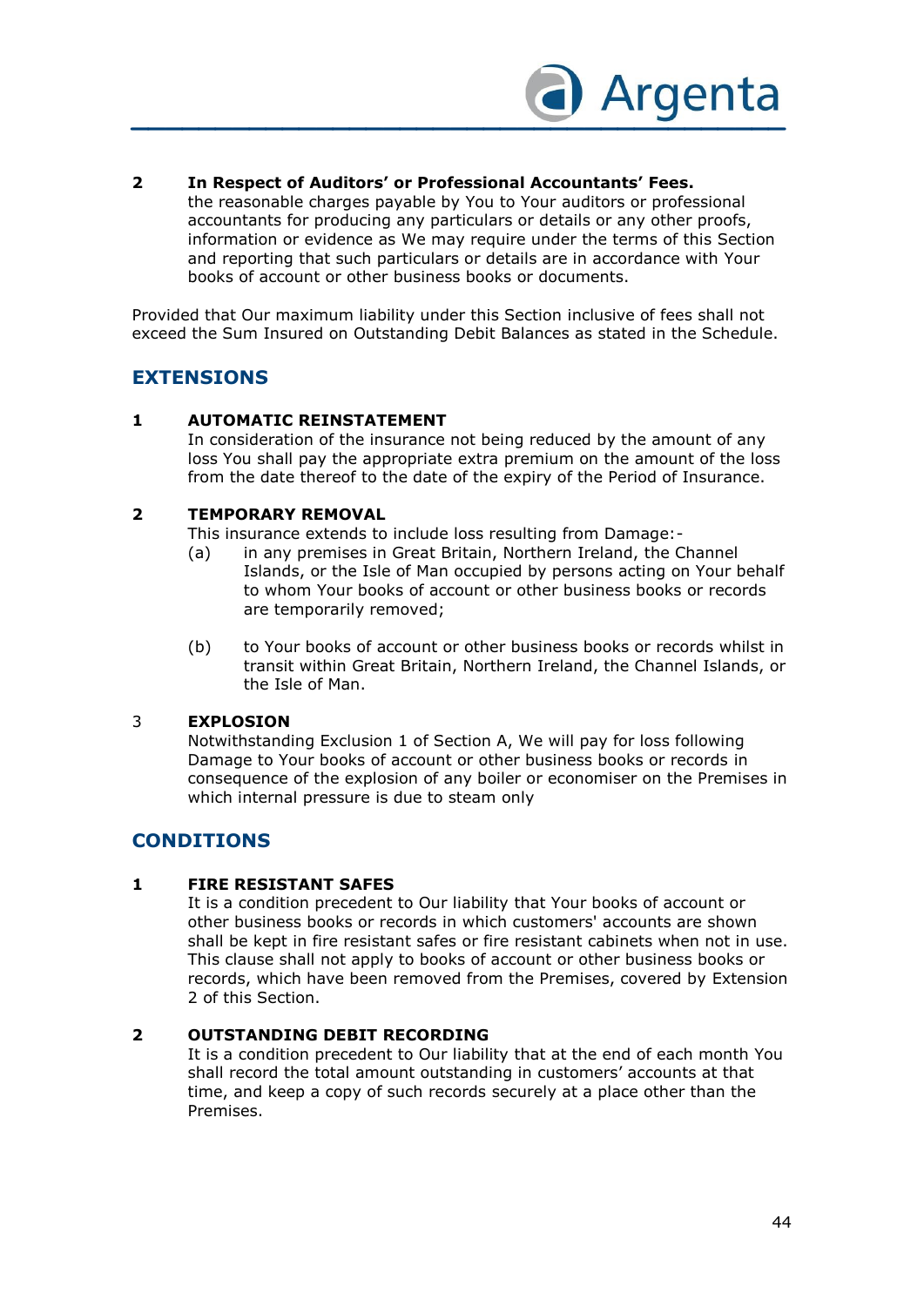**2 In Respect of Auditors' or Professional Accountants' Fees.**
the reasonable charges payable by You to Your auditors or professional accountants for producing any particulars or details or any other proofs, information or evidence as We may require under the terms of this Section and reporting that such particulars or details are in accordance with Your books of account or other business books or documents.

Provided that Our maximum liability under this Section inclusive of fees shall not exceed the Sum Insured on Outstanding Debit Balances as stated in the Schedule.

## EXTENSIONS

**1 AUTOMATIC REINSTATEMENT**
In consideration of the insurance not being reduced by the amount of any loss You shall pay the appropriate extra premium on the amount of the loss from the date thereof to the date of the expiry of the Period of Insurance.

**2 TEMPORARY REMOVAL**
This insurance extends to include loss resulting from Damage:-

(a) in any premises in Great Britain, Northern Ireland, the Channel Islands, or the Isle of Man occupied by persons acting on Your behalf to whom Your books of account or other business books or records are temporarily removed;

(b) to Your books of account or other business books or records whilst in transit within Great Britain, Northern Ireland, the Channel Islands, or the Isle of Man.

3 **EXPLOSION**
Notwithstanding Exclusion 1 of Section A, We will pay for loss following Damage to Your books of account or other business books or records in consequence of the explosion of any boiler or economiser on the Premises in which internal pressure is due to steam only

## CONDITIONS

**1 FIRE RESISTANT SAFES**
It is a condition precedent to Our liability that Your books of account or other business books or records in which customers' accounts are shown shall be kept in fire resistant safes or fire resistant cabinets when not in use. This clause shall not apply to books of account or other business books or records, which have been removed from the Premises, covered by Extension 2 of this Section.

**2 OUTSTANDING DEBIT RECORDING**
It is a condition precedent to Our liability that at the end of each month You shall record the total amount outstanding in customers' accounts at that time, and keep a copy of such records securely at a place other than the Premises.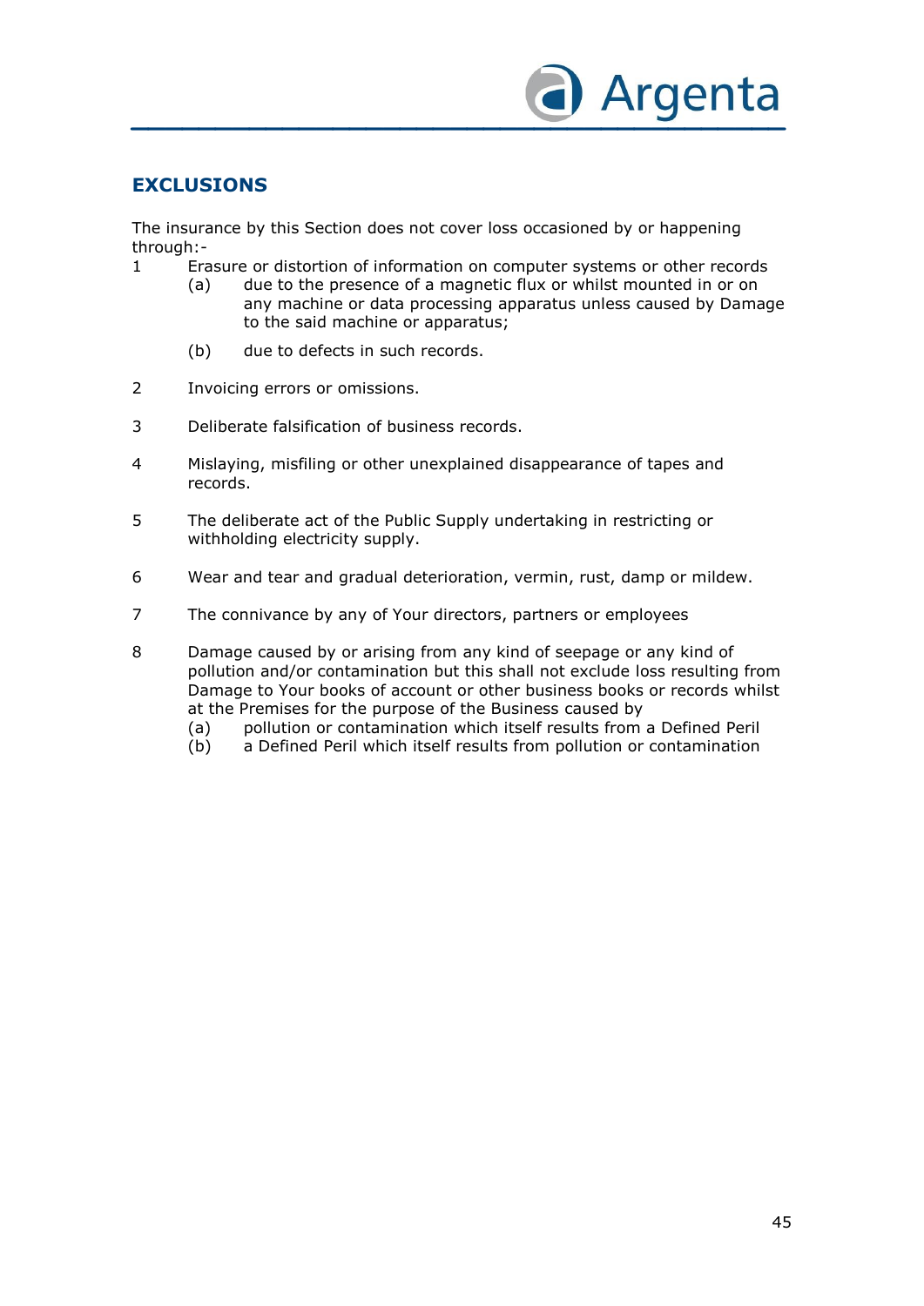## EXCLUSIONS

The insurance by this Section does not cover loss occasioned by or happening through:-

1. Erasure or distortion of information on computer systems or other records
   - (a) due to the presence of a magnetic flux or whilst mounted in or on any machine or data processing apparatus unless caused by Damage to the said machine or apparatus;
   - (b) due to defects in such records.
2. Invoicing errors or omissions.
3. Deliberate falsification of business records.
4. Mislaying, misfiling or other unexplained disappearance of tapes and records.
5. The deliberate act of the Public Supply undertaking in restricting or withholding electricity supply.
6. Wear and tear and gradual deterioration, vermin, rust, damp or mildew.
7. The connivance by any of Your directors, partners or employees
8. Damage caused by or arising from any kind of seepage or any kind of pollution and/or contamination but this shall not exclude loss resulting from Damage to Your books of account or other business books or records whilst at the Premises for the purpose of the Business caused by
   - (a) pollution or contamination which itself results from a Defined Peril
   - (b) a Defined Peril which itself results from pollution or contamination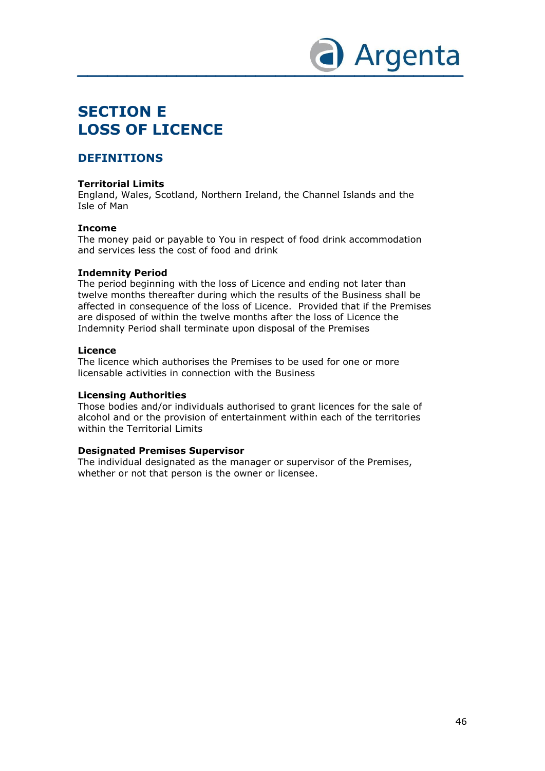# SECTION E
# LOSS OF LICENCE

## DEFINITIONS

**Territorial Limits**
England, Wales, Scotland, Northern Ireland, the Channel Islands and the Isle of Man

**Income**
The money paid or payable to You in respect of food drink accommodation and services less the cost of food and drink

**Indemnity Period**
The period beginning with the loss of Licence and ending not later than twelve months thereafter during which the results of the Business shall be affected in consequence of the loss of Licence. Provided that if the Premises are disposed of within the twelve months after the loss of Licence the Indemnity Period shall terminate upon disposal of the Premises

**Licence**
The licence which authorises the Premises to be used for one or more licensable activities in connection with the Business

**Licensing Authorities**
Those bodies and/or individuals authorised to grant licences for the sale of alcohol and or the provision of entertainment within each of the territories within the Territorial Limits

**Designated Premises Supervisor**
The individual designated as the manager or supervisor of the Premises, whether or not that person is the owner or licensee.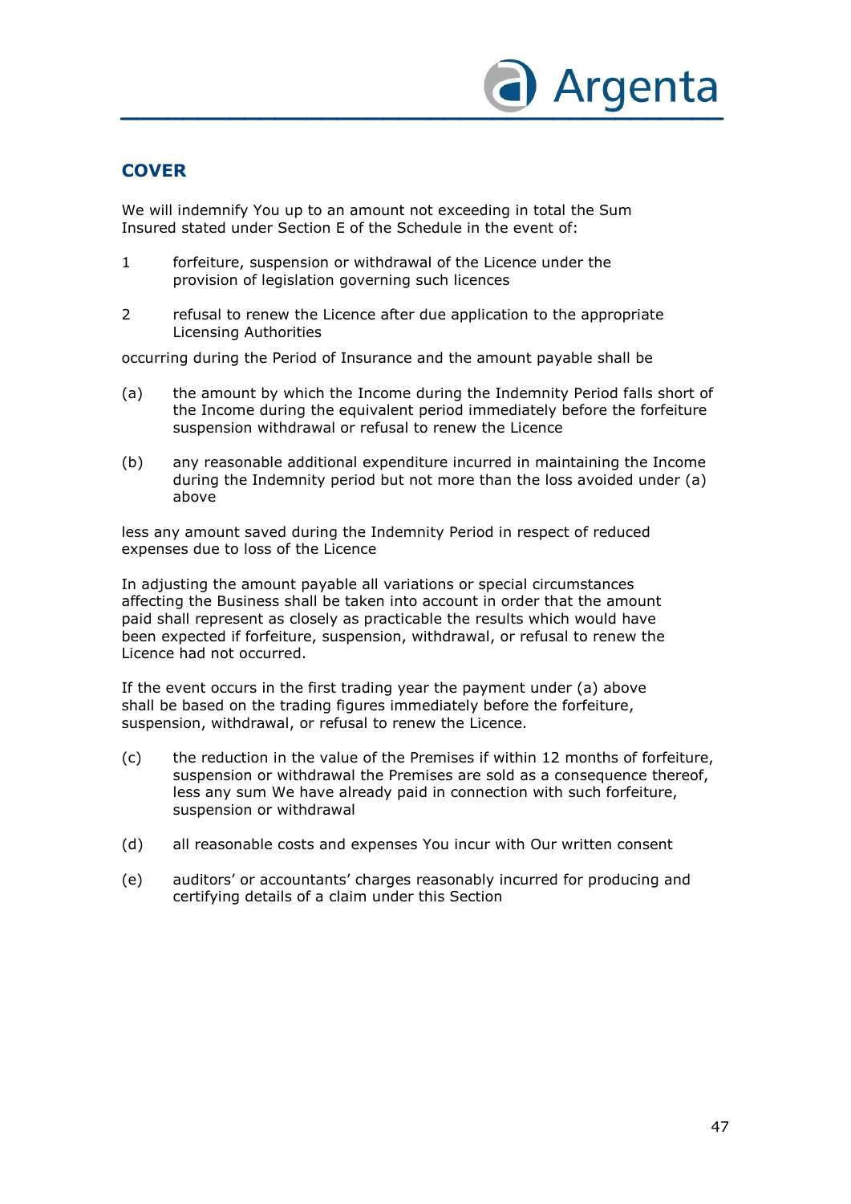## COVER

We will indemnify You up to an amount not exceeding in total the Sum Insured stated under Section E of the Schedule in the event of:

1. forfeiture, suspension or withdrawal of the Licence under the provision of legislation governing such licences
2. refusal to renew the Licence after due application to the appropriate Licensing Authorities

occurring during the Period of Insurance and the amount payable shall be

(a) the amount by which the Income during the Indemnity Period falls short of the Income during the equivalent period immediately before the forfeiture suspension withdrawal or refusal to renew the Licence

(b) any reasonable additional expenditure incurred in maintaining the Income during the Indemnity period but not more than the loss avoided under (a) above

less any amount saved during the Indemnity Period in respect of reduced expenses due to loss of the Licence

In adjusting the amount payable all variations or special circumstances affecting the Business shall be taken into account in order that the amount paid shall represent as closely as practicable the results which would have been expected if forfeiture, suspension, withdrawal, or refusal to renew the Licence had not occurred.

If the event occurs in the first trading year the payment under (a) above shall be based on the trading figures immediately before the forfeiture, suspension, withdrawal, or refusal to renew the Licence.

(c) the reduction in the value of the Premises if within 12 months of forfeiture, suspension or withdrawal the Premises are sold as a consequence thereof, less any sum We have already paid in connection with such forfeiture, suspension or withdrawal

(d) all reasonable costs and expenses You incur with Our written consent

(e) auditors' or accountants' charges reasonably incurred for producing and certifying details of a claim under this Section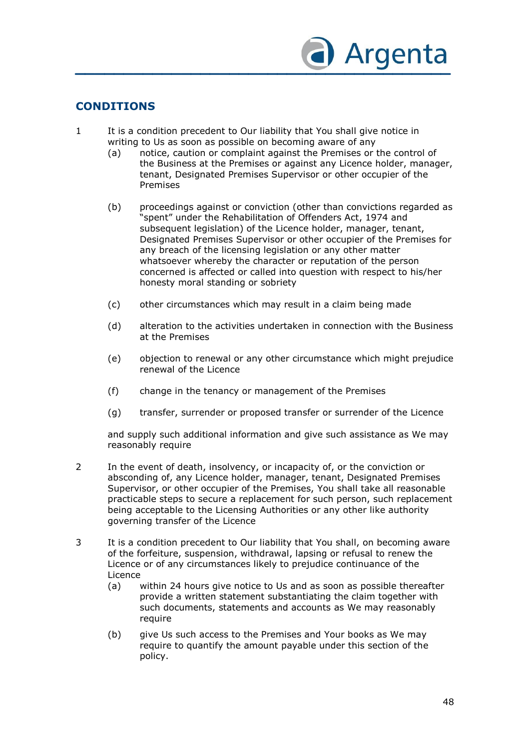## CONDITIONS

1 It is a condition precedent to Our liability that You shall give notice in writing to Us as soon as possible on becoming aware of any

   (a) notice, caution or complaint against the Premises or the control of the Business at the Premises or against any Licence holder, manager, tenant, Designated Premises Supervisor or other occupier of the Premises

   (b) proceedings against or conviction (other than convictions regarded as "spent" under the Rehabilitation of Offenders Act, 1974 and subsequent legislation) of the Licence holder, manager, tenant, Designated Premises Supervisor or other occupier of the Premises for any breach of the licensing legislation or any other matter whatsoever whereby the character or reputation of the person concerned is affected or called into question with respect to his/her honesty moral standing or sobriety

   (c) other circumstances which may result in a claim being made

   (d) alteration to the activities undertaken in connection with the Business at the Premises

   (e) objection to renewal or any other circumstance which might prejudice renewal of the Licence

   (f) change in the tenancy or management of the Premises

   (g) transfer, surrender or proposed transfer or surrender of the Licence

   and supply such additional information and give such assistance as We may reasonably require

2 In the event of death, insolvency, or incapacity of, or the conviction or absconding of, any Licence holder, manager, tenant, Designated Premises Supervisor, or other occupier of the Premises, You shall take all reasonable practicable steps to secure a replacement for such person, such replacement being acceptable to the Licensing Authorities or any other like authority governing transfer of the Licence

3 It is a condition precedent to Our liability that You shall, on becoming aware of the forfeiture, suspension, withdrawal, lapsing or refusal to renew the Licence or of any circumstances likely to prejudice continuance of the Licence

   (a) within 24 hours give notice to Us and as soon as possible thereafter provide a written statement substantiating the claim together with such documents, statements and accounts as We may reasonably require

   (b) give Us such access to the Premises and Your books as We may require to quantify the amount payable under this section of the policy.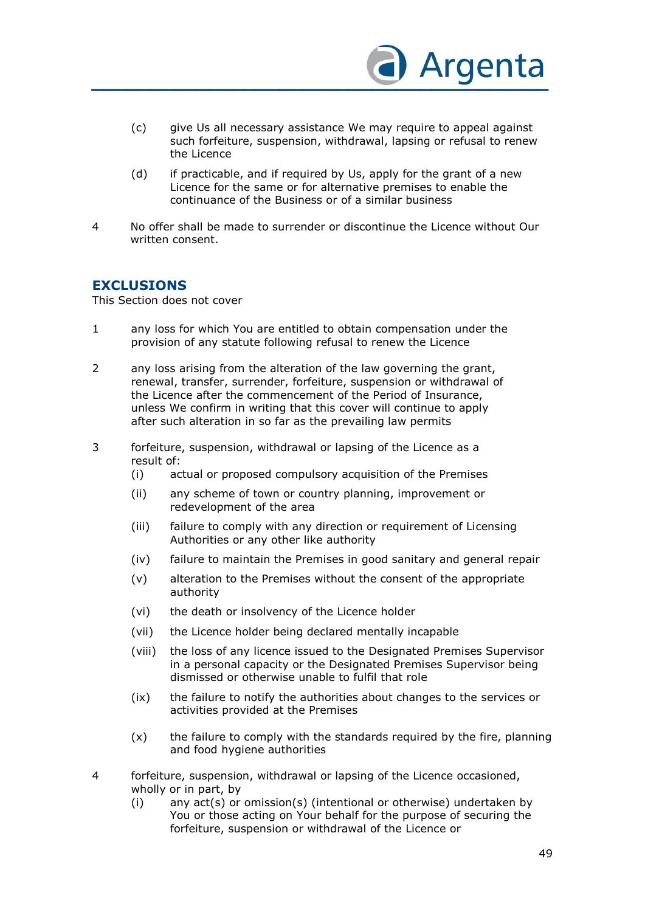(c) give Us all necessary assistance We may require to appeal against such forfeiture, suspension, withdrawal, lapsing or refusal to renew the Licence

(d) if practicable, and if required by Us, apply for the grant of a new Licence for the same or for alternative premises to enable the continuance of the Business or of a similar business

4 No offer shall be made to surrender or discontinue the Licence without Our written consent.

## EXCLUSIONS

This Section does not cover

1 any loss for which You are entitled to obtain compensation under the provision of any statute following refusal to renew the Licence

2 any loss arising from the alteration of the law governing the grant, renewal, transfer, surrender, forfeiture, suspension or withdrawal of the Licence after the commencement of the Period of Insurance, unless We confirm in writing that this cover will continue to apply after such alteration in so far as the prevailing law permits

3 forfeiture, suspension, withdrawal or lapsing of the Licence as a result of:

(i) actual or proposed compulsory acquisition of the Premises

(ii) any scheme of town or country planning, improvement or redevelopment of the area

(iii) failure to comply with any direction or requirement of Licensing Authorities or any other like authority

(iv) failure to maintain the Premises in good sanitary and general repair

(v) alteration to the Premises without the consent of the appropriate authority

(vi) the death or insolvency of the Licence holder

(vii) the Licence holder being declared mentally incapable

(viii) the loss of any licence issued to the Designated Premises Supervisor in a personal capacity or the Designated Premises Supervisor being dismissed or otherwise unable to fulfil that role

(ix) the failure to notify the authorities about changes to the services or activities provided at the Premises

(x) the failure to comply with the standards required by the fire, planning and food hygiene authorities

4 forfeiture, suspension, withdrawal or lapsing of the Licence occasioned, wholly or in part, by

(i) any act(s) or omission(s) (intentional or otherwise) undertaken by You or those acting on Your behalf for the purpose of securing the forfeiture, suspension or withdrawal of the Licence or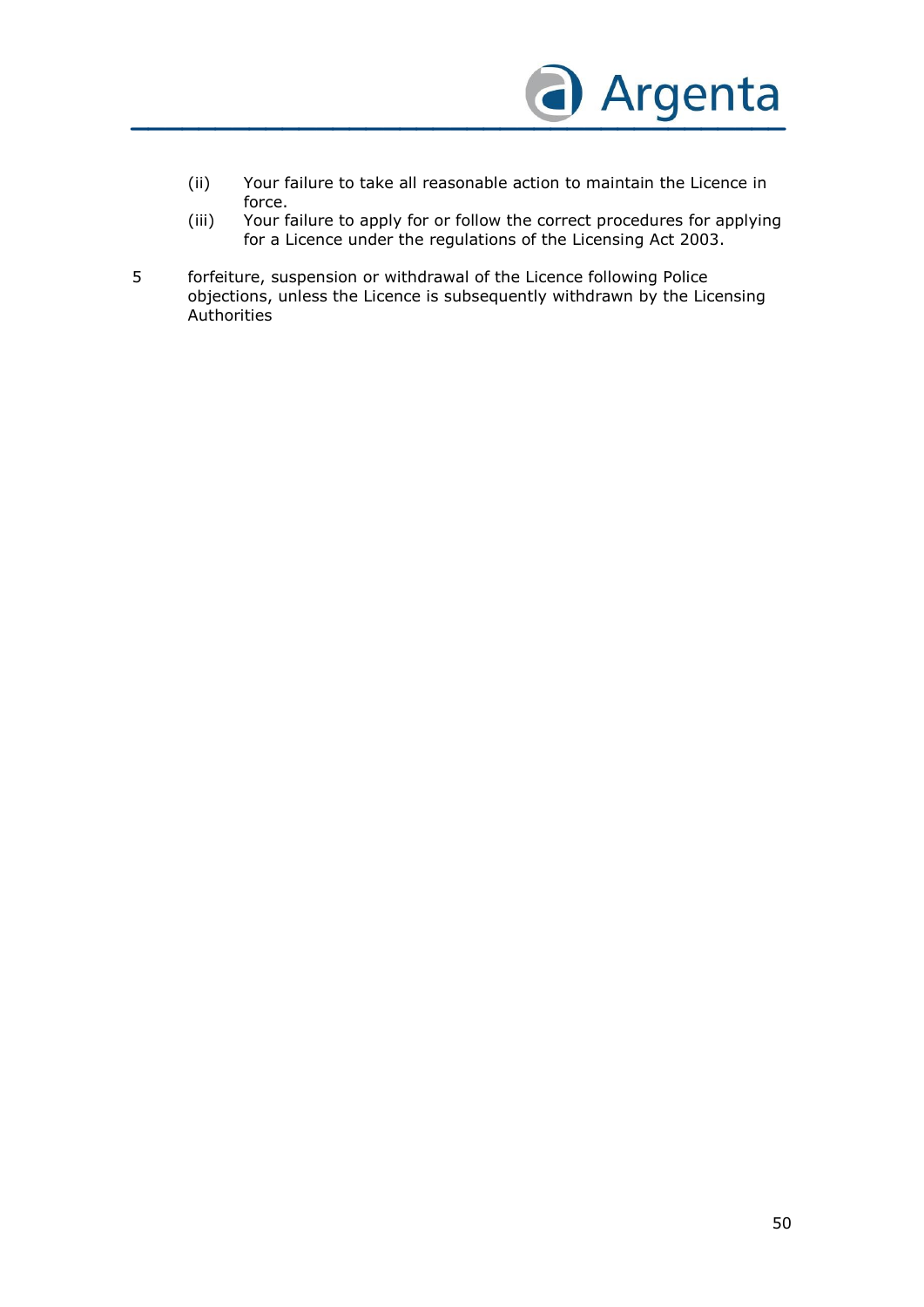(ii) Your failure to take all reasonable action to maintain the Licence in force.

(iii) Your failure to apply for or follow the correct procedures for applying for a Licence under the regulations of the Licensing Act 2003.

5 forfeiture, suspension or withdrawal of the Licence following Police objections, unless the Licence is subsequently withdrawn by the Licensing Authorities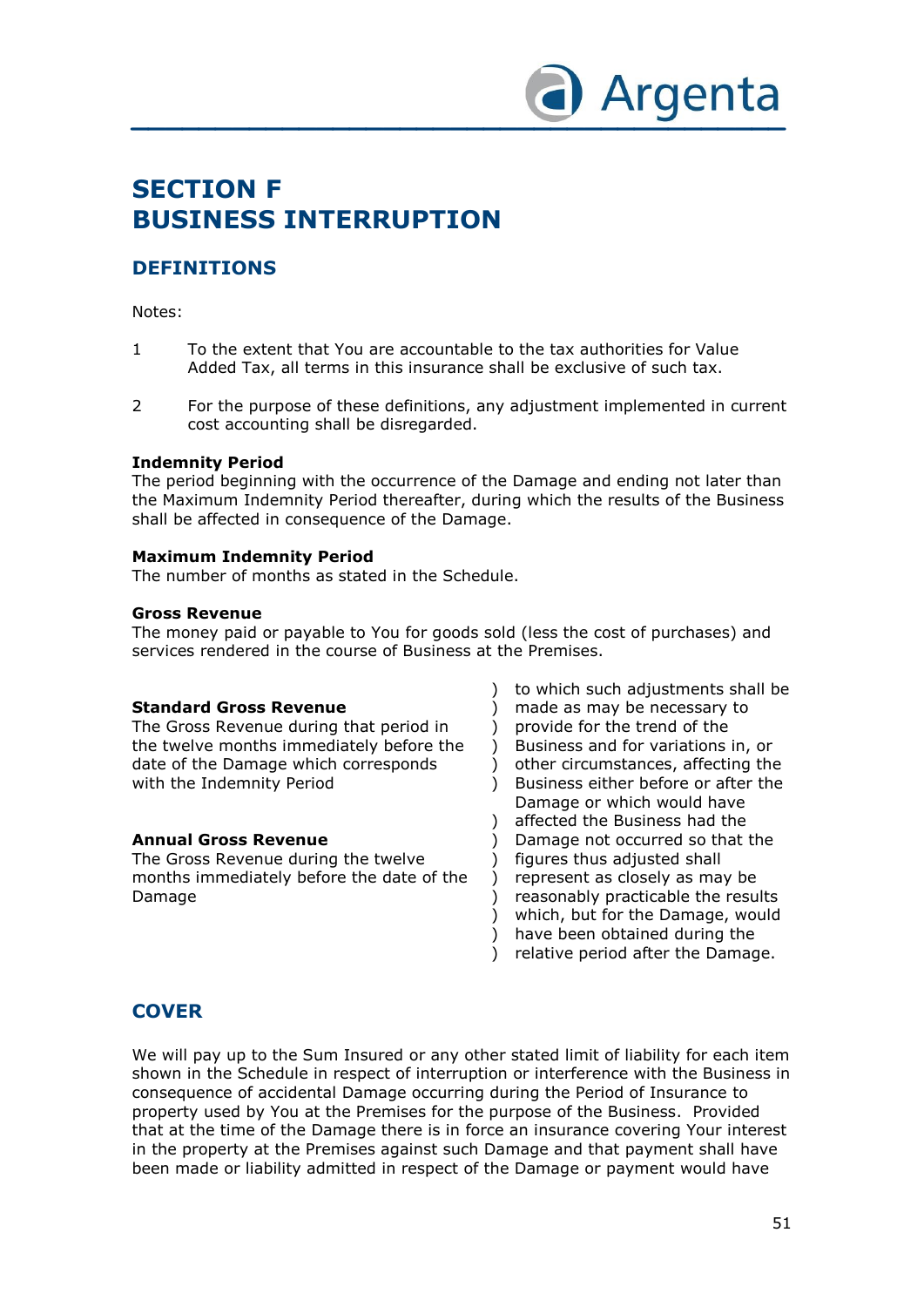# SECTION F
# BUSINESS INTERRUPTION

## DEFINITIONS

Notes:

1. To the extent that You are accountable to the tax authorities for Value Added Tax, all terms in this insurance shall be exclusive of such tax.

2. For the purpose of these definitions, any adjustment implemented in current cost accounting shall be disregarded.

**Indemnity Period**
The period beginning with the occurrence of the Damage and ending not later than the Maximum Indemnity Period thereafter, during which the results of the Business shall be affected in consequence of the Damage.

**Maximum Indemnity Period**
The number of months as stated in the Schedule.

**Gross Revenue**
The money paid or payable to You for goods sold (less the cost of purchases) and services rendered in the course of Business at the Premises.

**Standard Gross Revenue**
The Gross Revenue during that period in the twelve months immediately before the date of the Damage which corresponds with the Indemnity Period

**Annual Gross Revenue**
The Gross Revenue during the twelve months immediately before the date of the Damage

to which such adjustments shall be made as may be necessary to provide for the trend of the Business and for variations in, or other circumstances, affecting the Business either before or after the Damage or which would have affected the Business had the Damage not occurred so that the figures thus adjusted shall represent as closely as may be reasonably practicable the results which, but for the Damage, would have been obtained during the relative period after the Damage.

## COVER

We will pay up to the Sum Insured or any other stated limit of liability for each item shown in the Schedule in respect of interruption or interference with the Business in consequence of accidental Damage occurring during the Period of Insurance to property used by You at the Premises for the purpose of the Business. Provided that at the time of the Damage there is in force an insurance covering Your interest in the property at the Premises against such Damage and that payment shall have been made or liability admitted in respect of the Damage or payment would have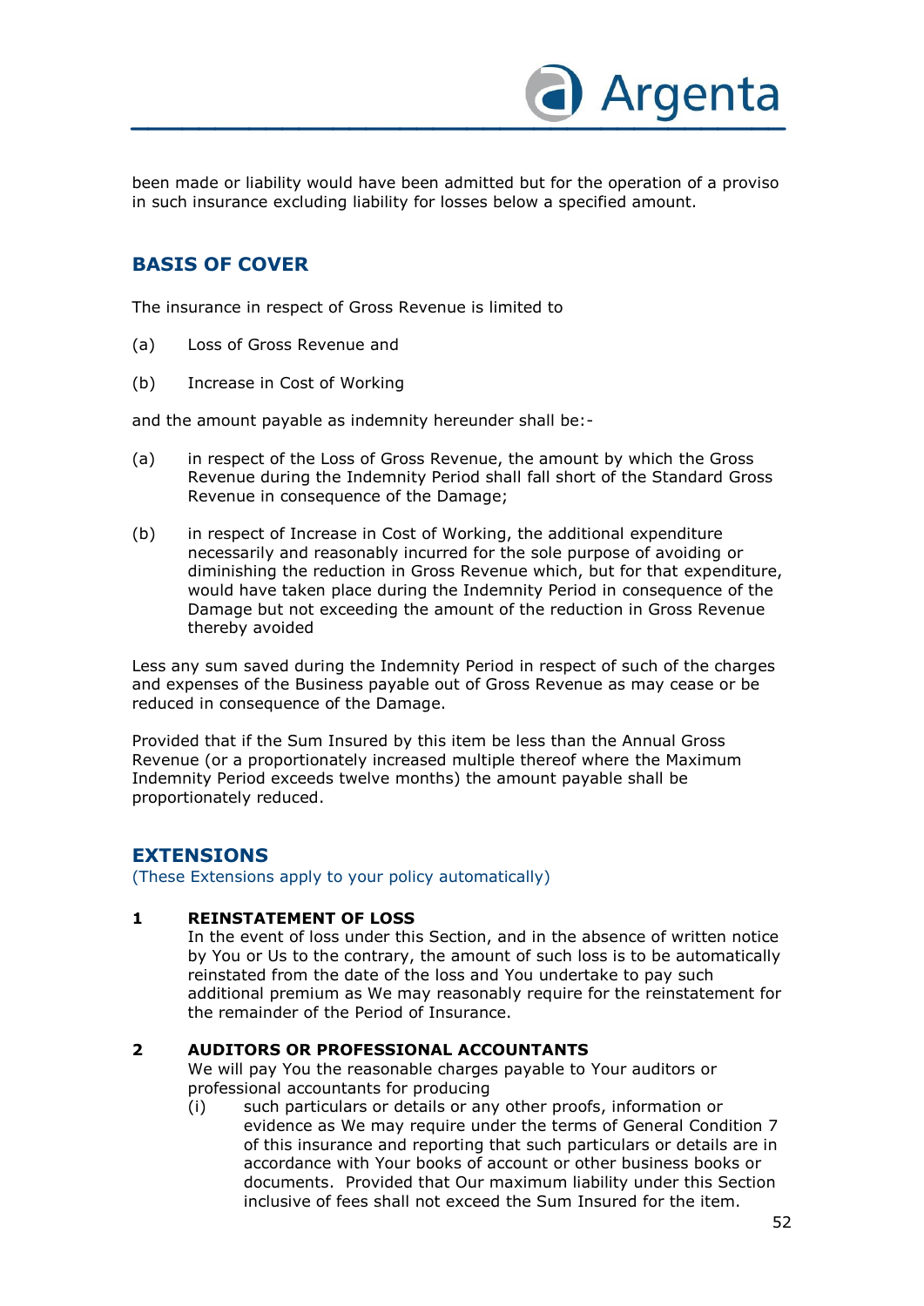been made or liability would have been admitted but for the operation of a proviso in such insurance excluding liability for losses below a specified amount.

## BASIS OF COVER

The insurance in respect of Gross Revenue is limited to

(a) Loss of Gross Revenue and

(b) Increase in Cost of Working

and the amount payable as indemnity hereunder shall be:-

(a) in respect of the Loss of Gross Revenue, the amount by which the Gross Revenue during the Indemnity Period shall fall short of the Standard Gross Revenue in consequence of the Damage;

(b) in respect of Increase in Cost of Working, the additional expenditure necessarily and reasonably incurred for the sole purpose of avoiding or diminishing the reduction in Gross Revenue which, but for that expenditure, would have taken place during the Indemnity Period in consequence of the Damage but not exceeding the amount of the reduction in Gross Revenue thereby avoided

Less any sum saved during the Indemnity Period in respect of such of the charges and expenses of the Business payable out of Gross Revenue as may cease or be reduced in consequence of the Damage.

Provided that if the Sum Insured by this item be less than the Annual Gross Revenue (or a proportionately increased multiple thereof where the Maximum Indemnity Period exceeds twelve months) the amount payable shall be proportionately reduced.

## EXTENSIONS

(These Extensions apply to your policy automatically)

**1 REINSTATEMENT OF LOSS**

In the event of loss under this Section, and in the absence of written notice by You or Us to the contrary, the amount of such loss is to be automatically reinstated from the date of the loss and You undertake to pay such additional premium as We may reasonably require for the reinstatement for the remainder of the Period of Insurance.

**2 AUDITORS OR PROFESSIONAL ACCOUNTANTS**

We will pay You the reasonable charges payable to Your auditors or professional accountants for producing

(i) such particulars or details or any other proofs, information or evidence as We may require under the terms of General Condition 7 of this insurance and reporting that such particulars or details are in accordance with Your books of account or other business books or documents. Provided that Our maximum liability under this Section inclusive of fees shall not exceed the Sum Insured for the item.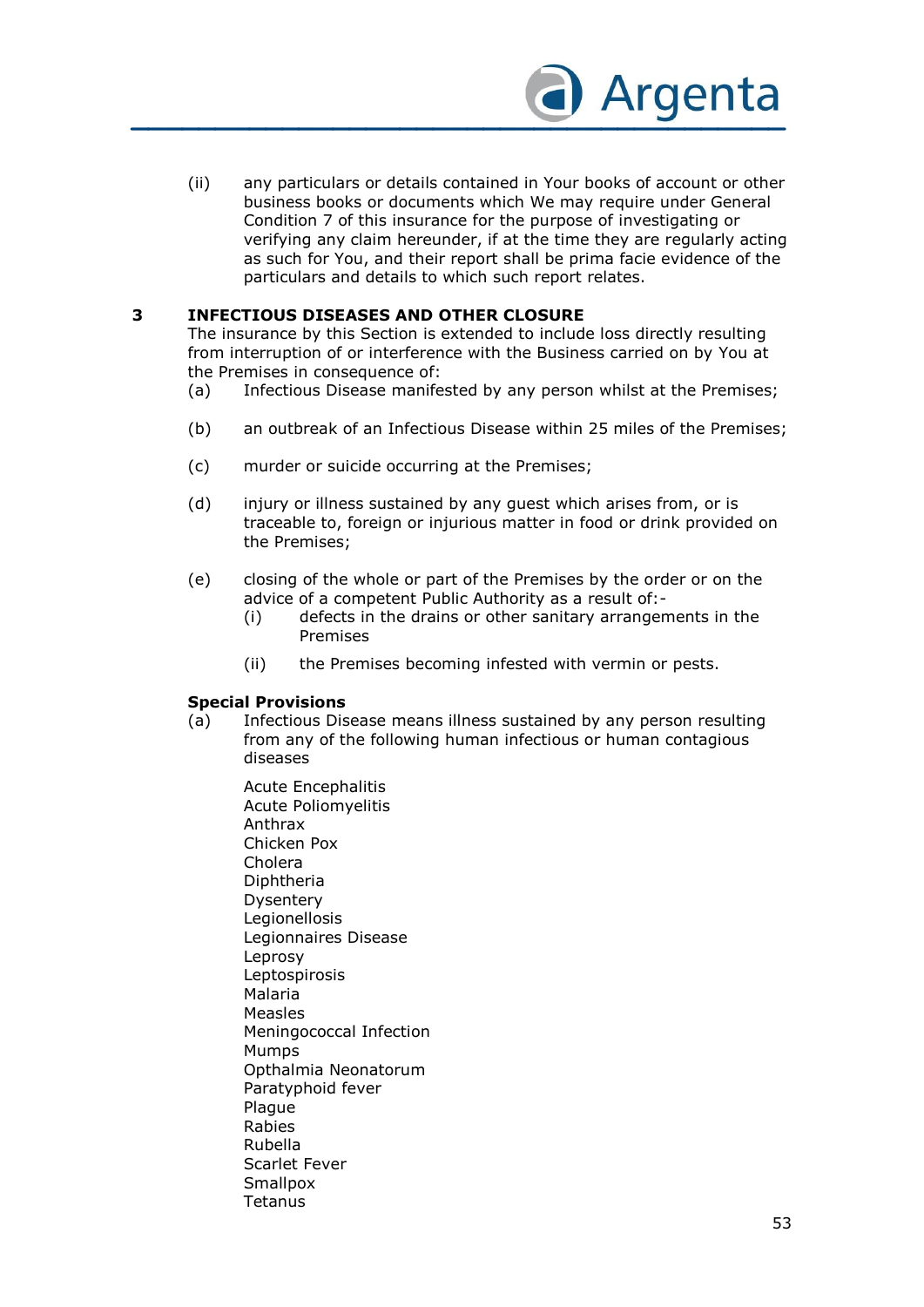(ii) any particulars or details contained in Your books of account or other business books or documents which We may require under General Condition 7 of this insurance for the purpose of investigating or verifying any claim hereunder, if at the time they are regularly acting as such for You, and their report shall be prima facie evidence of the particulars and details to which such report relates.

### 3 INFECTIOUS DISEASES AND OTHER CLOSURE

The insurance by this Section is extended to include loss directly resulting from interruption of or interference with the Business carried on by You at the Premises in consequence of:

(a) Infectious Disease manifested by any person whilst at the Premises;

(b) an outbreak of an Infectious Disease within 25 miles of the Premises;

(c) murder or suicide occurring at the Premises;

(d) injury or illness sustained by any guest which arises from, or is traceable to, foreign or injurious matter in food or drink provided on the Premises;

(e) closing of the whole or part of the Premises by the order or on the advice of a competent Public Authority as a result of:-

  (i) defects in the drains or other sanitary arrangements in the Premises

  (ii) the Premises becoming infested with vermin or pests.

**Special Provisions**

(a) Infectious Disease means illness sustained by any person resulting from any of the following human infectious or human contagious diseases

Acute Encephalitis
Acute Poliomyelitis
Anthrax
Chicken Pox
Cholera
Diphtheria
Dysentery
Legionellosis
Legionnaires Disease
Leprosy
Leptospirosis
Malaria
Measles
Meningococcal Infection
Mumps
Opthalmia Neonatorum
Paratyphoid fever
Plague
Rabies
Rubella
Scarlet Fever
Smallpox
Tetanus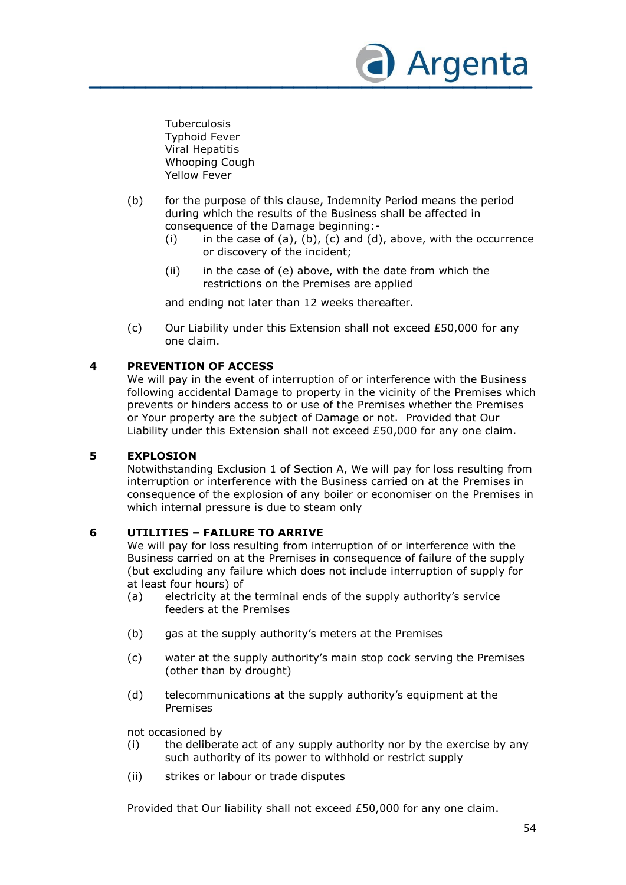Tuberculosis
Typhoid Fever
Viral Hepatitis
Whooping Cough
Yellow Fever

(b) for the purpose of this clause, Indemnity Period means the period during which the results of the Business shall be affected in consequence of the Damage beginning:-

  (i) in the case of (a), (b), (c) and (d), above, with the occurrence or discovery of the incident;

  (ii) in the case of (e) above, with the date from which the restrictions on the Premises are applied

  and ending not later than 12 weeks thereafter.

(c) Our Liability under this Extension shall not exceed £50,000 for any one claim.

## 4 PREVENTION OF ACCESS

We will pay in the event of interruption of or interference with the Business following accidental Damage to property in the vicinity of the Premises which prevents or hinders access to or use of the Premises whether the Premises or Your property are the subject of Damage or not. Provided that Our Liability under this Extension shall not exceed £50,000 for any one claim.

## 5 EXPLOSION

Notwithstanding Exclusion 1 of Section A, We will pay for loss resulting from interruption or interference with the Business carried on at the Premises in consequence of the explosion of any boiler or economiser on the Premises in which internal pressure is due to steam only

## 6 UTILITIES – FAILURE TO ARRIVE

We will pay for loss resulting from interruption of or interference with the Business carried on at the Premises in consequence of failure of the supply (but excluding any failure which does not include interruption of supply for at least four hours) of

(a) electricity at the terminal ends of the supply authority's service feeders at the Premises

(b) gas at the supply authority's meters at the Premises

(c) water at the supply authority's main stop cock serving the Premises (other than by drought)

(d) telecommunications at the supply authority's equipment at the Premises

not occasioned by

(i) the deliberate act of any supply authority nor by the exercise by any such authority of its power to withhold or restrict supply

(ii) strikes or labour or trade disputes

Provided that Our liability shall not exceed £50,000 for any one claim.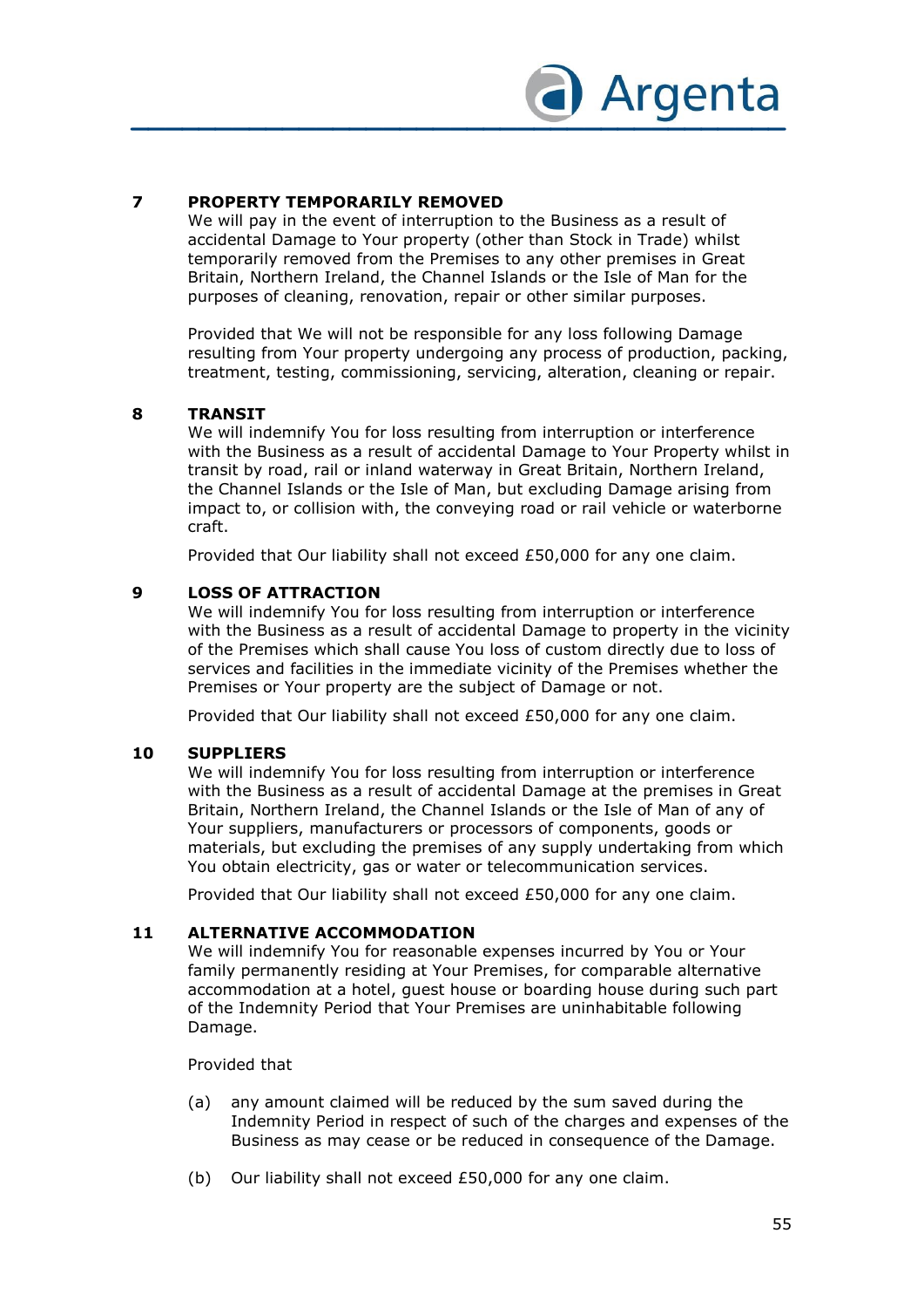**7 PROPERTY TEMPORARILY REMOVED**

We will pay in the event of interruption to the Business as a result of accidental Damage to Your property (other than Stock in Trade) whilst temporarily removed from the Premises to any other premises in Great Britain, Northern Ireland, the Channel Islands or the Isle of Man for the purposes of cleaning, renovation, repair or other similar purposes.

Provided that We will not be responsible for any loss following Damage resulting from Your property undergoing any process of production, packing, treatment, testing, commissioning, servicing, alteration, cleaning or repair.

**8 TRANSIT**

We will indemnify You for loss resulting from interruption or interference with the Business as a result of accidental Damage to Your Property whilst in transit by road, rail or inland waterway in Great Britain, Northern Ireland, the Channel Islands or the Isle of Man, but excluding Damage arising from impact to, or collision with, the conveying road or rail vehicle or waterborne craft.

Provided that Our liability shall not exceed £50,000 for any one claim.

**9 LOSS OF ATTRACTION**

We will indemnify You for loss resulting from interruption or interference with the Business as a result of accidental Damage to property in the vicinity of the Premises which shall cause You loss of custom directly due to loss of services and facilities in the immediate vicinity of the Premises whether the Premises or Your property are the subject of Damage or not.

Provided that Our liability shall not exceed £50,000 for any one claim.

**10 SUPPLIERS**

We will indemnify You for loss resulting from interruption or interference with the Business as a result of accidental Damage at the premises in Great Britain, Northern Ireland, the Channel Islands or the Isle of Man of any of Your suppliers, manufacturers or processors of components, goods or materials, but excluding the premises of any supply undertaking from which You obtain electricity, gas or water or telecommunication services.

Provided that Our liability shall not exceed £50,000 for any one claim.

**11 ALTERNATIVE ACCOMMODATION**

We will indemnify You for reasonable expenses incurred by You or Your family permanently residing at Your Premises, for comparable alternative accommodation at a hotel, guest house or boarding house during such part of the Indemnity Period that Your Premises are uninhabitable following Damage.

Provided that

(a) any amount claimed will be reduced by the sum saved during the Indemnity Period in respect of such of the charges and expenses of the Business as may cease or be reduced in consequence of the Damage.

(b) Our liability shall not exceed £50,000 for any one claim.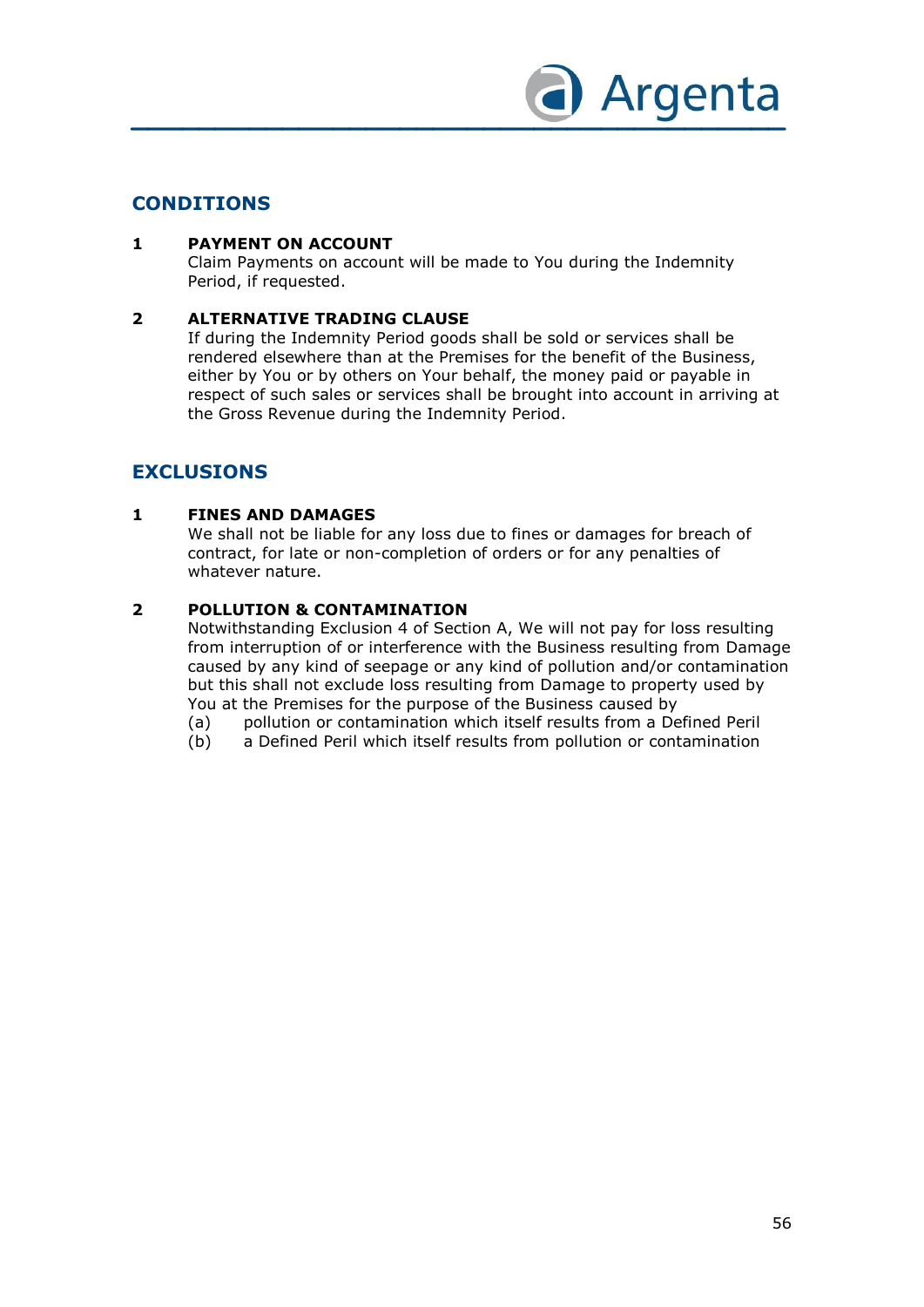## CONDITIONS

### 1 PAYMENT ON ACCOUNT

Claim Payments on account will be made to You during the Indemnity Period, if requested.

### 2 ALTERNATIVE TRADING CLAUSE

If during the Indemnity Period goods shall be sold or services shall be rendered elsewhere than at the Premises for the benefit of the Business, either by You or by others on Your behalf, the money paid or payable in respect of such sales or services shall be brought into account in arriving at the Gross Revenue during the Indemnity Period.

## EXCLUSIONS

### 1 FINES AND DAMAGES

We shall not be liable for any loss due to fines or damages for breach of contract, for late or non-completion of orders or for any penalties of whatever nature.

### 2 POLLUTION & CONTAMINATION

Notwithstanding Exclusion 4 of Section A, We will not pay for loss resulting from interruption of or interference with the Business resulting from Damage caused by any kind of seepage or any kind of pollution and/or contamination but this shall not exclude loss resulting from Damage to property used by You at the Premises for the purpose of the Business caused by

(a) pollution or contamination which itself results from a Defined Peril
(b) a Defined Peril which itself results from pollution or contamination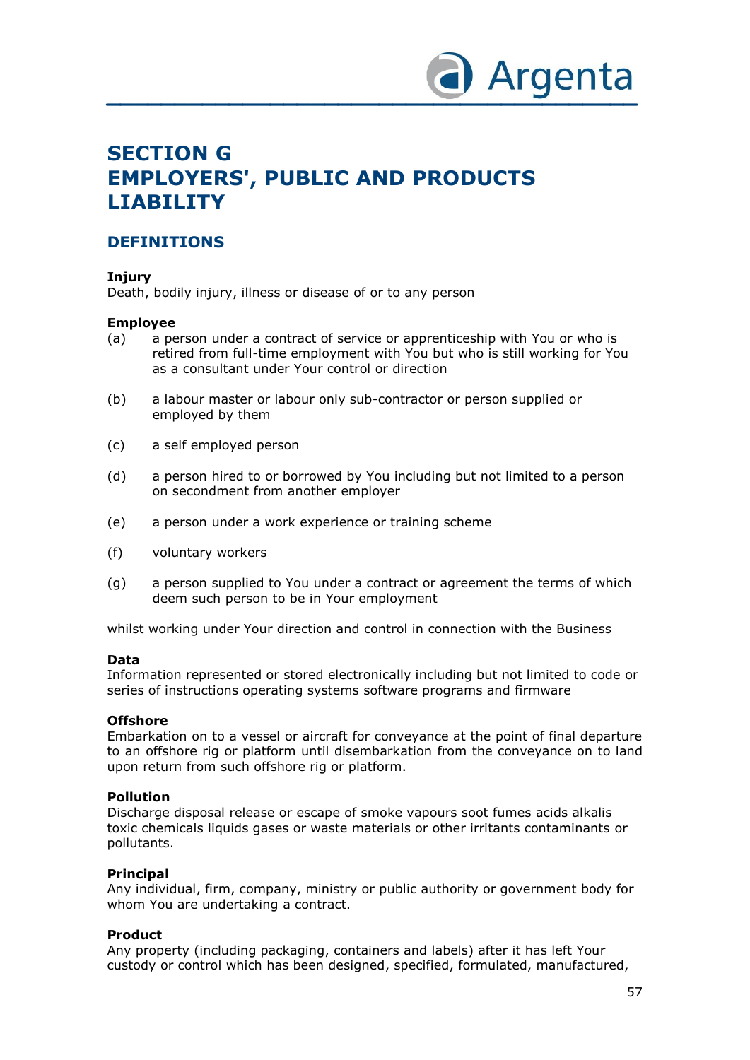# SECTION G EMPLOYERS', PUBLIC AND PRODUCTS LIABILITY

## DEFINITIONS

**Injury**
Death, bodily injury, illness or disease of or to any person

**Employee**

(a) a person under a contract of service or apprenticeship with You or who is retired from full-time employment with You but who is still working for You as a consultant under Your control or direction

(b) a labour master or labour only sub-contractor or person supplied or employed by them

(c) a self employed person

(d) a person hired to or borrowed by You including but not limited to a person on secondment from another employer

(e) a person under a work experience or training scheme

(f) voluntary workers

(g) a person supplied to You under a contract or agreement the terms of which deem such person to be in Your employment

whilst working under Your direction and control in connection with the Business

**Data**
Information represented or stored electronically including but not limited to code or series of instructions operating systems software programs and firmware

**Offshore**
Embarkation on to a vessel or aircraft for conveyance at the point of final departure to an offshore rig or platform until disembarkation from the conveyance on to land upon return from such offshore rig or platform.

**Pollution**
Discharge disposal release or escape of smoke vapours soot fumes acids alkalis toxic chemicals liquids gases or waste materials or other irritants contaminants or pollutants.

**Principal**
Any individual, firm, company, ministry or public authority or government body for whom You are undertaking a contract.

**Product**
Any property (including packaging, containers and labels) after it has left Your custody or control which has been designed, specified, formulated, manufactured,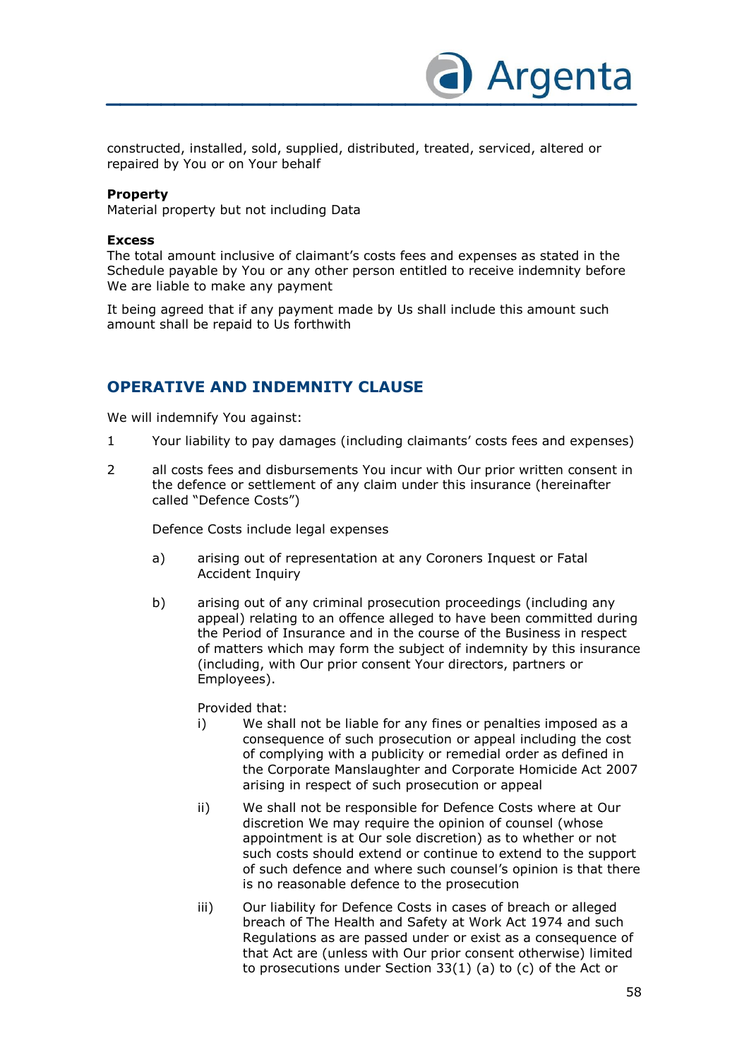constructed, installed, sold, supplied, distributed, treated, serviced, altered or repaired by You or on Your behalf

**Property**
Material property but not including Data

**Excess**
The total amount inclusive of claimant's costs fees and expenses as stated in the Schedule payable by You or any other person entitled to receive indemnity before We are liable to make any payment

It being agreed that if any payment made by Us shall include this amount such amount shall be repaid to Us forthwith

## OPERATIVE AND INDEMNITY CLAUSE

We will indemnify You against:

1 Your liability to pay damages (including claimants' costs fees and expenses)

2 all costs fees and disbursements You incur with Our prior written consent in the defence or settlement of any claim under this insurance (hereinafter called "Defence Costs")

   Defence Costs include legal expenses

   a) arising out of representation at any Coroners Inquest or Fatal Accident Inquiry

   b) arising out of any criminal prosecution proceedings (including any appeal) relating to an offence alleged to have been committed during the Period of Insurance and in the course of the Business in respect of matters which may form the subject of indemnity by this insurance (including, with Our prior consent Your directors, partners or Employees).

      Provided that:

      i) We shall not be liable for any fines or penalties imposed as a consequence of such prosecution or appeal including the cost of complying with a publicity or remedial order as defined in the Corporate Manslaughter and Corporate Homicide Act 2007 arising in respect of such prosecution or appeal

      ii) We shall not be responsible for Defence Costs where at Our discretion We may require the opinion of counsel (whose appointment is at Our sole discretion) as to whether or not such costs should extend or continue to extend to the support of such defence and where such counsel's opinion is that there is no reasonable defence to the prosecution

      iii) Our liability for Defence Costs in cases of breach or alleged breach of The Health and Safety at Work Act 1974 and such Regulations as are passed under or exist as a consequence of that Act are (unless with Our prior consent otherwise) limited to prosecutions under Section 33(1) (a) to (c) of the Act or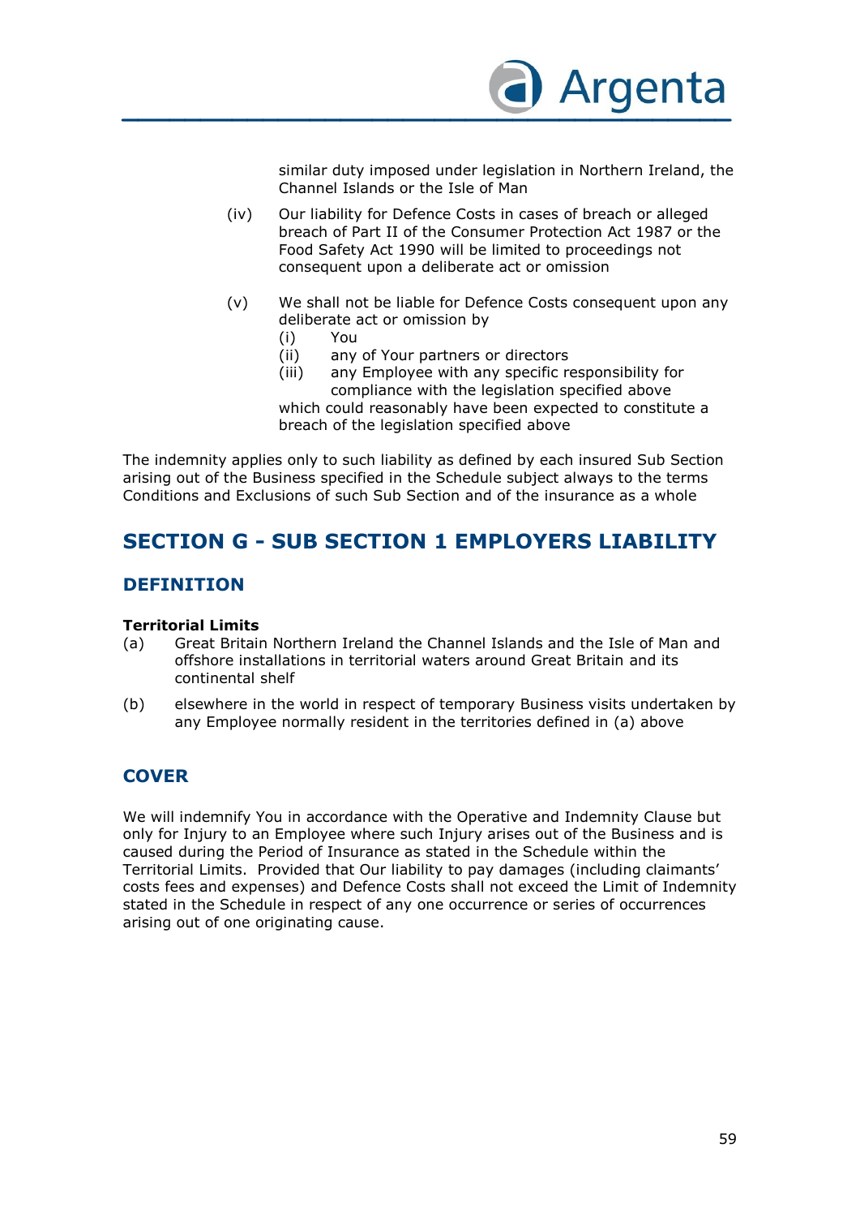similar duty imposed under legislation in Northern Ireland, the Channel Islands or the Isle of Man

(iv) Our liability for Defence Costs in cases of breach or alleged breach of Part II of the Consumer Protection Act 1987 or the Food Safety Act 1990 will be limited to proceedings not consequent upon a deliberate act or omission

(v) We shall not be liable for Defence Costs consequent upon any deliberate act or omission by
   - (i) You
   - (ii) any of Your partners or directors
   - (iii) any Employee with any specific responsibility for compliance with the legislation specified above

   which could reasonably have been expected to constitute a breach of the legislation specified above

The indemnity applies only to such liability as defined by each insured Sub Section arising out of the Business specified in the Schedule subject always to the terms Conditions and Exclusions of such Sub Section and of the insurance as a whole

## SECTION G - SUB SECTION 1 EMPLOYERS LIABILITY

### DEFINITION

**Territorial Limits**

(a) Great Britain Northern Ireland the Channel Islands and the Isle of Man and offshore installations in territorial waters around Great Britain and its continental shelf

(b) elsewhere in the world in respect of temporary Business visits undertaken by any Employee normally resident in the territories defined in (a) above

### COVER

We will indemnify You in accordance with the Operative and Indemnity Clause but only for Injury to an Employee where such Injury arises out of the Business and is caused during the Period of Insurance as stated in the Schedule within the Territorial Limits. Provided that Our liability to pay damages (including claimants' costs fees and expenses) and Defence Costs shall not exceed the Limit of Indemnity stated in the Schedule in respect of any one occurrence or series of occurrences arising out of one originating cause.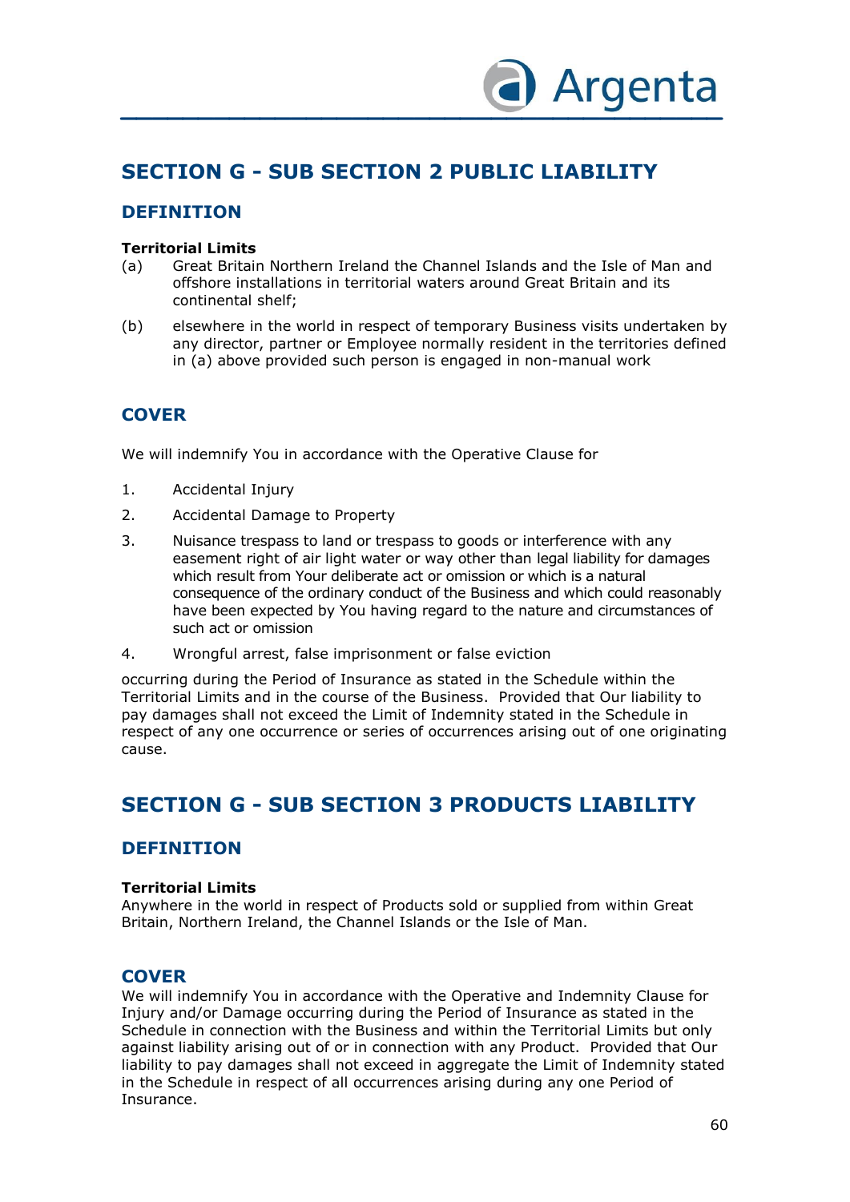# SECTION G - SUB SECTION 2 PUBLIC LIABILITY

## DEFINITION

**Territorial Limits**

(a) Great Britain Northern Ireland the Channel Islands and the Isle of Man and offshore installations in territorial waters around Great Britain and its continental shelf;

(b) elsewhere in the world in respect of temporary Business visits undertaken by any director, partner or Employee normally resident in the territories defined in (a) above provided such person is engaged in non-manual work

## COVER

We will indemnify You in accordance with the Operative Clause for

1. Accidental Injury
2. Accidental Damage to Property
3. Nuisance trespass to land or trespass to goods or interference with any easement right of air light water or way other than legal liability for damages which result from Your deliberate act or omission or which is a natural consequence of the ordinary conduct of the Business and which could reasonably have been expected by You having regard to the nature and circumstances of such act or omission
4. Wrongful arrest, false imprisonment or false eviction

occurring during the Period of Insurance as stated in the Schedule within the Territorial Limits and in the course of the Business. Provided that Our liability to pay damages shall not exceed the Limit of Indemnity stated in the Schedule in respect of any one occurrence or series of occurrences arising out of one originating cause.

# SECTION G - SUB SECTION 3 PRODUCTS LIABILITY

## DEFINITION

**Territorial Limits**

Anywhere in the world in respect of Products sold or supplied from within Great Britain, Northern Ireland, the Channel Islands or the Isle of Man.

## COVER

We will indemnify You in accordance with the Operative and Indemnity Clause for Injury and/or Damage occurring during the Period of Insurance as stated in the Schedule in connection with the Business and within the Territorial Limits but only against liability arising out of or in connection with any Product. Provided that Our liability to pay damages shall not exceed in aggregate the Limit of Indemnity stated in the Schedule in respect of all occurrences arising during any one Period of Insurance.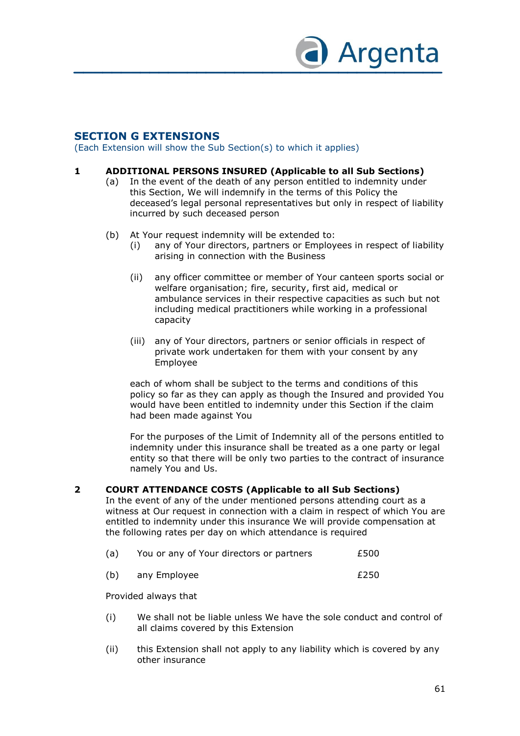## SECTION G EXTENSIONS

(Each Extension will show the Sub Section(s) to which it applies)

**1 ADDITIONAL PERSONS INSURED (Applicable to all Sub Sections)**

(a) In the event of the death of any person entitled to indemnity under this Section, We will indemnify in the terms of this Policy the deceased's legal personal representatives but only in respect of liability incurred by such deceased person

(b) At Your request indemnity will be extended to:

(i) any of Your directors, partners or Employees in respect of liability arising in connection with the Business

(ii) any officer committee or member of Your canteen sports social or welfare organisation; fire, security, first aid, medical or ambulance services in their respective capacities as such but not including medical practitioners while working in a professional capacity

(iii) any of Your directors, partners or senior officials in respect of private work undertaken for them with your consent by any Employee

each of whom shall be subject to the terms and conditions of this policy so far as they can apply as though the Insured and provided You would have been entitled to indemnity under this Section if the claim had been made against You

For the purposes of the Limit of Indemnity all of the persons entitled to indemnity under this insurance shall be treated as a one party or legal entity so that there will be only two parties to the contract of insurance namely You and Us.

**2 COURT ATTENDANCE COSTS (Applicable to all Sub Sections)**

In the event of any of the under mentioned persons attending court as a witness at Our request in connection with a claim in respect of which You are entitled to indemnity under this insurance We will provide compensation at the following rates per day on which attendance is required

(a) You or any of Your directors or partners £500

(b) any Employee £250

Provided always that

(i) We shall not be liable unless We have the sole conduct and control of all claims covered by this Extension

(ii) this Extension shall not apply to any liability which is covered by any other insurance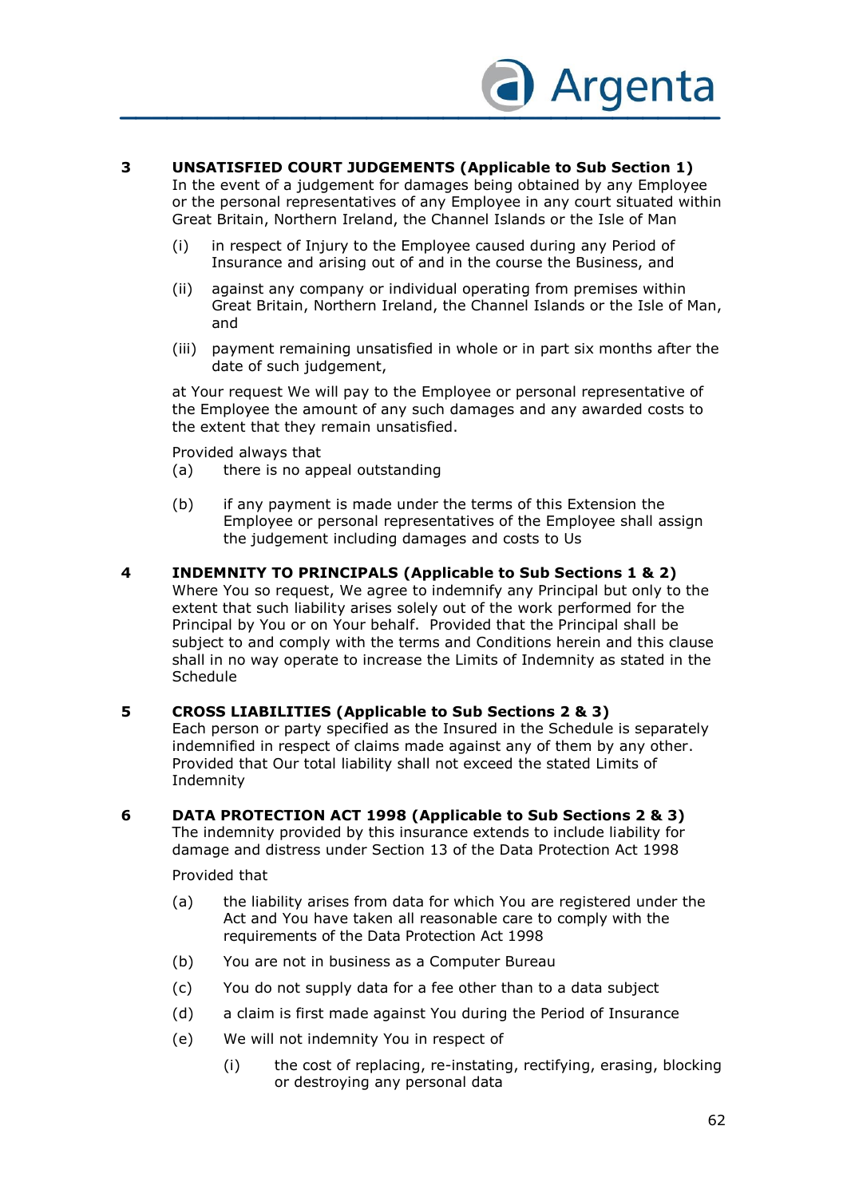**3 UNSATISFIED COURT JUDGEMENTS (Applicable to Sub Section 1)**

In the event of a judgement for damages being obtained by any Employee or the personal representatives of any Employee in any court situated within Great Britain, Northern Ireland, the Channel Islands or the Isle of Man

(i) in respect of Injury to the Employee caused during any Period of Insurance and arising out of and in the course the Business, and

(ii) against any company or individual operating from premises within Great Britain, Northern Ireland, the Channel Islands or the Isle of Man, and

(iii) payment remaining unsatisfied in whole or in part six months after the date of such judgement,

at Your request We will pay to the Employee or personal representative of the Employee the amount of any such damages and any awarded costs to the extent that they remain unsatisfied.

Provided always that

(a) there is no appeal outstanding

(b) if any payment is made under the terms of this Extension the Employee or personal representatives of the Employee shall assign the judgement including damages and costs to Us

**4 INDEMNITY TO PRINCIPALS (Applicable to Sub Sections 1 & 2)**

Where You so request, We agree to indemnify any Principal but only to the extent that such liability arises solely out of the work performed for the Principal by You or on Your behalf. Provided that the Principal shall be subject to and comply with the terms and Conditions herein and this clause shall in no way operate to increase the Limits of Indemnity as stated in the Schedule

**5 CROSS LIABILITIES (Applicable to Sub Sections 2 & 3)**

Each person or party specified as the Insured in the Schedule is separately indemnified in respect of claims made against any of them by any other. Provided that Our total liability shall not exceed the stated Limits of Indemnity

**6 DATA PROTECTION ACT 1998 (Applicable to Sub Sections 2 & 3)**

The indemnity provided by this insurance extends to include liability for damage and distress under Section 13 of the Data Protection Act 1998

Provided that

(a) the liability arises from data for which You are registered under the Act and You have taken all reasonable care to comply with the requirements of the Data Protection Act 1998

(b) You are not in business as a Computer Bureau

(c) You do not supply data for a fee other than to a data subject

(d) a claim is first made against You during the Period of Insurance

(e) We will not indemnity You in respect of

  (i) the cost of replacing, re-instating, rectifying, erasing, blocking or destroying any personal data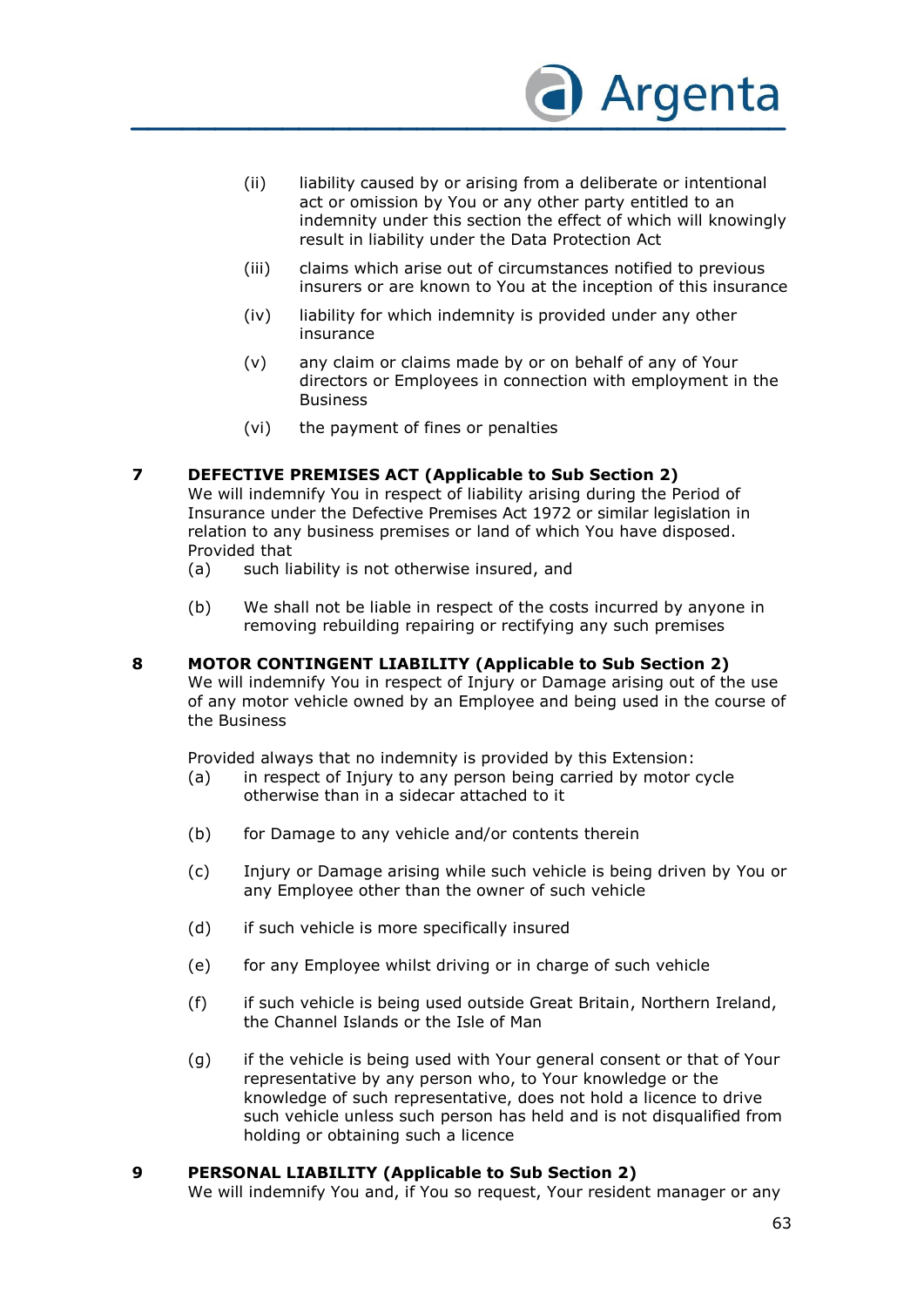(ii) liability caused by or arising from a deliberate or intentional act or omission by You or any other party entitled to an indemnity under this section the effect of which will knowingly result in liability under the Data Protection Act

(iii) claims which arise out of circumstances notified to previous insurers or are known to You at the inception of this insurance

(iv) liability for which indemnity is provided under any other insurance

(v) any claim or claims made by or on behalf of any of Your directors or Employees in connection with employment in the Business

(vi) the payment of fines or penalties

**7 DEFECTIVE PREMISES ACT (Applicable to Sub Section 2)**

We will indemnify You in respect of liability arising during the Period of Insurance under the Defective Premises Act 1972 or similar legislation in relation to any business premises or land of which You have disposed. Provided that

(a) such liability is not otherwise insured, and

(b) We shall not be liable in respect of the costs incurred by anyone in removing rebuilding repairing or rectifying any such premises

**8 MOTOR CONTINGENT LIABILITY (Applicable to Sub Section 2)**

We will indemnify You in respect of Injury or Damage arising out of the use of any motor vehicle owned by an Employee and being used in the course of the Business

Provided always that no indemnity is provided by this Extension:

(a) in respect of Injury to any person being carried by motor cycle otherwise than in a sidecar attached to it

(b) for Damage to any vehicle and/or contents therein

(c) Injury or Damage arising while such vehicle is being driven by You or any Employee other than the owner of such vehicle

(d) if such vehicle is more specifically insured

(e) for any Employee whilst driving or in charge of such vehicle

(f) if such vehicle is being used outside Great Britain, Northern Ireland, the Channel Islands or the Isle of Man

(g) if the vehicle is being used with Your general consent or that of Your representative by any person who, to Your knowledge or the knowledge of such representative, does not hold a licence to drive such vehicle unless such person has held and is not disqualified from holding or obtaining such a licence

**9 PERSONAL LIABILITY (Applicable to Sub Section 2)**

We will indemnify You and, if You so request, Your resident manager or any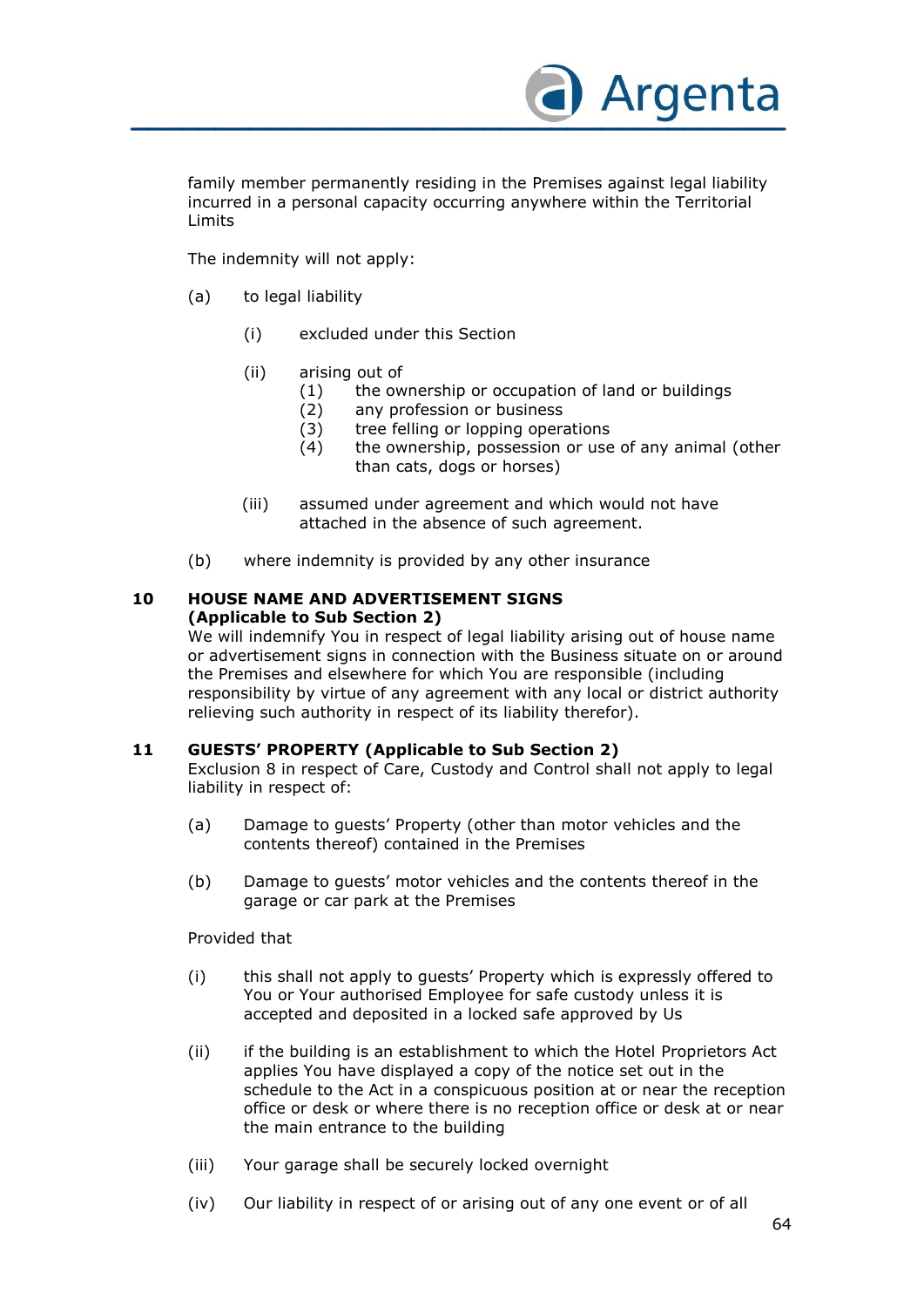family member permanently residing in the Premises against legal liability incurred in a personal capacity occurring anywhere within the Territorial Limits

The indemnity will not apply:

(a) to legal liability

  (i) excluded under this Section

  (ii) arising out of
    (1) the ownership or occupation of land or buildings
    (2) any profession or business
    (3) tree felling or lopping operations
    (4) the ownership, possession or use of any animal (other than cats, dogs or horses)

  (iii) assumed under agreement and which would not have attached in the absence of such agreement.

(b) where indemnity is provided by any other insurance

**10 HOUSE NAME AND ADVERTISEMENT SIGNS (Applicable to Sub Section 2)**

We will indemnify You in respect of legal liability arising out of house name or advertisement signs in connection with the Business situate on or around the Premises and elsewhere for which You are responsible (including responsibility by virtue of any agreement with any local or district authority relieving such authority in respect of its liability therefor).

**11 GUESTS' PROPERTY (Applicable to Sub Section 2)**

Exclusion 8 in respect of Care, Custody and Control shall not apply to legal liability in respect of:

(a) Damage to guests' Property (other than motor vehicles and the contents thereof) contained in the Premises

(b) Damage to guests' motor vehicles and the contents thereof in the garage or car park at the Premises

Provided that

(i) this shall not apply to guests' Property which is expressly offered to You or Your authorised Employee for safe custody unless it is accepted and deposited in a locked safe approved by Us

(ii) if the building is an establishment to which the Hotel Proprietors Act applies You have displayed a copy of the notice set out in the schedule to the Act in a conspicuous position at or near the reception office or desk or where there is no reception office or desk at or near the main entrance to the building

(iii) Your garage shall be securely locked overnight

(iv) Our liability in respect of or arising out of any one event or of all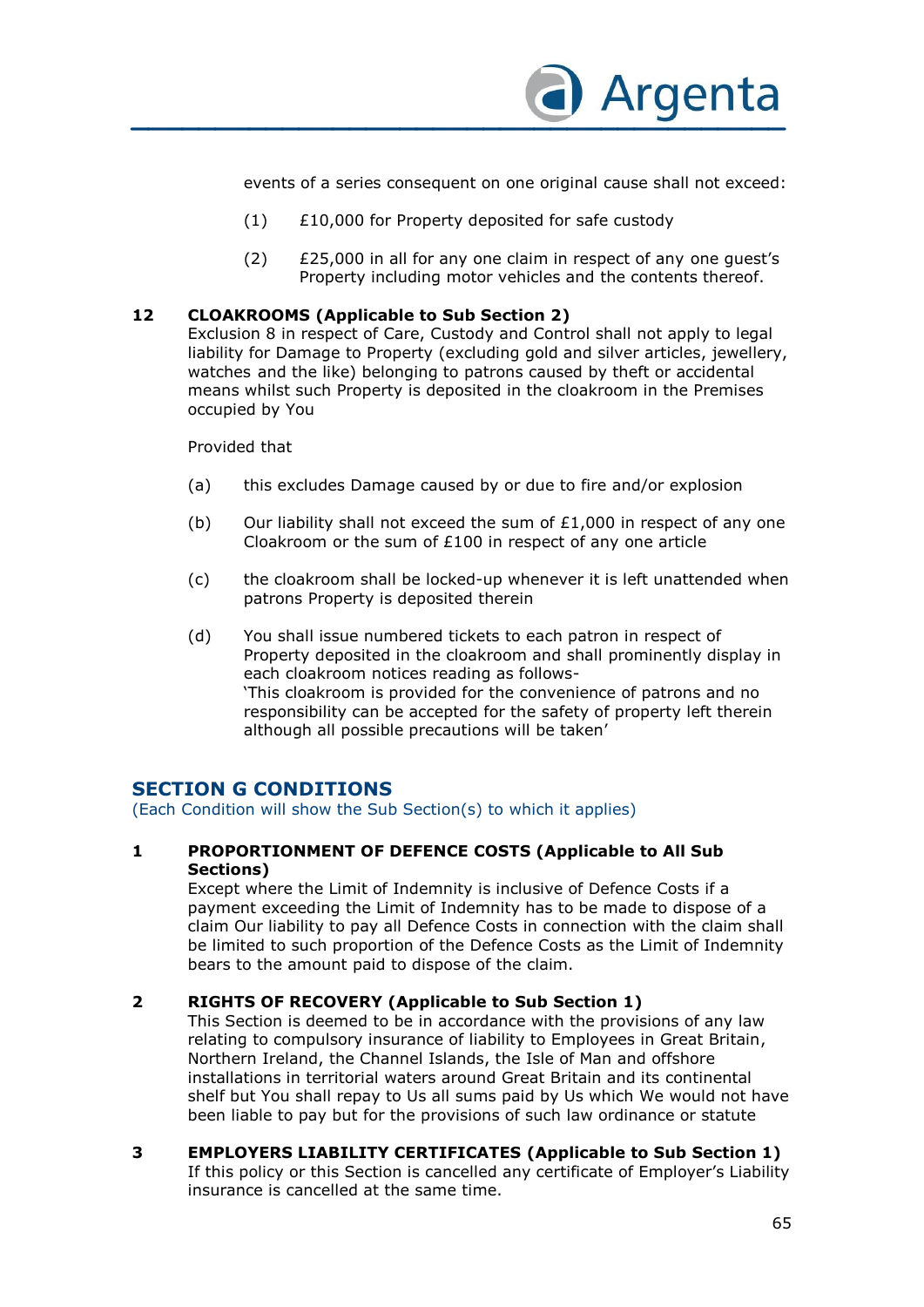events of a series consequent on one original cause shall not exceed:

(1) £10,000 for Property deposited for safe custody

(2) £25,000 in all for any one claim in respect of any one guest's Property including motor vehicles and the contents thereof.

**12 CLOAKROOMS (Applicable to Sub Section 2)**

Exclusion 8 in respect of Care, Custody and Control shall not apply to legal liability for Damage to Property (excluding gold and silver articles, jewellery, watches and the like) belonging to patrons caused by theft or accidental means whilst such Property is deposited in the cloakroom in the Premises occupied by You

Provided that

(a) this excludes Damage caused by or due to fire and/or explosion

(b) Our liability shall not exceed the sum of £1,000 in respect of any one Cloakroom or the sum of £100 in respect of any one article

(c) the cloakroom shall be locked-up whenever it is left unattended when patrons Property is deposited therein

(d) You shall issue numbered tickets to each patron in respect of Property deposited in the cloakroom and shall prominently display in each cloakroom notices reading as follows-
'This cloakroom is provided for the convenience of patrons and no responsibility can be accepted for the safety of property left therein although all possible precautions will be taken'

## SECTION G CONDITIONS

(Each Condition will show the Sub Section(s) to which it applies)

**1 PROPORTIONMENT OF DEFENCE COSTS (Applicable to All Sub Sections)**

Except where the Limit of Indemnity is inclusive of Defence Costs if a payment exceeding the Limit of Indemnity has to be made to dispose of a claim Our liability to pay all Defence Costs in connection with the claim shall be limited to such proportion of the Defence Costs as the Limit of Indemnity bears to the amount paid to dispose of the claim.

**2 RIGHTS OF RECOVERY (Applicable to Sub Section 1)**

This Section is deemed to be in accordance with the provisions of any law relating to compulsory insurance of liability to Employees in Great Britain, Northern Ireland, the Channel Islands, the Isle of Man and offshore installations in territorial waters around Great Britain and its continental shelf but You shall repay to Us all sums paid by Us which We would not have been liable to pay but for the provisions of such law ordinance or statute

**3 EMPLOYERS LIABILITY CERTIFICATES (Applicable to Sub Section 1)**

If this policy or this Section is cancelled any certificate of Employer's Liability insurance is cancelled at the same time.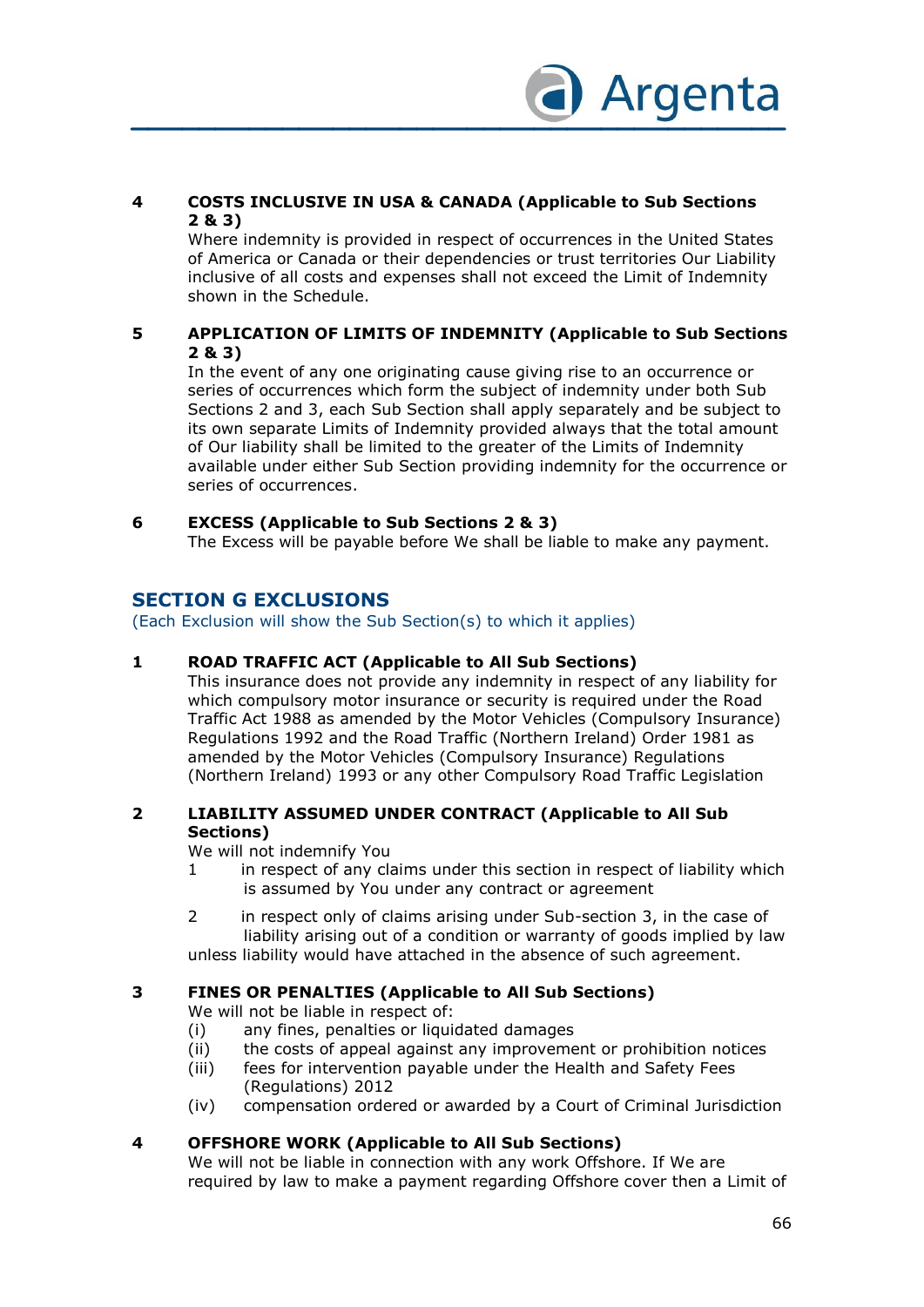**4 COSTS INCLUSIVE IN USA & CANADA (Applicable to Sub Sections 2 & 3)**

Where indemnity is provided in respect of occurrences in the United States of America or Canada or their dependencies or trust territories Our Liability inclusive of all costs and expenses shall not exceed the Limit of Indemnity shown in the Schedule.

**5 APPLICATION OF LIMITS OF INDEMNITY (Applicable to Sub Sections 2 & 3)**

In the event of any one originating cause giving rise to an occurrence or series of occurrences which form the subject of indemnity under both Sub Sections 2 and 3, each Sub Section shall apply separately and be subject to its own separate Limits of Indemnity provided always that the total amount of Our liability shall be limited to the greater of the Limits of Indemnity available under either Sub Section providing indemnity for the occurrence or series of occurrences.

**6 EXCESS (Applicable to Sub Sections 2 & 3)**

The Excess will be payable before We shall be liable to make any payment.

## SECTION G EXCLUSIONS

(Each Exclusion will show the Sub Section(s) to which it applies)

**1 ROAD TRAFFIC ACT (Applicable to All Sub Sections)**

This insurance does not provide any indemnity in respect of any liability for which compulsory motor insurance or security is required under the Road Traffic Act 1988 as amended by the Motor Vehicles (Compulsory Insurance) Regulations 1992 and the Road Traffic (Northern Ireland) Order 1981 as amended by the Motor Vehicles (Compulsory Insurance) Regulations (Northern Ireland) 1993 or any other Compulsory Road Traffic Legislation

**2 LIABILITY ASSUMED UNDER CONTRACT (Applicable to All Sub Sections)**

We will not indemnify You

1 in respect of any claims under this section in respect of liability which is assumed by You under any contract or agreement

2 in respect only of claims arising under Sub-section 3, in the case of liability arising out of a condition or warranty of goods implied by law

unless liability would have attached in the absence of such agreement.

**3 FINES OR PENALTIES (Applicable to All Sub Sections)**

We will not be liable in respect of:

(i) any fines, penalties or liquidated damages
(ii) the costs of appeal against any improvement or prohibition notices
(iii) fees for intervention payable under the Health and Safety Fees (Regulations) 2012
(iv) compensation ordered or awarded by a Court of Criminal Jurisdiction

**4 OFFSHORE WORK (Applicable to All Sub Sections)**

We will not be liable in connection with any work Offshore. If We are required by law to make a payment regarding Offshore cover then a Limit of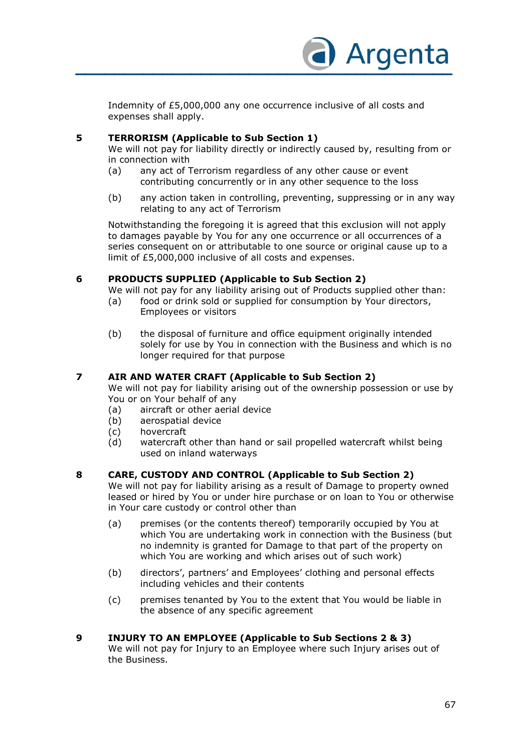Indemnity of £5,000,000 any one occurrence inclusive of all costs and expenses shall apply.

**5 TERRORISM (Applicable to Sub Section 1)**

We will not pay for liability directly or indirectly caused by, resulting from or in connection with

(a) any act of Terrorism regardless of any other cause or event contributing concurrently or in any other sequence to the loss

(b) any action taken in controlling, preventing, suppressing or in any way relating to any act of Terrorism

Notwithstanding the foregoing it is agreed that this exclusion will not apply to damages payable by You for any one occurrence or all occurrences of a series consequent on or attributable to one source or original cause up to a limit of £5,000,000 inclusive of all costs and expenses.

**6 PRODUCTS SUPPLIED (Applicable to Sub Section 2)**

We will not pay for any liability arising out of Products supplied other than:

(a) food or drink sold or supplied for consumption by Your directors, Employees or visitors

(b) the disposal of furniture and office equipment originally intended solely for use by You in connection with the Business and which is no longer required for that purpose

**7 AIR AND WATER CRAFT (Applicable to Sub Section 2)**

We will not pay for liability arising out of the ownership possession or use by You or on Your behalf of any

(a) aircraft or other aerial device
(b) aerospatial device
(c) hovercraft
(d) watercraft other than hand or sail propelled watercraft whilst being used on inland waterways

**8 CARE, CUSTODY AND CONTROL (Applicable to Sub Section 2)**

We will not pay for liability arising as a result of Damage to property owned leased or hired by You or under hire purchase or on loan to You or otherwise in Your care custody or control other than

(a) premises (or the contents thereof) temporarily occupied by You at which You are undertaking work in connection with the Business (but no indemnity is granted for Damage to that part of the property on which You are working and which arises out of such work)

(b) directors', partners' and Employees' clothing and personal effects including vehicles and their contents

(c) premises tenanted by You to the extent that You would be liable in the absence of any specific agreement

**9 INJURY TO AN EMPLOYEE (Applicable to Sub Sections 2 & 3)**

We will not pay for Injury to an Employee where such Injury arises out of the Business.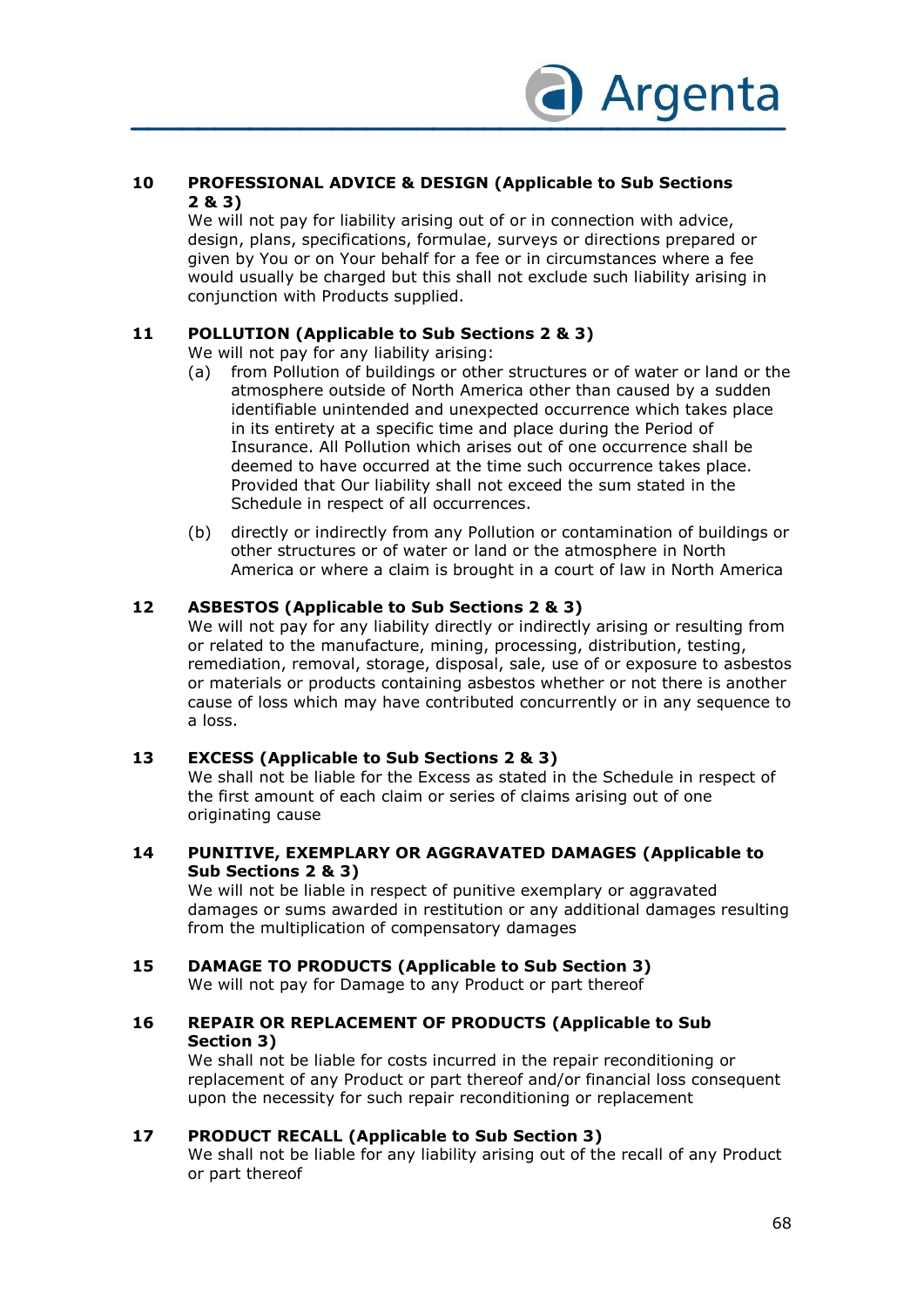**10 PROFESSIONAL ADVICE & DESIGN (Applicable to Sub Sections 2 & 3)**

We will not pay for liability arising out of or in connection with advice, design, plans, specifications, formulae, surveys or directions prepared or given by You or on Your behalf for a fee or in circumstances where a fee would usually be charged but this shall not exclude such liability arising in conjunction with Products supplied.

**11 POLLUTION (Applicable to Sub Sections 2 & 3)**

We will not pay for any liability arising:

(a) from Pollution of buildings or other structures or of water or land or the atmosphere outside of North America other than caused by a sudden identifiable unintended and unexpected occurrence which takes place in its entirety at a specific time and place during the Period of Insurance. All Pollution which arises out of one occurrence shall be deemed to have occurred at the time such occurrence takes place. Provided that Our liability shall not exceed the sum stated in the Schedule in respect of all occurrences.

(b) directly or indirectly from any Pollution or contamination of buildings or other structures or of water or land or the atmosphere in North America or where a claim is brought in a court of law in North America

**12 ASBESTOS (Applicable to Sub Sections 2 & 3)**

We will not pay for any liability directly or indirectly arising or resulting from or related to the manufacture, mining, processing, distribution, testing, remediation, removal, storage, disposal, sale, use of or exposure to asbestos or materials or products containing asbestos whether or not there is another cause of loss which may have contributed concurrently or in any sequence to a loss.

**13 EXCESS (Applicable to Sub Sections 2 & 3)**

We shall not be liable for the Excess as stated in the Schedule in respect of the first amount of each claim or series of claims arising out of one originating cause

**14 PUNITIVE, EXEMPLARY OR AGGRAVATED DAMAGES (Applicable to Sub Sections 2 & 3)**

We will not be liable in respect of punitive exemplary or aggravated damages or sums awarded in restitution or any additional damages resulting from the multiplication of compensatory damages

**15 DAMAGE TO PRODUCTS (Applicable to Sub Section 3)**

We will not pay for Damage to any Product or part thereof

**16 REPAIR OR REPLACEMENT OF PRODUCTS (Applicable to Sub Section 3)**

We shall not be liable for costs incurred in the repair reconditioning or replacement of any Product or part thereof and/or financial loss consequent upon the necessity for such repair reconditioning or replacement

**17 PRODUCT RECALL (Applicable to Sub Section 3)**

We shall not be liable for any liability arising out of the recall of any Product or part thereof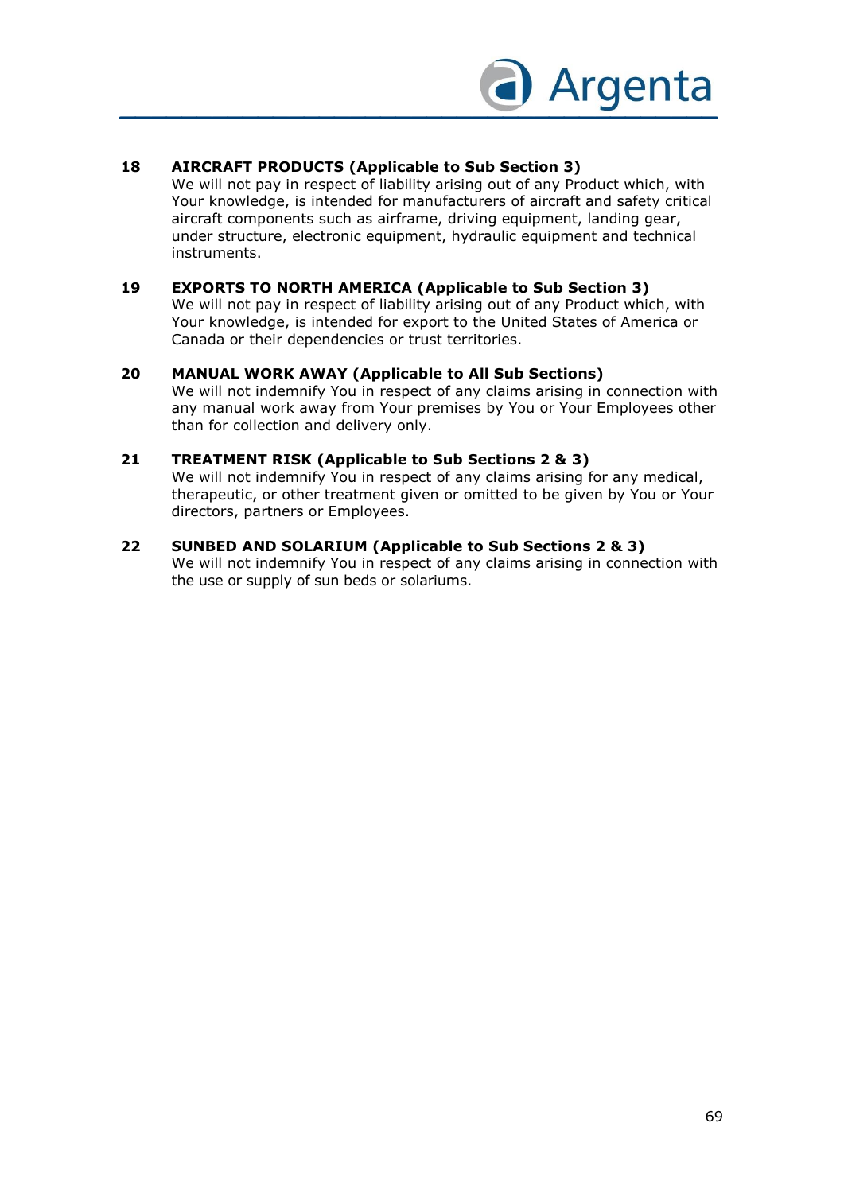**18 AIRCRAFT PRODUCTS (Applicable to Sub Section 3)**

We will not pay in respect of liability arising out of any Product which, with Your knowledge, is intended for manufacturers of aircraft and safety critical aircraft components such as airframe, driving equipment, landing gear, under structure, electronic equipment, hydraulic equipment and technical instruments.

**19 EXPORTS TO NORTH AMERICA (Applicable to Sub Section 3)**

We will not pay in respect of liability arising out of any Product which, with Your knowledge, is intended for export to the United States of America or Canada or their dependencies or trust territories.

**20 MANUAL WORK AWAY (Applicable to All Sub Sections)**

We will not indemnify You in respect of any claims arising in connection with any manual work away from Your premises by You or Your Employees other than for collection and delivery only.

**21 TREATMENT RISK (Applicable to Sub Sections 2 & 3)**

We will not indemnify You in respect of any claims arising for any medical, therapeutic, or other treatment given or omitted to be given by You or Your directors, partners or Employees.

**22 SUNBED AND SOLARIUM (Applicable to Sub Sections 2 & 3)**

We will not indemnify You in respect of any claims arising in connection with the use or supply of sun beds or solariums.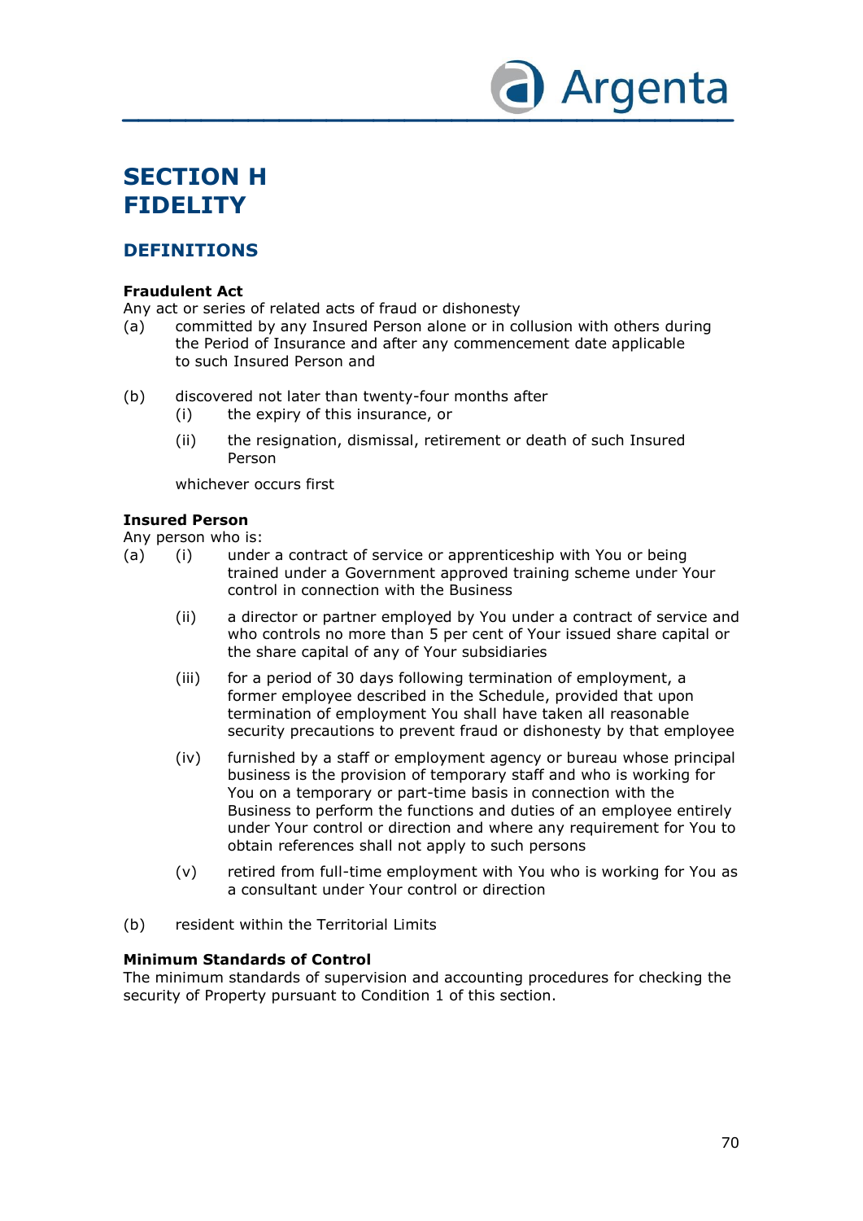# SECTION H
# FIDELITY

## DEFINITIONS

**Fraudulent Act**

Any act or series of related acts of fraud or dishonesty

(a) committed by any Insured Person alone or in collusion with others during the Period of Insurance and after any commencement date applicable to such Insured Person and

(b) discovered not later than twenty-four months after
  (i) the expiry of this insurance, or
  (ii) the resignation, dismissal, retirement or death of such Insured Person

  whichever occurs first

**Insured Person**

Any person who is:

(a) (i) under a contract of service or apprenticeship with You or being trained under a Government approved training scheme under Your control in connection with the Business

  (ii) a director or partner employed by You under a contract of service and who controls no more than 5 per cent of Your issued share capital or the share capital of any of Your subsidiaries

  (iii) for a period of 30 days following termination of employment, a former employee described in the Schedule, provided that upon termination of employment You shall have taken all reasonable security precautions to prevent fraud or dishonesty by that employee

  (iv) furnished by a staff or employment agency or bureau whose principal business is the provision of temporary staff and who is working for You on a temporary or part-time basis in connection with the Business to perform the functions and duties of an employee entirely under Your control or direction and where any requirement for You to obtain references shall not apply to such persons

  (v) retired from full-time employment with You who is working for You as a consultant under Your control or direction

(b) resident within the Territorial Limits

**Minimum Standards of Control**

The minimum standards of supervision and accounting procedures for checking the security of Property pursuant to Condition 1 of this section.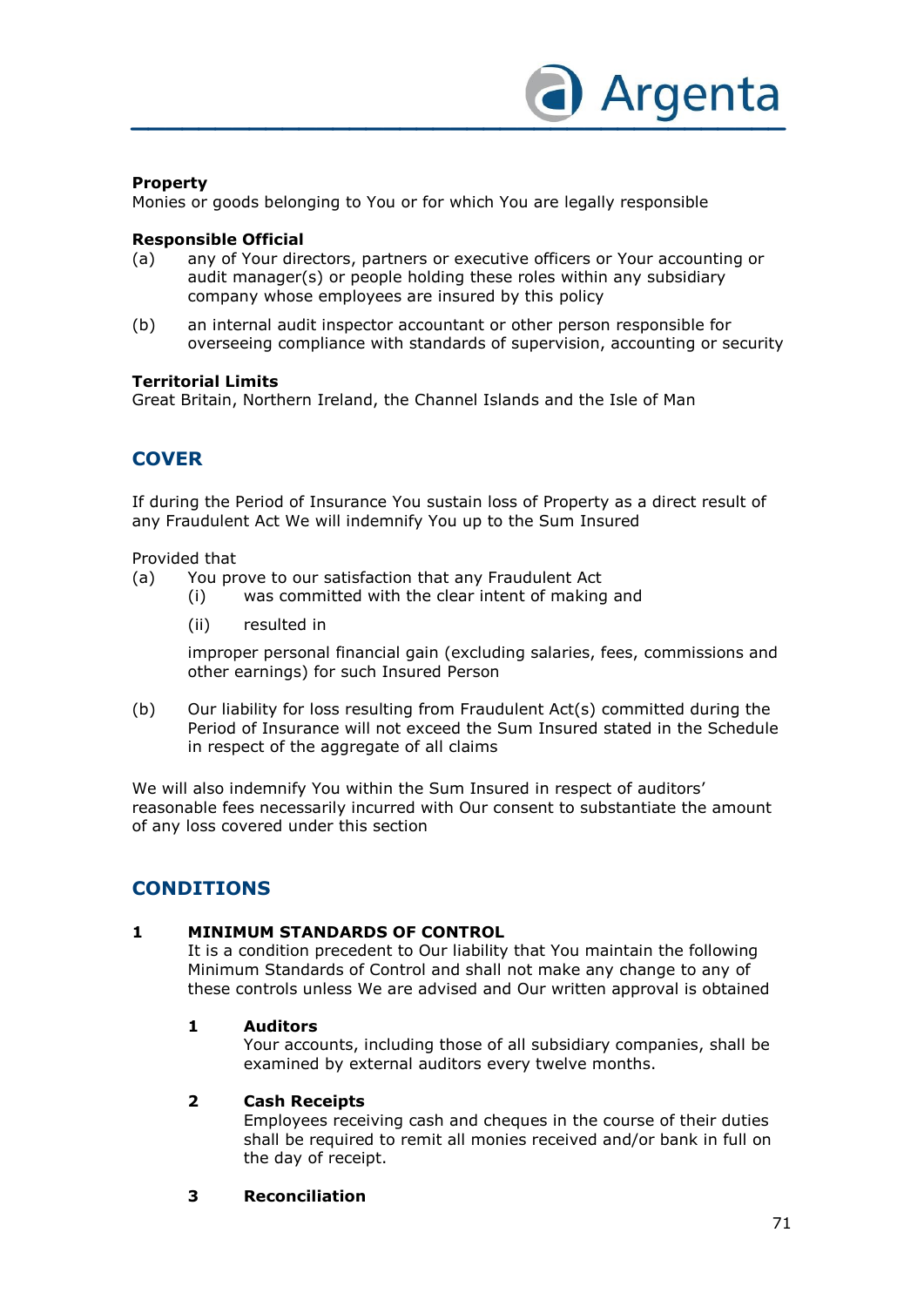**Property**
Monies or goods belonging to You or for which You are legally responsible

**Responsible Official**

(a) any of Your directors, partners or executive officers or Your accounting or audit manager(s) or people holding these roles within any subsidiary company whose employees are insured by this policy

(b) an internal audit inspector accountant or other person responsible for overseeing compliance with standards of supervision, accounting or security

**Territorial Limits**
Great Britain, Northern Ireland, the Channel Islands and the Isle of Man

## COVER

If during the Period of Insurance You sustain loss of Property as a direct result of any Fraudulent Act We will indemnify You up to the Sum Insured

Provided that

(a) You prove to our satisfaction that any Fraudulent Act
    (i) was committed with the clear intent of making and
    (ii) resulted in

    improper personal financial gain (excluding salaries, fees, commissions and other earnings) for such Insured Person

(b) Our liability for loss resulting from Fraudulent Act(s) committed during the Period of Insurance will not exceed the Sum Insured stated in the Schedule in respect of the aggregate of all claims

We will also indemnify You within the Sum Insured in respect of auditors' reasonable fees necessarily incurred with Our consent to substantiate the amount of any loss covered under this section

## CONDITIONS

**1 MINIMUM STANDARDS OF CONTROL**
It is a condition precedent to Our liability that You maintain the following Minimum Standards of Control and shall not make any change to any of these controls unless We are advised and Our written approval is obtained

**1 Auditors**
Your accounts, including those of all subsidiary companies, shall be examined by external auditors every twelve months.

**2 Cash Receipts**
Employees receiving cash and cheques in the course of their duties shall be required to remit all monies received and/or bank in full on the day of receipt.

**3 Reconciliation**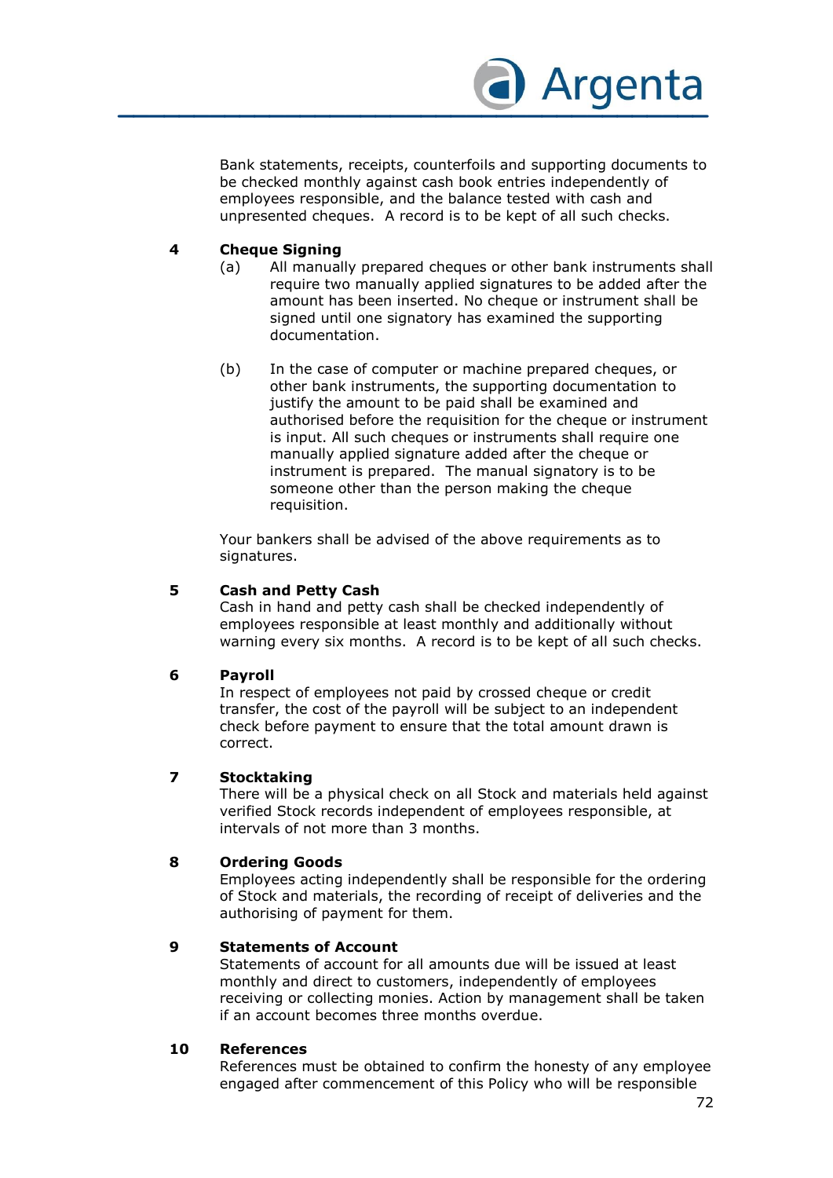Bank statements, receipts, counterfoils and supporting documents to be checked monthly against cash book entries independently of employees responsible, and the balance tested with cash and unpresented cheques. A record is to be kept of all such checks.

**4 Cheque Signing**

(a) All manually prepared cheques or other bank instruments shall require two manually applied signatures to be added after the amount has been inserted. No cheque or instrument shall be signed until one signatory has examined the supporting documentation.

(b) In the case of computer or machine prepared cheques, or other bank instruments, the supporting documentation to justify the amount to be paid shall be examined and authorised before the requisition for the cheque or instrument is input. All such cheques or instruments shall require one manually applied signature added after the cheque or instrument is prepared. The manual signatory is to be someone other than the person making the cheque requisition.

Your bankers shall be advised of the above requirements as to signatures.

**5 Cash and Petty Cash**

Cash in hand and petty cash shall be checked independently of employees responsible at least monthly and additionally without warning every six months. A record is to be kept of all such checks.

**6 Payroll**

In respect of employees not paid by crossed cheque or credit transfer, the cost of the payroll will be subject to an independent check before payment to ensure that the total amount drawn is correct.

**7 Stocktaking**

There will be a physical check on all Stock and materials held against verified Stock records independent of employees responsible, at intervals of not more than 3 months.

**8 Ordering Goods**

Employees acting independently shall be responsible for the ordering of Stock and materials, the recording of receipt of deliveries and the authorising of payment for them.

**9 Statements of Account**

Statements of account for all amounts due will be issued at least monthly and direct to customers, independently of employees receiving or collecting monies. Action by management shall be taken if an account becomes three months overdue.

**10 References**

References must be obtained to confirm the honesty of any employee engaged after commencement of this Policy who will be responsible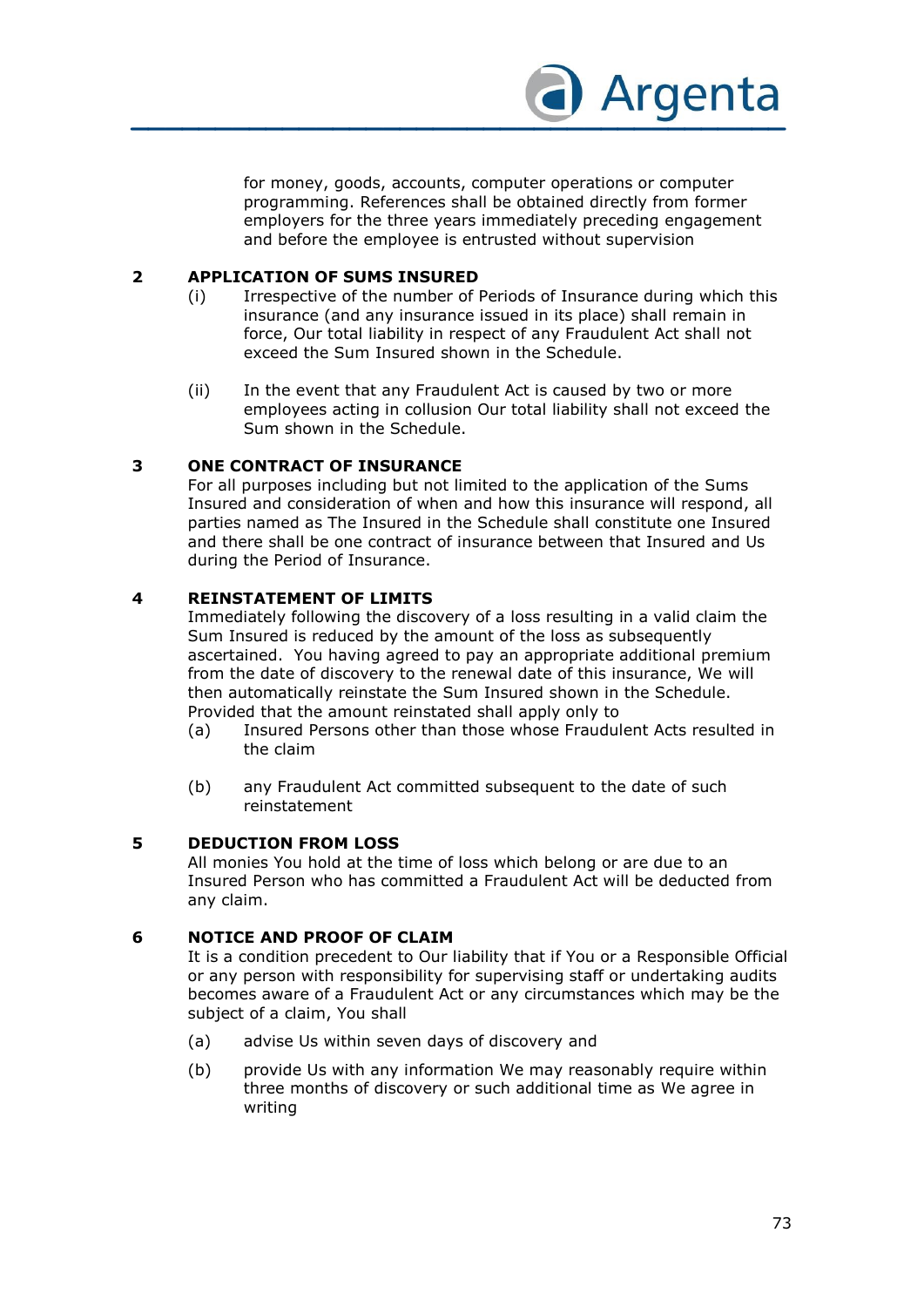for money, goods, accounts, computer operations or computer programming. References shall be obtained directly from former employers for the three years immediately preceding engagement and before the employee is entrusted without supervision

## 2 APPLICATION OF SUMS INSURED

(i) Irrespective of the number of Periods of Insurance during which this insurance (and any insurance issued in its place) shall remain in force, Our total liability in respect of any Fraudulent Act shall not exceed the Sum Insured shown in the Schedule.

(ii) In the event that any Fraudulent Act is caused by two or more employees acting in collusion Our total liability shall not exceed the Sum shown in the Schedule.

## 3 ONE CONTRACT OF INSURANCE

For all purposes including but not limited to the application of the Sums Insured and consideration of when and how this insurance will respond, all parties named as The Insured in the Schedule shall constitute one Insured and there shall be one contract of insurance between that Insured and Us during the Period of Insurance.

## 4 REINSTATEMENT OF LIMITS

Immediately following the discovery of a loss resulting in a valid claim the Sum Insured is reduced by the amount of the loss as subsequently ascertained. You having agreed to pay an appropriate additional premium from the date of discovery to the renewal date of this insurance, We will then automatically reinstate the Sum Insured shown in the Schedule. Provided that the amount reinstated shall apply only to

(a) Insured Persons other than those whose Fraudulent Acts resulted in the claim

(b) any Fraudulent Act committed subsequent to the date of such reinstatement

## 5 DEDUCTION FROM LOSS

All monies You hold at the time of loss which belong or are due to an Insured Person who has committed a Fraudulent Act will be deducted from any claim.

## 6 NOTICE AND PROOF OF CLAIM

It is a condition precedent to Our liability that if You or a Responsible Official or any person with responsibility for supervising staff or undertaking audits becomes aware of a Fraudulent Act or any circumstances which may be the subject of a claim, You shall

(a) advise Us within seven days of discovery and

(b) provide Us with any information We may reasonably require within three months of discovery or such additional time as We agree in writing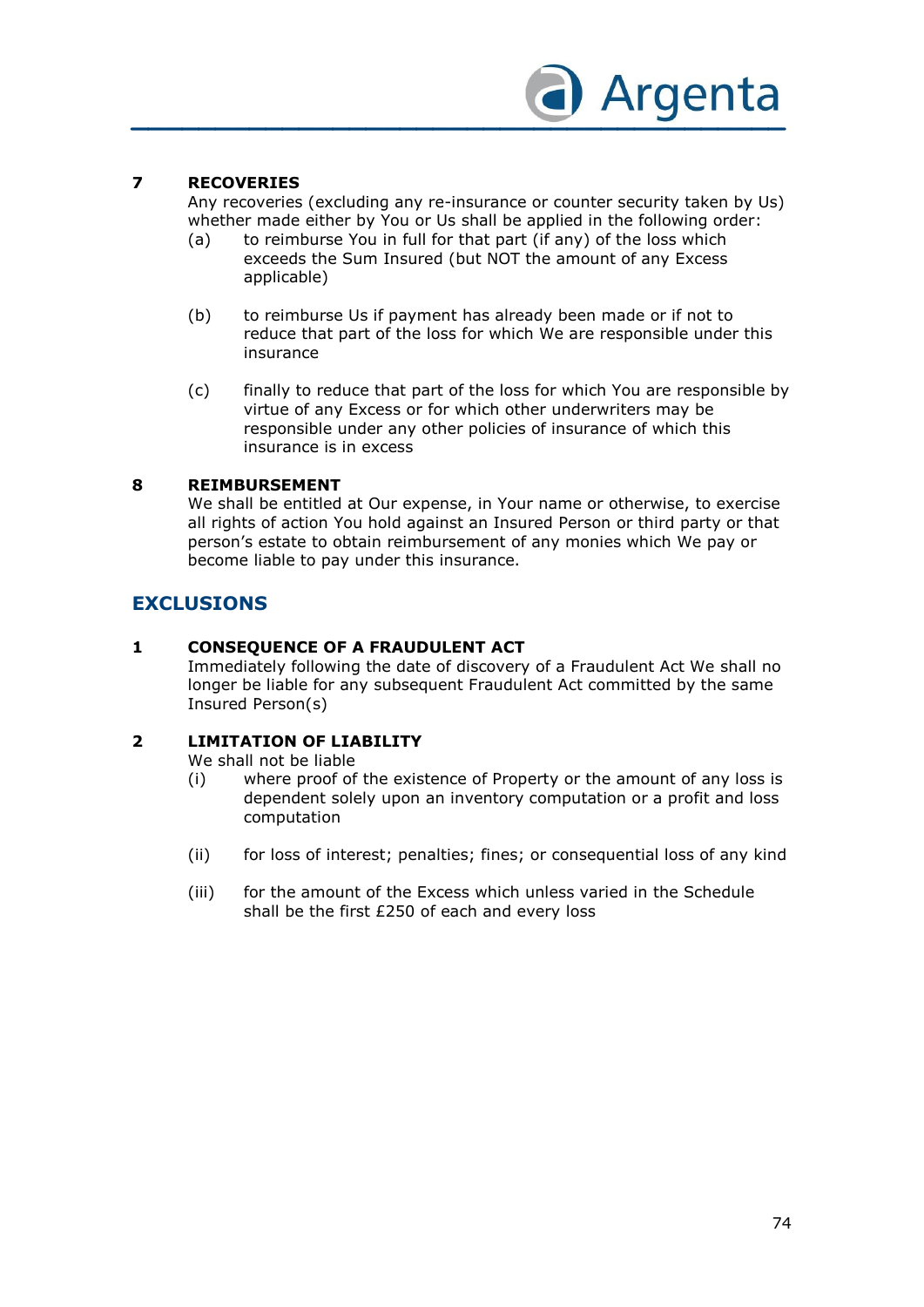**7 RECOVERIES**

Any recoveries (excluding any re-insurance or counter security taken by Us) whether made either by You or Us shall be applied in the following order:

(a) to reimburse You in full for that part (if any) of the loss which exceeds the Sum Insured (but NOT the amount of any Excess applicable)

(b) to reimburse Us if payment has already been made or if not to reduce that part of the loss for which We are responsible under this insurance

(c) finally to reduce that part of the loss for which You are responsible by virtue of any Excess or for which other underwriters may be responsible under any other policies of insurance of which this insurance is in excess

**8 REIMBURSEMENT**

We shall be entitled at Our expense, in Your name or otherwise, to exercise all rights of action You hold against an Insured Person or third party or that person's estate to obtain reimbursement of any monies which We pay or become liable to pay under this insurance.

## EXCLUSIONS

**1 CONSEQUENCE OF A FRAUDULENT ACT**

Immediately following the date of discovery of a Fraudulent Act We shall no longer be liable for any subsequent Fraudulent Act committed by the same Insured Person(s)

**2 LIMITATION OF LIABILITY**

We shall not be liable

(i) where proof of the existence of Property or the amount of any loss is dependent solely upon an inventory computation or a profit and loss computation

(ii) for loss of interest; penalties; fines; or consequential loss of any kind

(iii) for the amount of the Excess which unless varied in the Schedule shall be the first £250 of each and every loss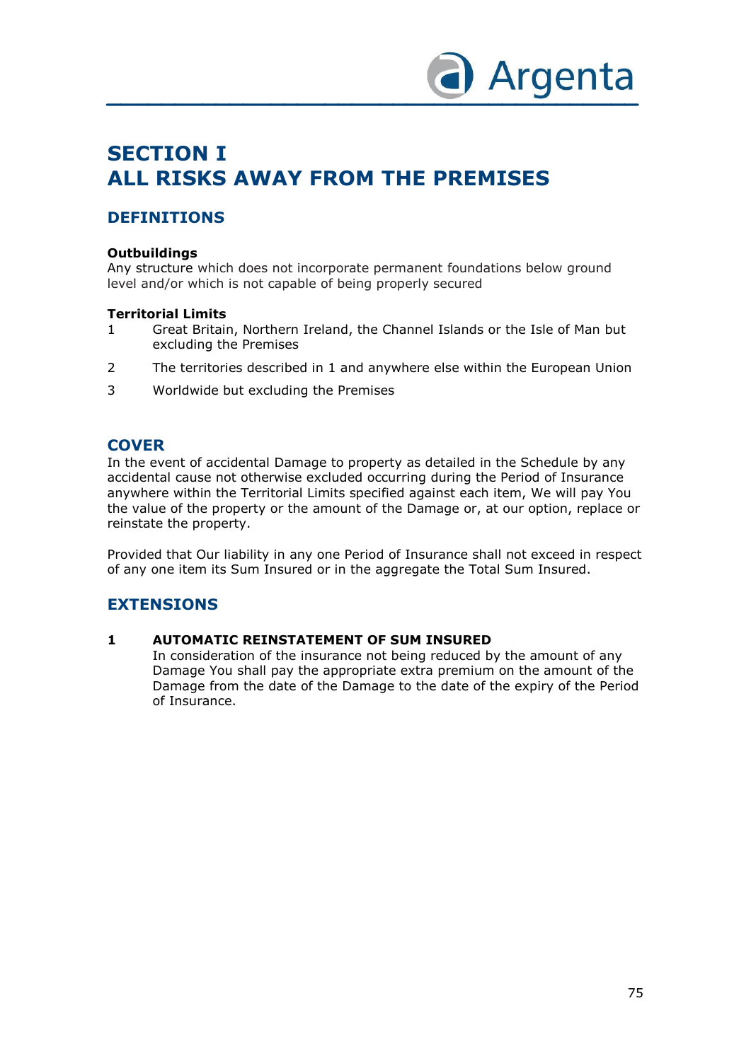# SECTION I
# ALL RISKS AWAY FROM THE PREMISES

## DEFINITIONS

**Outbuildings**
Any structure which does not incorporate permanent foundations below ground level and/or which is not capable of being properly secured

**Territorial Limits**

1 Great Britain, Northern Ireland, the Channel Islands or the Isle of Man but excluding the Premises

2 The territories described in 1 and anywhere else within the European Union

3 Worldwide but excluding the Premises

## COVER

In the event of accidental Damage to property as detailed in the Schedule by any accidental cause not otherwise excluded occurring during the Period of Insurance anywhere within the Territorial Limits specified against each item, We will pay You the value of the property or the amount of the Damage or, at our option, replace or reinstate the property.

Provided that Our liability in any one Period of Insurance shall not exceed in respect of any one item its Sum Insured or in the aggregate the Total Sum Insured.

## EXTENSIONS

**1 AUTOMATIC REINSTATEMENT OF SUM INSURED**

In consideration of the insurance not being reduced by the amount of any Damage You shall pay the appropriate extra premium on the amount of the Damage from the date of the Damage to the date of the expiry of the Period of Insurance.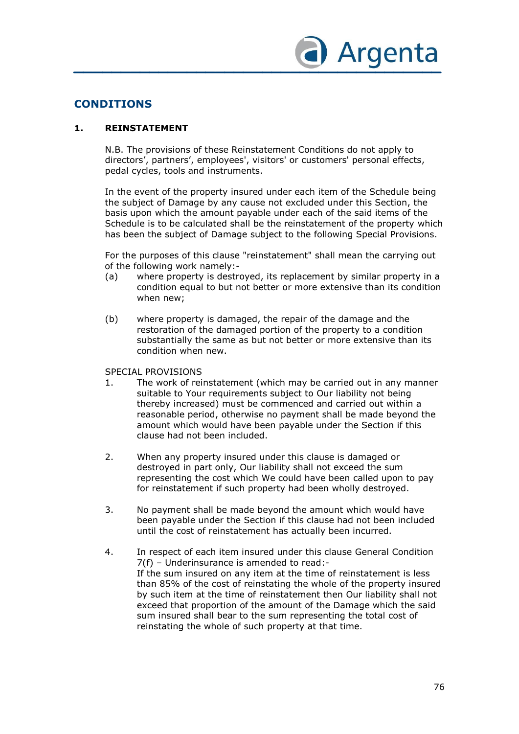## CONDITIONS

### 1. REINSTATEMENT

N.B. The provisions of these Reinstatement Conditions do not apply to directors', partners', employees', visitors' or customers' personal effects, pedal cycles, tools and instruments.

In the event of the property insured under each item of the Schedule being the subject of Damage by any cause not excluded under this Section, the basis upon which the amount payable under each of the said items of the Schedule is to be calculated shall be the reinstatement of the property which has been the subject of Damage subject to the following Special Provisions.

For the purposes of this clause "reinstatement" shall mean the carrying out of the following work namely:-

(a) where property is destroyed, its replacement by similar property in a condition equal to but not better or more extensive than its condition when new;

(b) where property is damaged, the repair of the damage and the restoration of the damaged portion of the property to a condition substantially the same as but not better or more extensive than its condition when new.

SPECIAL PROVISIONS

1. The work of reinstatement (which may be carried out in any manner suitable to Your requirements subject to Our liability not being thereby increased) must be commenced and carried out within a reasonable period, otherwise no payment shall be made beyond the amount which would have been payable under the Section if this clause had not been included.

2. When any property insured under this clause is damaged or destroyed in part only, Our liability shall not exceed the sum representing the cost which We could have been called upon to pay for reinstatement if such property had been wholly destroyed.

3. No payment shall be made beyond the amount which would have been payable under the Section if this clause had not been included until the cost of reinstatement has actually been incurred.

4. In respect of each item insured under this clause General Condition 7(f) – Underinsurance is amended to read:-
   If the sum insured on any item at the time of reinstatement is less than 85% of the cost of reinstating the whole of the property insured by such item at the time of reinstatement then Our liability shall not exceed that proportion of the amount of the Damage which the said sum insured shall bear to the sum representing the total cost of reinstating the whole of such property at that time.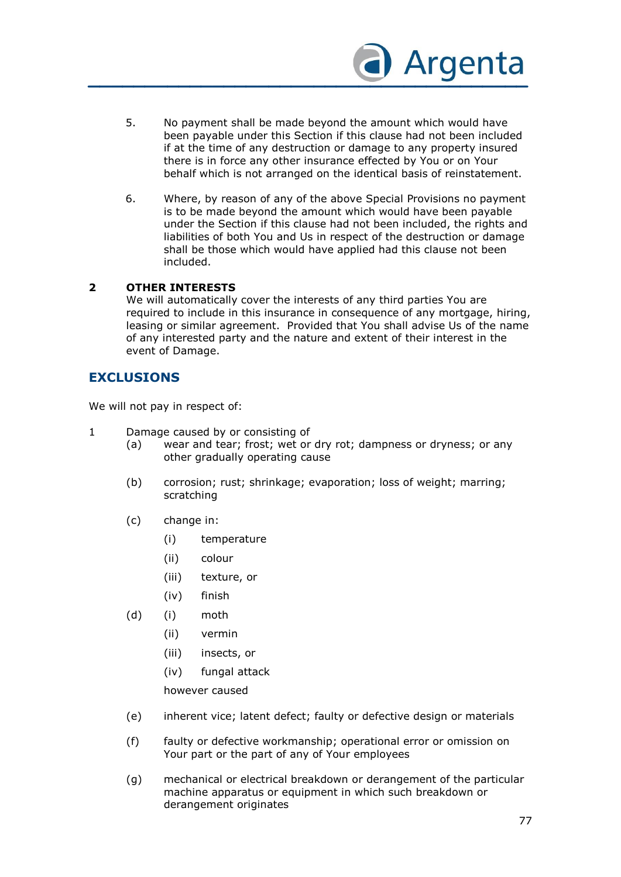5. No payment shall be made beyond the amount which would have been payable under this Section if this clause had not been included if at the time of any destruction or damage to any property insured there is in force any other insurance effected by You or on Your behalf which is not arranged on the identical basis of reinstatement.

6. Where, by reason of any of the above Special Provisions no payment is to be made beyond the amount which would have been payable under the Section if this clause had not been included, the rights and liabilities of both You and Us in respect of the destruction or damage shall be those which would have applied had this clause not been included.

**2 OTHER INTERESTS**

We will automatically cover the interests of any third parties You are required to include in this insurance in consequence of any mortgage, hiring, leasing or similar agreement. Provided that You shall advise Us of the name of any interested party and the nature and extent of their interest in the event of Damage.

## EXCLUSIONS

We will not pay in respect of:

1 Damage caused by or consisting of

- (a) wear and tear; frost; wet or dry rot; dampness or dryness; or any other gradually operating cause
- (b) corrosion; rust; shrinkage; evaporation; loss of weight; marring; scratching
- (c) change in:
  - (i) temperature
  - (ii) colour
  - (iii) texture, or
  - (iv) finish
- (d)
  - (i) moth
  - (ii) vermin
  - (iii) insects, or
  - (iv) fungal attack

  however caused
- (e) inherent vice; latent defect; faulty or defective design or materials
- (f) faulty or defective workmanship; operational error or omission on Your part or the part of any of Your employees
- (g) mechanical or electrical breakdown or derangement of the particular machine apparatus or equipment in which such breakdown or derangement originates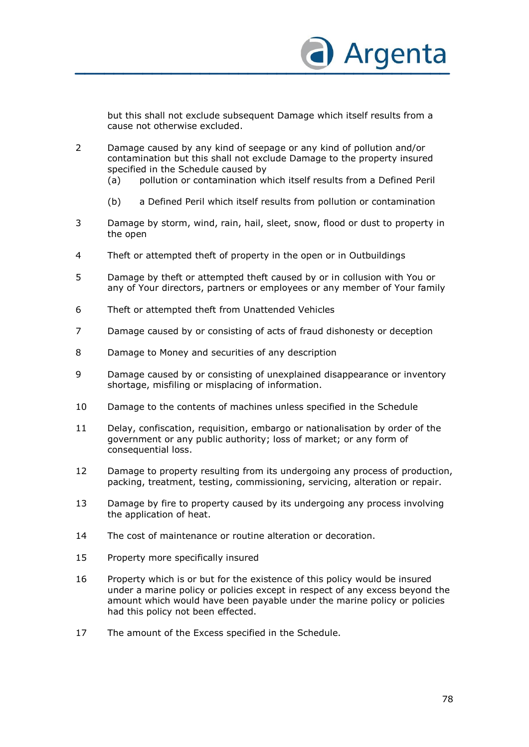but this shall not exclude subsequent Damage which itself results from a cause not otherwise excluded.

2. Damage caused by any kind of seepage or any kind of pollution and/or contamination but this shall not exclude Damage to the property insured specified in the Schedule caused by
   (a) pollution or contamination which itself results from a Defined Peril

   (b) a Defined Peril which itself results from pollution or contamination

3. Damage by storm, wind, rain, hail, sleet, snow, flood or dust to property in the open

4. Theft or attempted theft of property in the open or in Outbuildings

5. Damage by theft or attempted theft caused by or in collusion with You or any of Your directors, partners or employees or any member of Your family

6. Theft or attempted theft from Unattended Vehicles

7. Damage caused by or consisting of acts of fraud dishonesty or deception

8. Damage to Money and securities of any description

9. Damage caused by or consisting of unexplained disappearance or inventory shortage, misfiling or misplacing of information.

10. Damage to the contents of machines unless specified in the Schedule

11. Delay, confiscation, requisition, embargo or nationalisation by order of the government or any public authority; loss of market; or any form of consequential loss.

12. Damage to property resulting from its undergoing any process of production, packing, treatment, testing, commissioning, servicing, alteration or repair.

13. Damage by fire to property caused by its undergoing any process involving the application of heat.

14. The cost of maintenance or routine alteration or decoration.

15. Property more specifically insured

16. Property which is or but for the existence of this policy would be insured under a marine policy or policies except in respect of any excess beyond the amount which would have been payable under the marine policy or policies had this policy not been effected.

17. The amount of the Excess specified in the Schedule.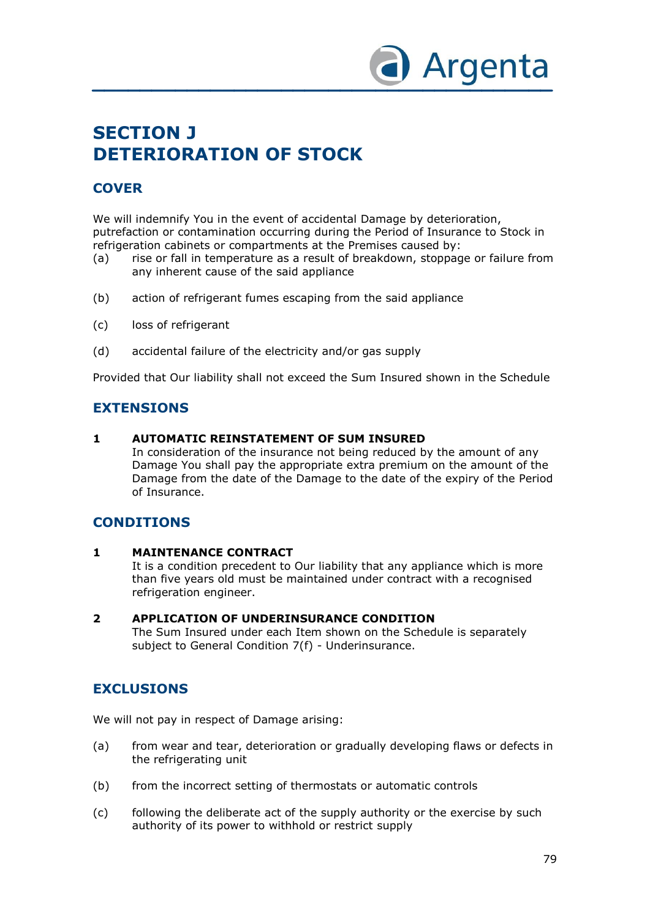# SECTION J
# DETERIORATION OF STOCK

## COVER

We will indemnify You in the event of accidental Damage by deterioration, putrefaction or contamination occurring during the Period of Insurance to Stock in refrigeration cabinets or compartments at the Premises caused by:

(a) rise or fall in temperature as a result of breakdown, stoppage or failure from any inherent cause of the said appliance

(b) action of refrigerant fumes escaping from the said appliance

(c) loss of refrigerant

(d) accidental failure of the electricity and/or gas supply

Provided that Our liability shall not exceed the Sum Insured shown in the Schedule

## EXTENSIONS

**1 AUTOMATIC REINSTATEMENT OF SUM INSURED**

In consideration of the insurance not being reduced by the amount of any Damage You shall pay the appropriate extra premium on the amount of the Damage from the date of the Damage to the date of the expiry of the Period of Insurance.

## CONDITIONS

**1 MAINTENANCE CONTRACT**

It is a condition precedent to Our liability that any appliance which is more than five years old must be maintained under contract with a recognised refrigeration engineer.

**2 APPLICATION OF UNDERINSURANCE CONDITION**

The Sum Insured under each Item shown on the Schedule is separately subject to General Condition 7(f) - Underinsurance.

## EXCLUSIONS

We will not pay in respect of Damage arising:

(a) from wear and tear, deterioration or gradually developing flaws or defects in the refrigerating unit

(b) from the incorrect setting of thermostats or automatic controls

(c) following the deliberate act of the supply authority or the exercise by such authority of its power to withhold or restrict supply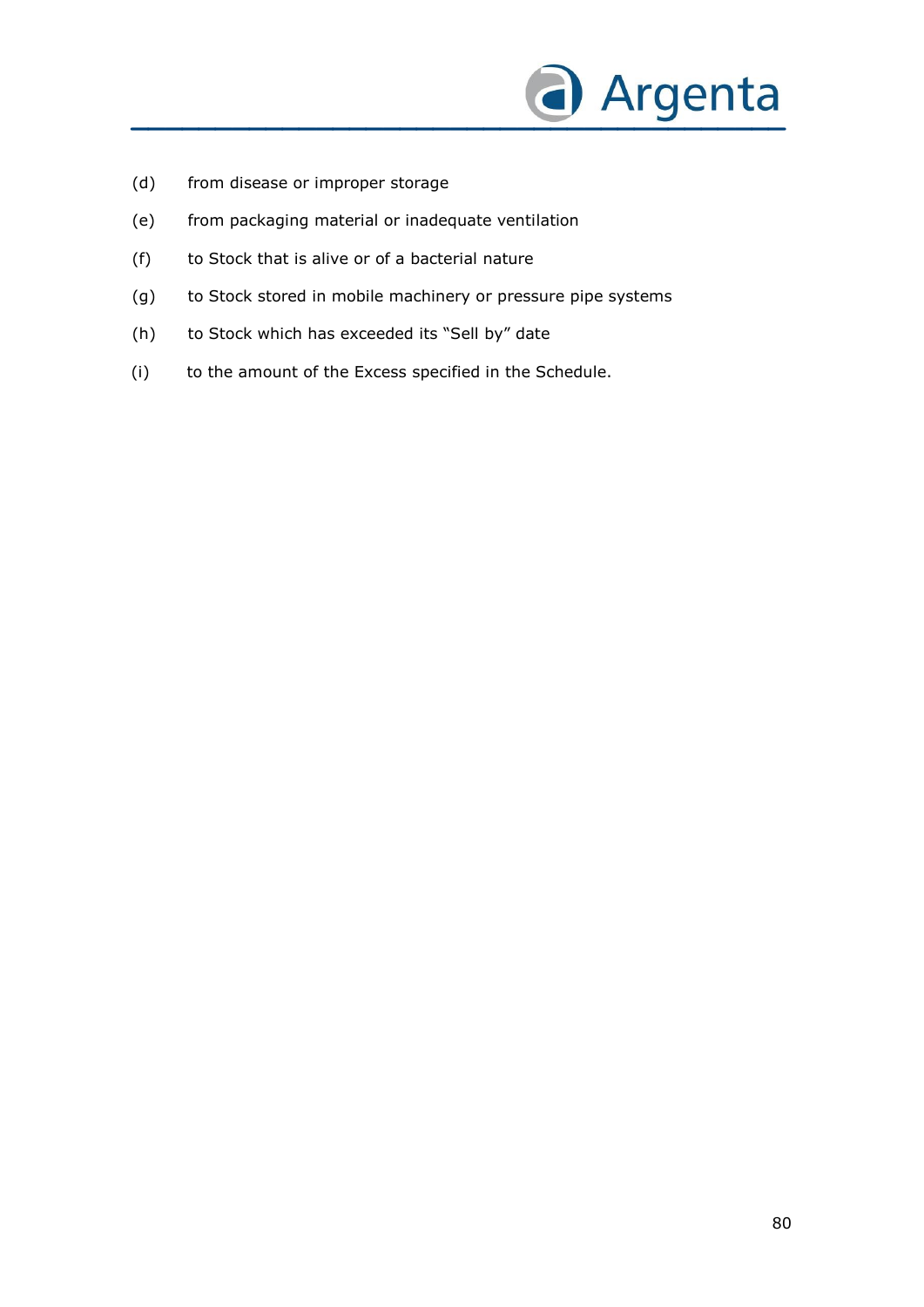(d) from disease or improper storage

(e) from packaging material or inadequate ventilation

(f) to Stock that is alive or of a bacterial nature

(g) to Stock stored in mobile machinery or pressure pipe systems

(h) to Stock which has exceeded its “Sell by” date

(i) to the amount of the Excess specified in the Schedule.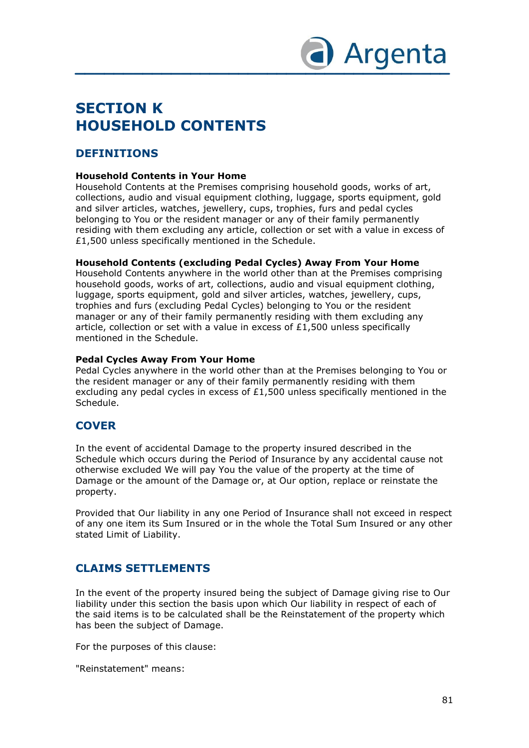# SECTION K
# HOUSEHOLD CONTENTS

## DEFINITIONS

**Household Contents in Your Home**
Household Contents at the Premises comprising household goods, works of art, collections, audio and visual equipment clothing, luggage, sports equipment, gold and silver articles, watches, jewellery, cups, trophies, furs and pedal cycles belonging to You or the resident manager or any of their family permanently residing with them excluding any article, collection or set with a value in excess of £1,500 unless specifically mentioned in the Schedule.

**Household Contents (excluding Pedal Cycles) Away From Your Home**
Household Contents anywhere in the world other than at the Premises comprising household goods, works of art, collections, audio and visual equipment clothing, luggage, sports equipment, gold and silver articles, watches, jewellery, cups, trophies and furs (excluding Pedal Cycles) belonging to You or the resident manager or any of their family permanently residing with them excluding any article, collection or set with a value in excess of £1,500 unless specifically mentioned in the Schedule.

**Pedal Cycles Away From Your Home**
Pedal Cycles anywhere in the world other than at the Premises belonging to You or the resident manager or any of their family permanently residing with them excluding any pedal cycles in excess of £1,500 unless specifically mentioned in the Schedule.

## COVER

In the event of accidental Damage to the property insured described in the Schedule which occurs during the Period of Insurance by any accidental cause not otherwise excluded We will pay You the value of the property at the time of Damage or the amount of the Damage or, at Our option, replace or reinstate the property.

Provided that Our liability in any one Period of Insurance shall not exceed in respect of any one item its Sum Insured or in the whole the Total Sum Insured or any other stated Limit of Liability.

## CLAIMS SETTLEMENTS

In the event of the property insured being the subject of Damage giving rise to Our liability under this section the basis upon which Our liability in respect of each of the said items is to be calculated shall be the Reinstatement of the property which has been the subject of Damage.

For the purposes of this clause:

"Reinstatement" means: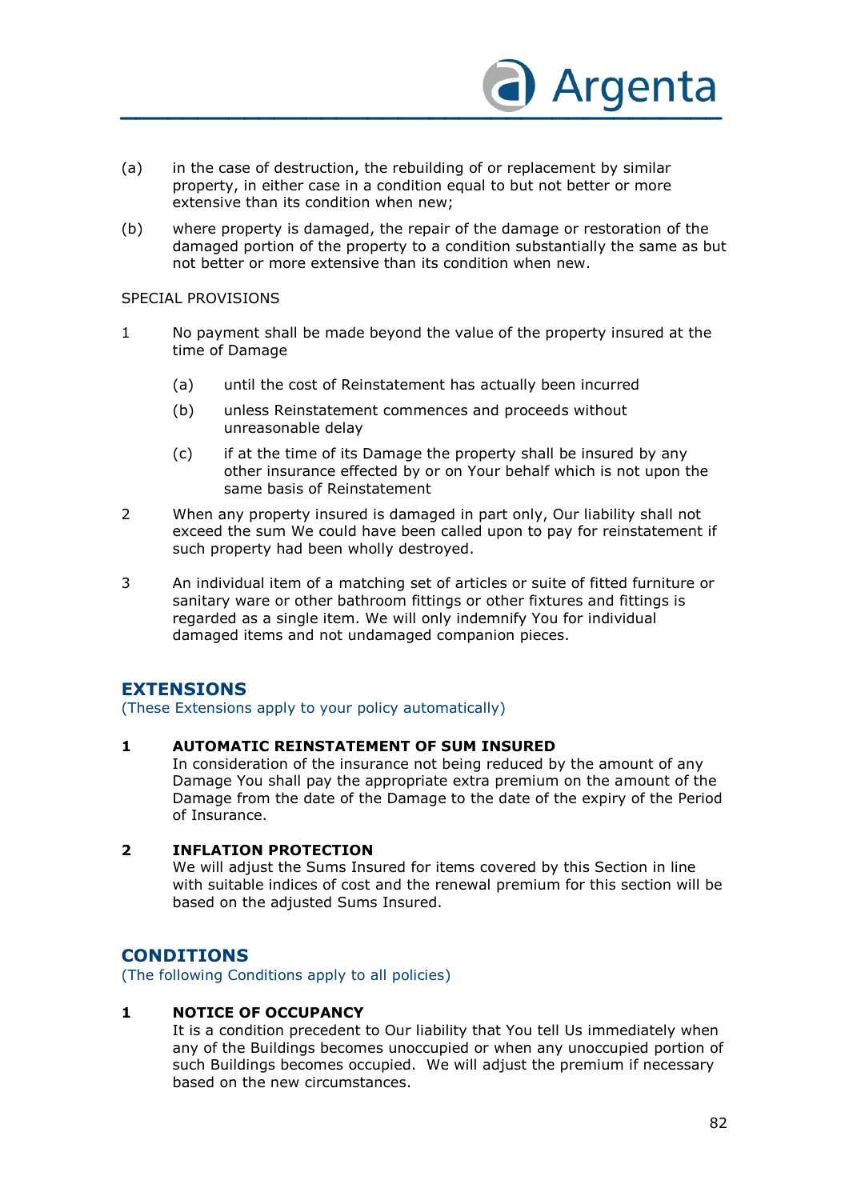(a) in the case of destruction, the rebuilding of or replacement by similar property, in either case in a condition equal to but not better or more extensive than its condition when new;

(b) where property is damaged, the repair of the damage or restoration of the damaged portion of the property to a condition substantially the same as but not better or more extensive than its condition when new.

SPECIAL PROVISIONS

1 No payment shall be made beyond the value of the property insured at the time of Damage

   (a) until the cost of Reinstatement has actually been incurred

   (b) unless Reinstatement commences and proceeds without unreasonable delay

   (c) if at the time of its Damage the property shall be insured by any other insurance effected by or on Your behalf which is not upon the same basis of Reinstatement

2 When any property insured is damaged in part only, Our liability shall not exceed the sum We could have been called upon to pay for reinstatement if such property had been wholly destroyed.

3 An individual item of a matching set of articles or suite of fitted furniture or sanitary ware or other bathroom fittings or other fixtures and fittings is regarded as a single item. We will only indemnify You for individual damaged items and not undamaged companion pieces.

## EXTENSIONS

(These Extensions apply to your policy automatically)

**1 AUTOMATIC REINSTATEMENT OF SUM INSURED**

In consideration of the insurance not being reduced by the amount of any Damage You shall pay the appropriate extra premium on the amount of the Damage from the date of the Damage to the date of the expiry of the Period of Insurance.

**2 INFLATION PROTECTION**

We will adjust the Sums Insured for items covered by this Section in line with suitable indices of cost and the renewal premium for this section will be based on the adjusted Sums Insured.

## CONDITIONS

(The following Conditions apply to all policies)

**1 NOTICE OF OCCUPANCY**

It is a condition precedent to Our liability that You tell Us immediately when any of the Buildings becomes unoccupied or when any unoccupied portion of such Buildings becomes occupied. We will adjust the premium if necessary based on the new circumstances.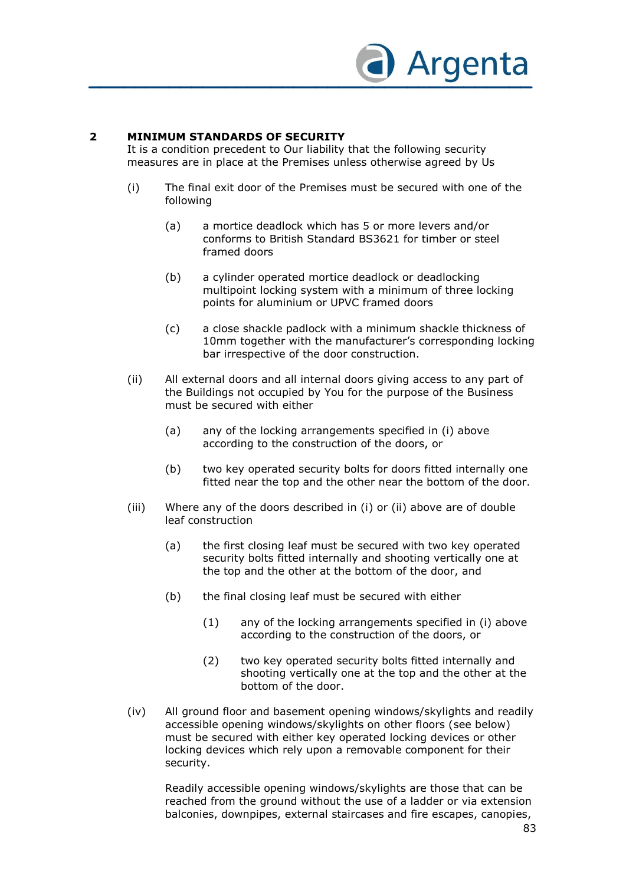## 2 MINIMUM STANDARDS OF SECURITY

It is a condition precedent to Our liability that the following security measures are in place at the Premises unless otherwise agreed by Us

(i) The final exit door of the Premises must be secured with one of the following

> (a) a mortice deadlock which has 5 or more levers and/or conforms to British Standard BS3621 for timber or steel framed doors
>
> (b) a cylinder operated mortice deadlock or deadlocking multipoint locking system with a minimum of three locking points for aluminium or UPVC framed doors
>
> (c) a close shackle padlock with a minimum shackle thickness of 10mm together with the manufacturer's corresponding locking bar irrespective of the door construction.

(ii) All external doors and all internal doors giving access to any part of the Buildings not occupied by You for the purpose of the Business must be secured with either

> (a) any of the locking arrangements specified in (i) above according to the construction of the doors, or
>
> (b) two key operated security bolts for doors fitted internally one fitted near the top and the other near the bottom of the door.

(iii) Where any of the doors described in (i) or (ii) above are of double leaf construction

> (a) the first closing leaf must be secured with two key operated security bolts fitted internally and shooting vertically one at the top and the other at the bottom of the door, and
>
> (b) the final closing leaf must be secured with either
>
> > (1) any of the locking arrangements specified in (i) above according to the construction of the doors, or
> >
> > (2) two key operated security bolts fitted internally and shooting vertically one at the top and the other at the bottom of the door.

(iv) All ground floor and basement opening windows/skylights and readily accessible opening windows/skylights on other floors (see below) must be secured with either key operated locking devices or other locking devices which rely upon a removable component for their security.

Readily accessible opening windows/skylights are those that can be reached from the ground without the use of a ladder or via extension balconies, downpipes, external staircases and fire escapes, canopies,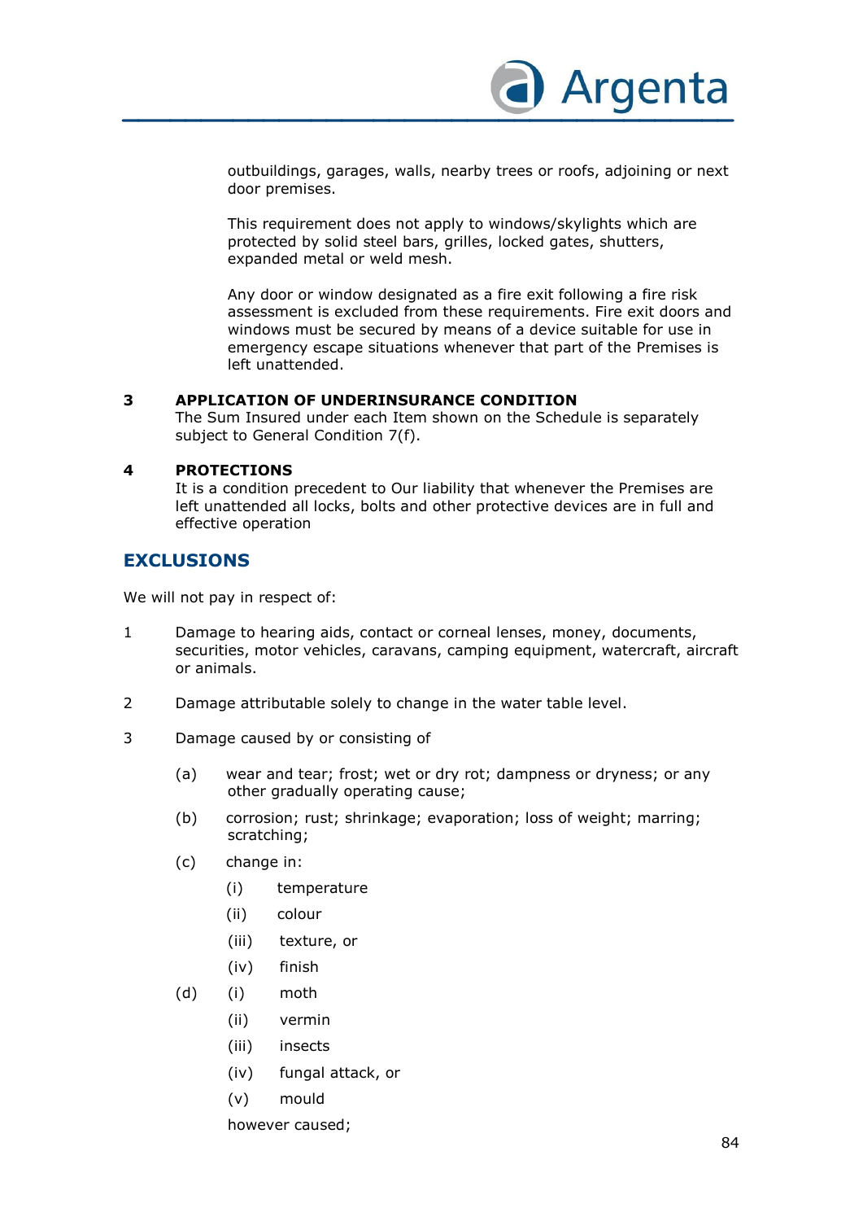outbuildings, garages, walls, nearby trees or roofs, adjoining or next door premises.

This requirement does not apply to windows/skylights which are protected by solid steel bars, grilles, locked gates, shutters, expanded metal or weld mesh.

Any door or window designated as a fire exit following a fire risk assessment is excluded from these requirements. Fire exit doors and windows must be secured by means of a device suitable for use in emergency escape situations whenever that part of the Premises is left unattended.

**3 APPLICATION OF UNDERINSURANCE CONDITION**

The Sum Insured under each Item shown on the Schedule is separately subject to General Condition 7(f).

**4 PROTECTIONS**

It is a condition precedent to Our liability that whenever the Premises are left unattended all locks, bolts and other protective devices are in full and effective operation

## EXCLUSIONS

We will not pay in respect of:

1. Damage to hearing aids, contact or corneal lenses, money, documents, securities, motor vehicles, caravans, camping equipment, watercraft, aircraft or animals.

2. Damage attributable solely to change in the water table level.

3. Damage caused by or consisting of

   (a) wear and tear; frost; wet or dry rot; dampness or dryness; or any other gradually operating cause;

   (b) corrosion; rust; shrinkage; evaporation; loss of weight; marring; scratching;

   (c) change in:

      (i) temperature

      (ii) colour

      (iii) texture, or

      (iv) finish

   (d) (i) moth

      (ii) vermin

      (iii) insects

      (iv) fungal attack, or

      (v) mould

      however caused;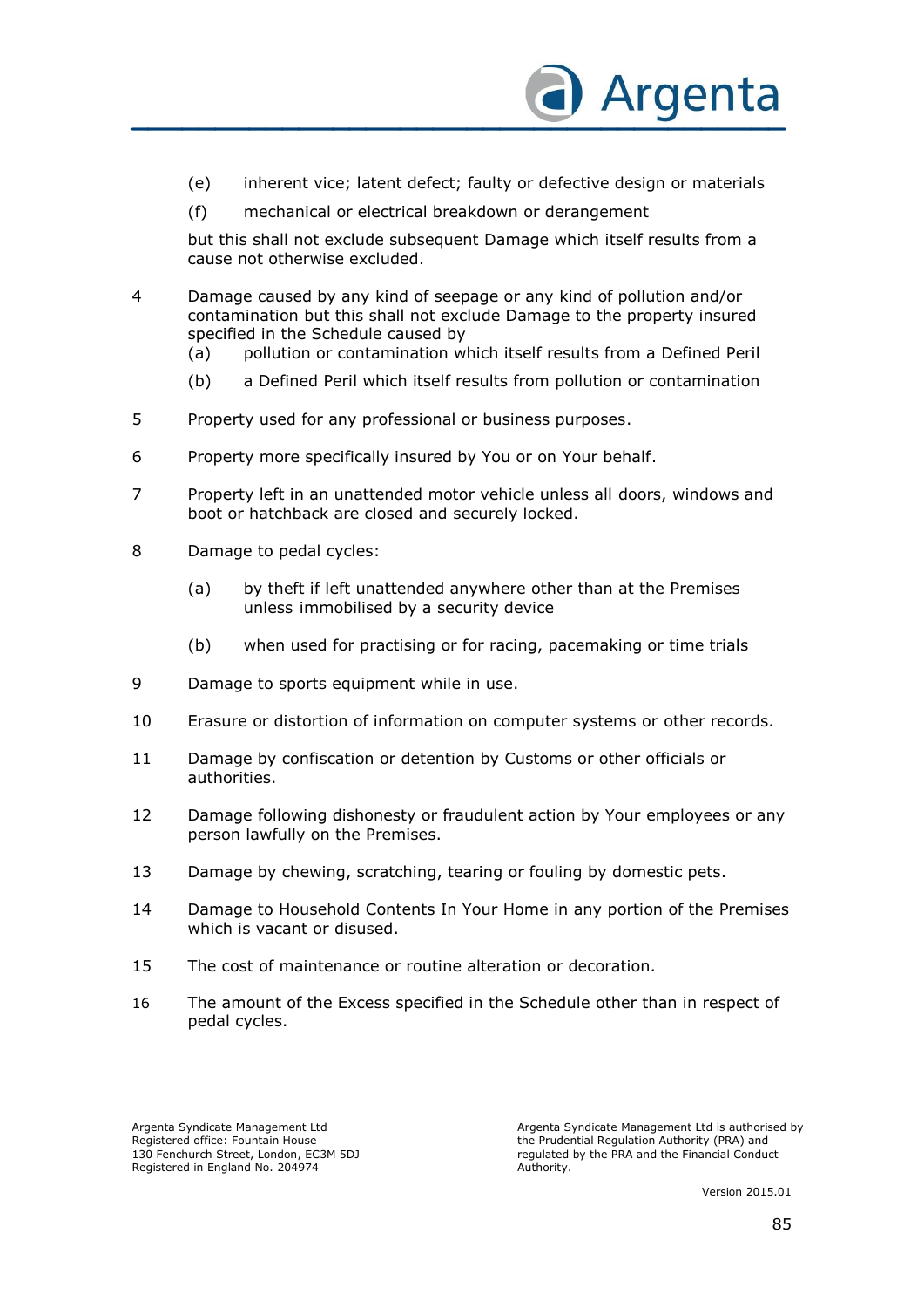(e) inherent vice; latent defect; faulty or defective design or materials

(f) mechanical or electrical breakdown or derangement

but this shall not exclude subsequent Damage which itself results from a cause not otherwise excluded.

4 Damage caused by any kind of seepage or any kind of pollution and/or contamination but this shall not exclude Damage to the property insured specified in the Schedule caused by

(a) pollution or contamination which itself results from a Defined Peril

(b) a Defined Peril which itself results from pollution or contamination

5 Property used for any professional or business purposes.

6 Property more specifically insured by You or on Your behalf.

7 Property left in an unattended motor vehicle unless all doors, windows and boot or hatchback are closed and securely locked.

8 Damage to pedal cycles:

(a) by theft if left unattended anywhere other than at the Premises unless immobilised by a security device

(b) when used for practising or for racing, pacemaking or time trials

9 Damage to sports equipment while in use.

10 Erasure or distortion of information on computer systems or other records.

11 Damage by confiscation or detention by Customs or other officials or authorities.

12 Damage following dishonesty or fraudulent action by Your employees or any person lawfully on the Premises.

13 Damage by chewing, scratching, tearing or fouling by domestic pets.

14 Damage to Household Contents In Your Home in any portion of the Premises which is vacant or disused.

15 The cost of maintenance or routine alteration or decoration.

16 The amount of the Excess specified in the Schedule other than in respect of pedal cycles.